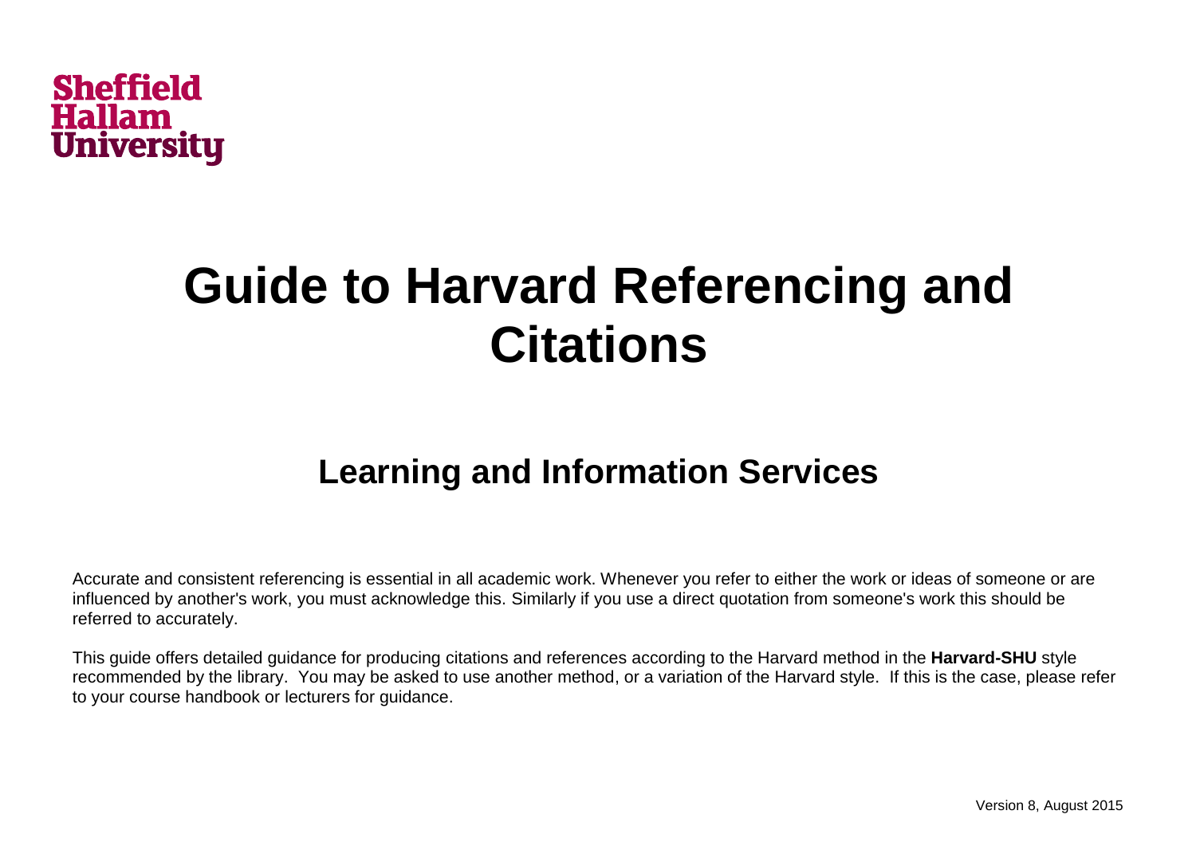Sheffield Hallam University

# Guide to Harvard Referencing and Citations

## Learning and Information Services

Accurate and consistent referencing is essential in all academic work. Whenever you refer to either the work or ideas of someone or are influenced by another's work, you must acknowledge this. Similarly if you use a direct quotation from someone's work this should be referred to accurately.

This guide offers detailed guidance for producing citations and references according to the Harvard method in the **Harvard-SHU** style recommended by the library. You may be asked to use another method, or a variation of the Harvard style. If this is the case, please refer to your course handbook or lecturers for guidance.

Version 8, August 2015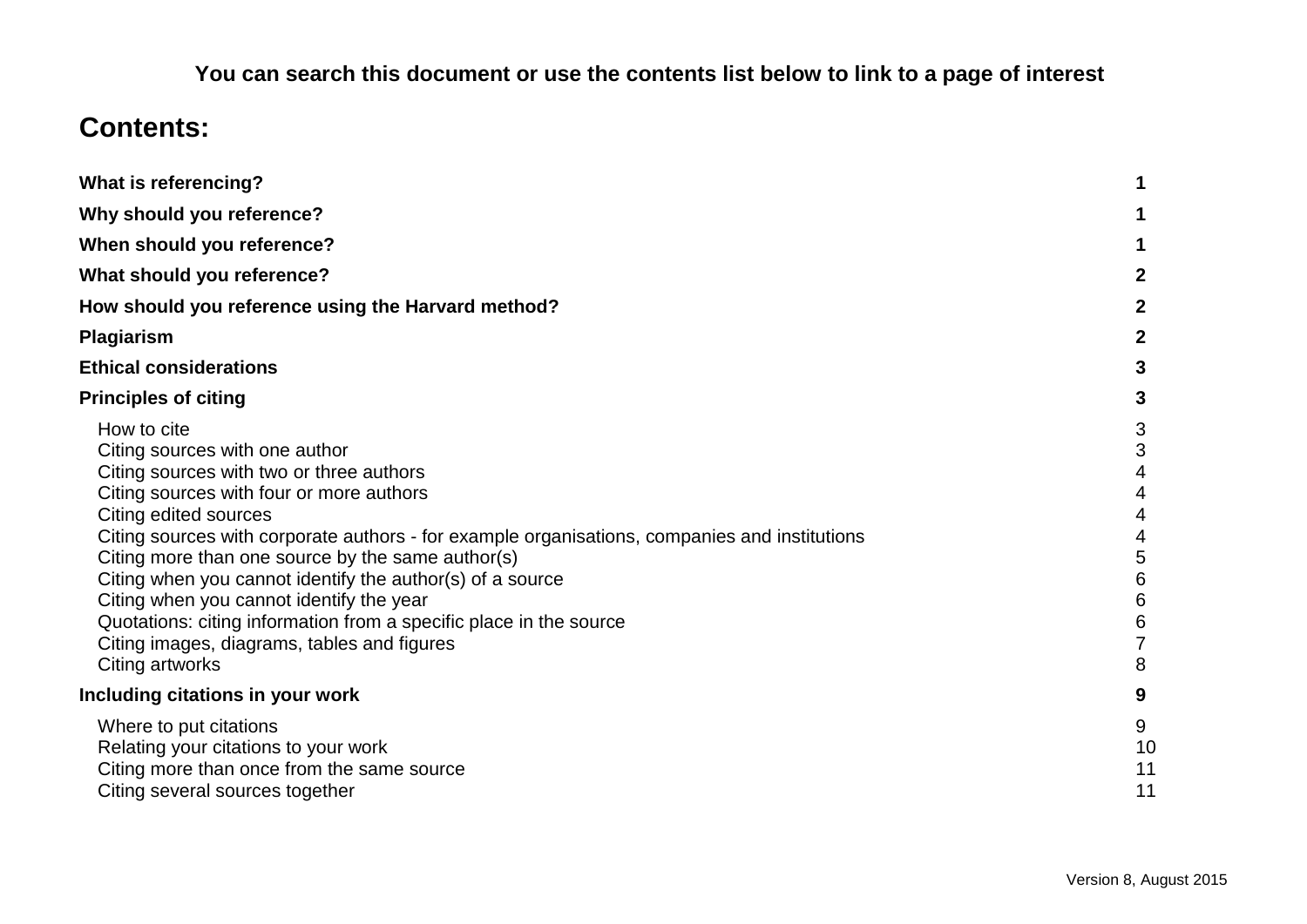**You can search this document or use the contents list below to link to a page of interest**

## Contents:

| | |
|---|---|
| **What is referencing?** | **1** |
| **Why should you reference?** | **1** |
| **When should you reference?** | **1** |
| **What should you reference?** | **2** |
| **How should you reference using the Harvard method?** | **2** |
| **Plagiarism** | **2** |
| **Ethical considerations** | **3** |
| **Principles of citing** | **3** |
| How to cite | 3 |
| Citing sources with one author | 3 |
| Citing sources with two or three authors | 4 |
| Citing sources with four or more authors | 4 |
| Citing edited sources | 4 |
| Citing sources with corporate authors - for example organisations, companies and institutions | 4 |
| Citing more than one source by the same author(s) | 5 |
| Citing when you cannot identify the author(s) of a source | 6 |
| Citing when you cannot identify the year | 6 |
| Quotations: citing information from a specific place in the source | 6 |
| Citing images, diagrams, tables and figures | 7 |
| Citing artworks | 8 |
| **Including citations in your work** | **9** |
| Where to put citations | 9 |
| Relating your citations to your work | 10 |
| Citing more than once from the same source | 11 |
| Citing several sources together | 11 |

Version 8, August 2015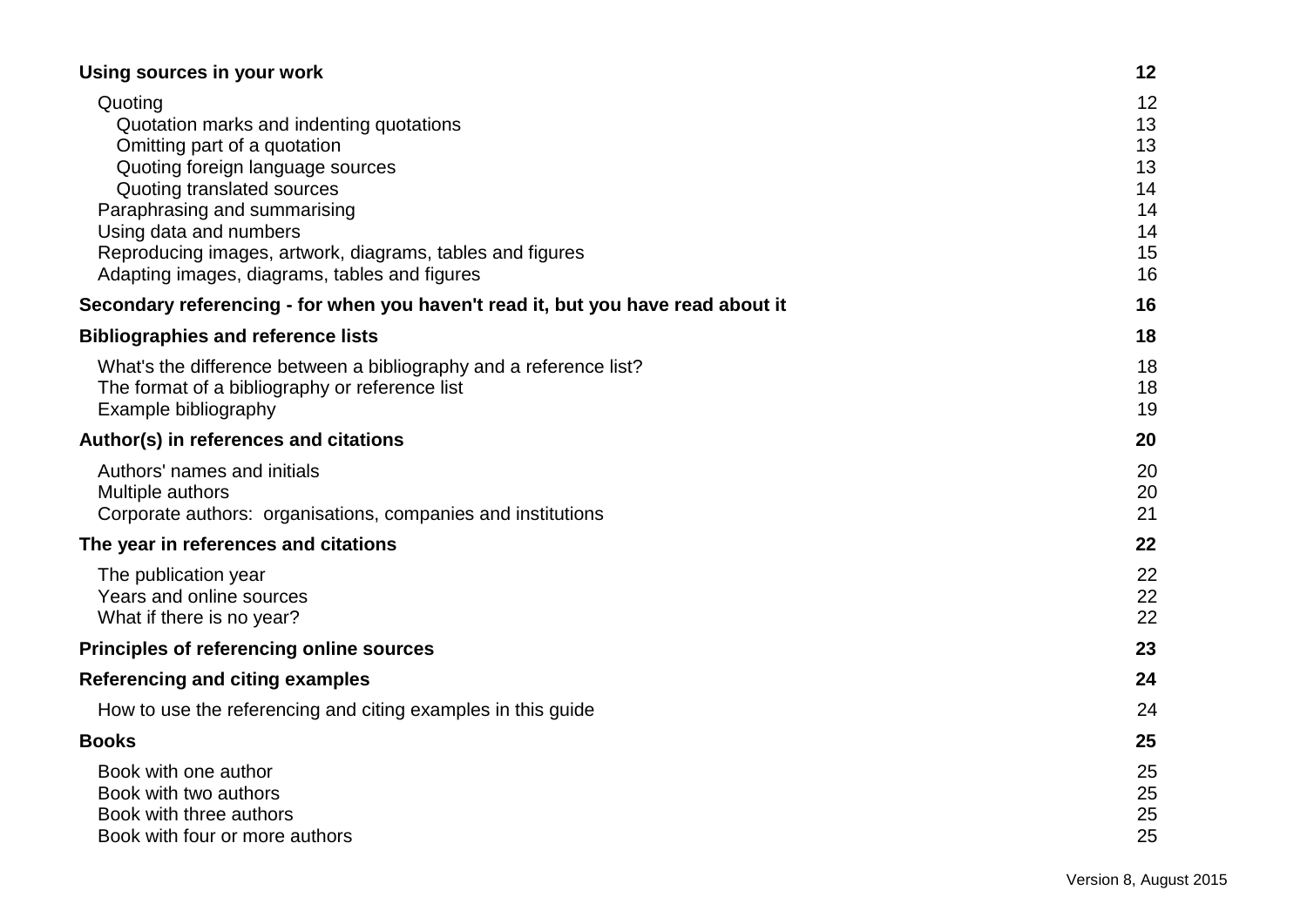| | |
|---|---|
| **Using sources in your work** | **12** |
| Quoting | 12 |
| Quotation marks and indenting quotations | 13 |
| Omitting part of a quotation | 13 |
| Quoting foreign language sources | 13 |
| Quoting translated sources | 14 |
| Paraphrasing and summarising | 14 |
| Using data and numbers | 14 |
| Reproducing images, artwork, diagrams, tables and figures | 15 |
| Adapting images, diagrams, tables and figures | 16 |
| **Secondary referencing - for when you haven't read it, but you have read about it** | **16** |
| **Bibliographies and reference lists** | **18** |
| What's the difference between a bibliography and a reference list? | 18 |
| The format of a bibliography or reference list | 18 |
| Example bibliography | 19 |
| **Author(s) in references and citations** | **20** |
| Authors' names and initials | 20 |
| Multiple authors | 20 |
| Corporate authors: organisations, companies and institutions | 21 |
| **The year in references and citations** | **22** |
| The publication year | 22 |
| Years and online sources | 22 |
| What if there is no year? | 22 |
| **Principles of referencing online sources** | **23** |
| **Referencing and citing examples** | **24** |
| How to use the referencing and citing examples in this guide | 24 |
| **Books** | **25** |
| Book with one author | 25 |
| Book with two authors | 25 |
| Book with three authors | 25 |
| Book with four or more authors | 25 |

Version 8, August 2015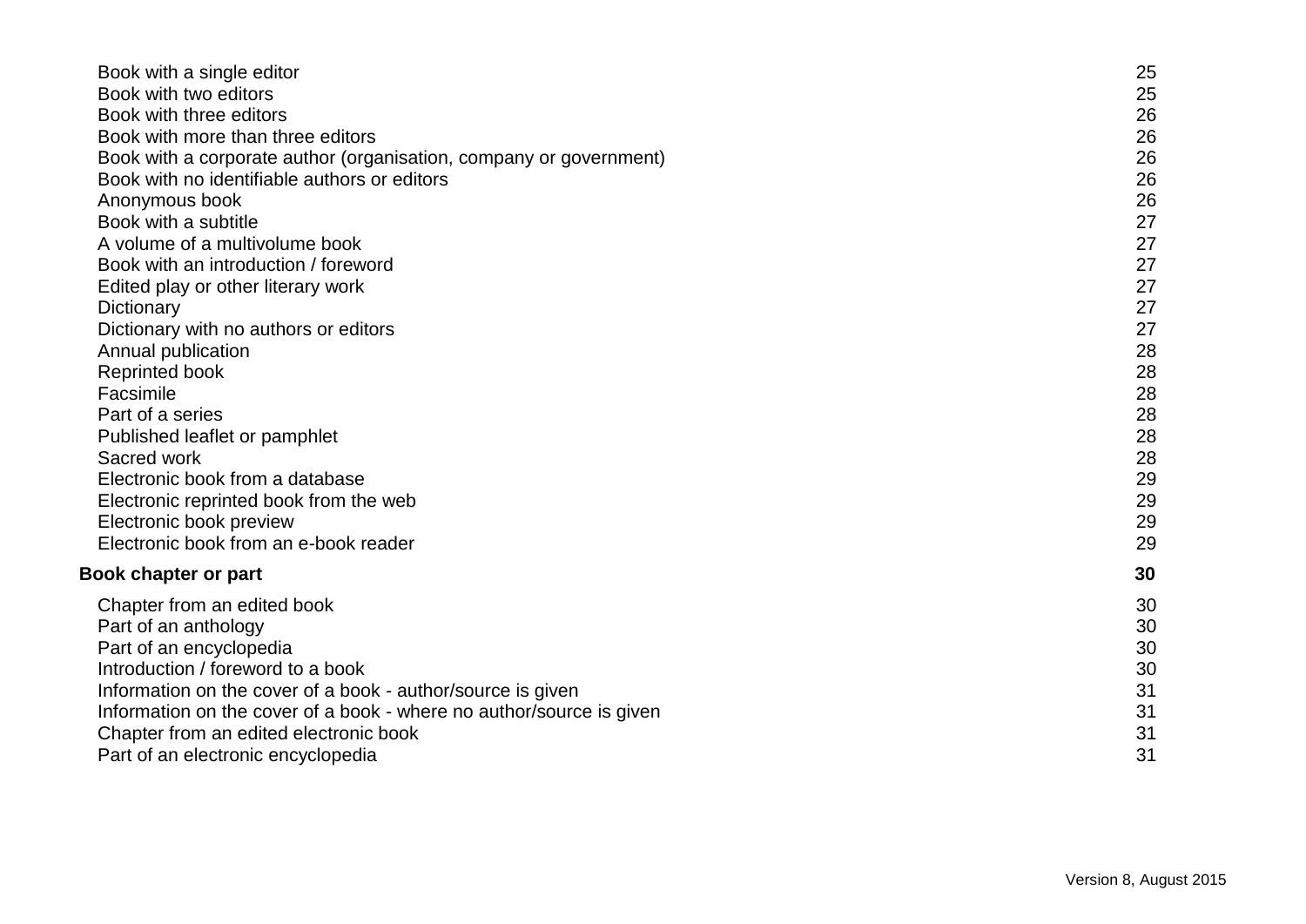| | |
|---|---|
| Book with a single editor | 25 |
| Book with two editors | 25 |
| Book with three editors | 26 |
| Book with more than three editors | 26 |
| Book with a corporate author (organisation, company or government) | 26 |
| Book with no identifiable authors or editors | 26 |
| Anonymous book | 26 |
| Book with a subtitle | 27 |
| A volume of a multivolume book | 27 |
| Book with an introduction / foreword | 27 |
| Edited play or other literary work | 27 |
| Dictionary | 27 |
| Dictionary with no authors or editors | 27 |
| Annual publication | 28 |
| Reprinted book | 28 |
| Facsimile | 28 |
| Part of a series | 28 |
| Published leaflet or pamphlet | 28 |
| Sacred work | 28 |
| Electronic book from a database | 29 |
| Electronic reprinted book from the web | 29 |
| Electronic book preview | 29 |
| Electronic book from an e-book reader | 29 |
| **Book chapter or part** | **30** |
| Chapter from an edited book | 30 |
| Part of an anthology | 30 |
| Part of an encyclopedia | 30 |
| Introduction / foreword to a book | 30 |
| Information on the cover of a book - author/source is given | 31 |
| Information on the cover of a book - where no author/source is given | 31 |
| Chapter from an edited electronic book | 31 |
| Part of an electronic encyclopedia | 31 |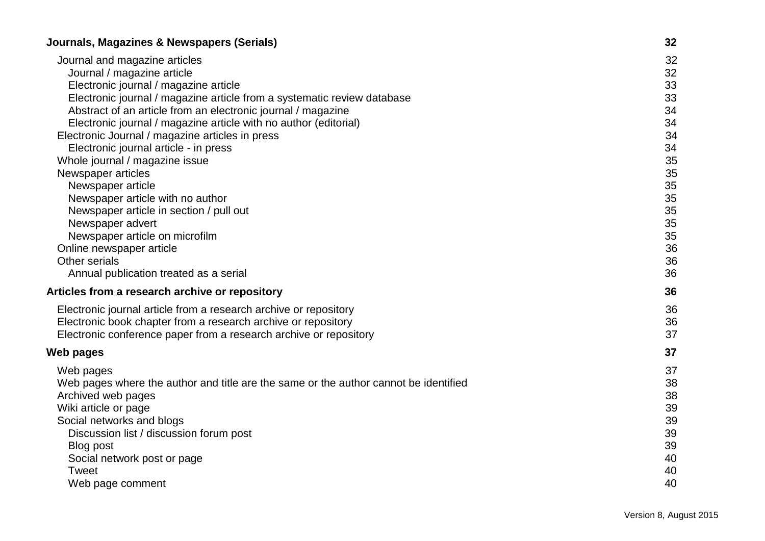**Journals, Magazines & Newspapers (Serials)** 32

- Journal and magazine articles 32
  - Journal / magazine article 32
  - Electronic journal / magazine article 33
  - Electronic journal / magazine article from a systematic review database 33
  - Abstract of an article from an electronic journal / magazine 34
  - Electronic journal / magazine article with no author (editorial) 34
- Electronic Journal / magazine articles in press 34
  - Electronic journal article - in press 34
- Whole journal / magazine issue 35
- Newspaper articles 35
  - Newspaper article 35
  - Newspaper article with no author 35
  - Newspaper article in section / pull out 35
  - Newspaper advert 35
  - Newspaper article on microfilm 35
- Online newspaper article 36
- Other serials 36
  - Annual publication treated as a serial 36

**Articles from a research archive or repository** 36

- Electronic journal article from a research archive or repository 36
- Electronic book chapter from a research archive or repository 36
- Electronic conference paper from a research archive or repository 37

**Web pages** 37

- Web pages 37
- Web pages where the author and title are the same or the author cannot be identified 38
- Archived web pages 38
- Wiki article or page 39
- Social networks and blogs 39
  - Discussion list / discussion forum post 39
  - Blog post 39
  - Social network post or page 40
  - Tweet 40
  - Web page comment 40

Version 8, August 2015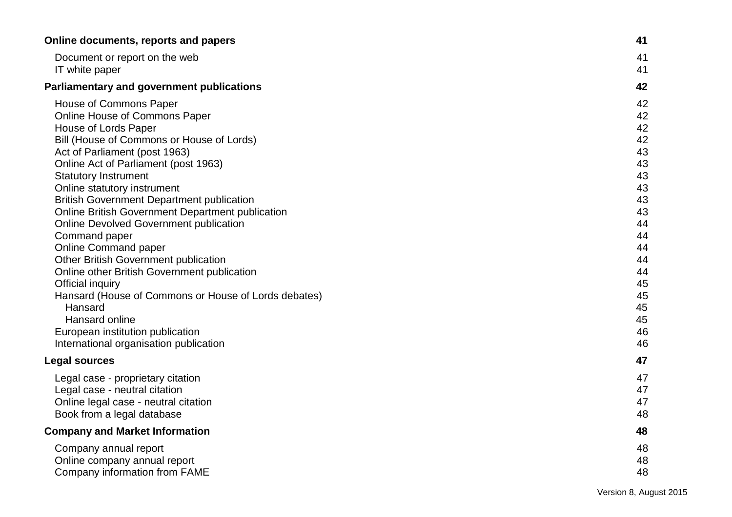| | |
|---|---|
| **Online documents, reports and papers** | **41** |
| Document or report on the web | 41 |
| IT white paper | 41 |
| **Parliamentary and government publications** | **42** |
| House of Commons Paper | 42 |
| Online House of Commons Paper | 42 |
| House of Lords Paper | 42 |
| Bill (House of Commons or House of Lords) | 42 |
| Act of Parliament (post 1963) | 43 |
| Online Act of Parliament (post 1963) | 43 |
| Statutory Instrument | 43 |
| Online statutory instrument | 43 |
| British Government Department publication | 43 |
| Online British Government Department publication | 43 |
| Online Devolved Government publication | 44 |
| Command paper | 44 |
| Online Command paper | 44 |
| Other British Government publication | 44 |
| Online other British Government publication | 44 |
| Official inquiry | 45 |
| Hansard (House of Commons or House of Lords debates) | 45 |
| Hansard | 45 |
| Hansard online | 45 |
| European institution publication | 46 |
| International organisation publication | 46 |
| **Legal sources** | **47** |
| Legal case - proprietary citation | 47 |
| Legal case - neutral citation | 47 |
| Online legal case - neutral citation | 47 |
| Book from a legal database | 48 |
| **Company and Market Information** | **48** |
| Company annual report | 48 |
| Online company annual report | 48 |
| Company information from FAME | 48 |

Version 8, August 2015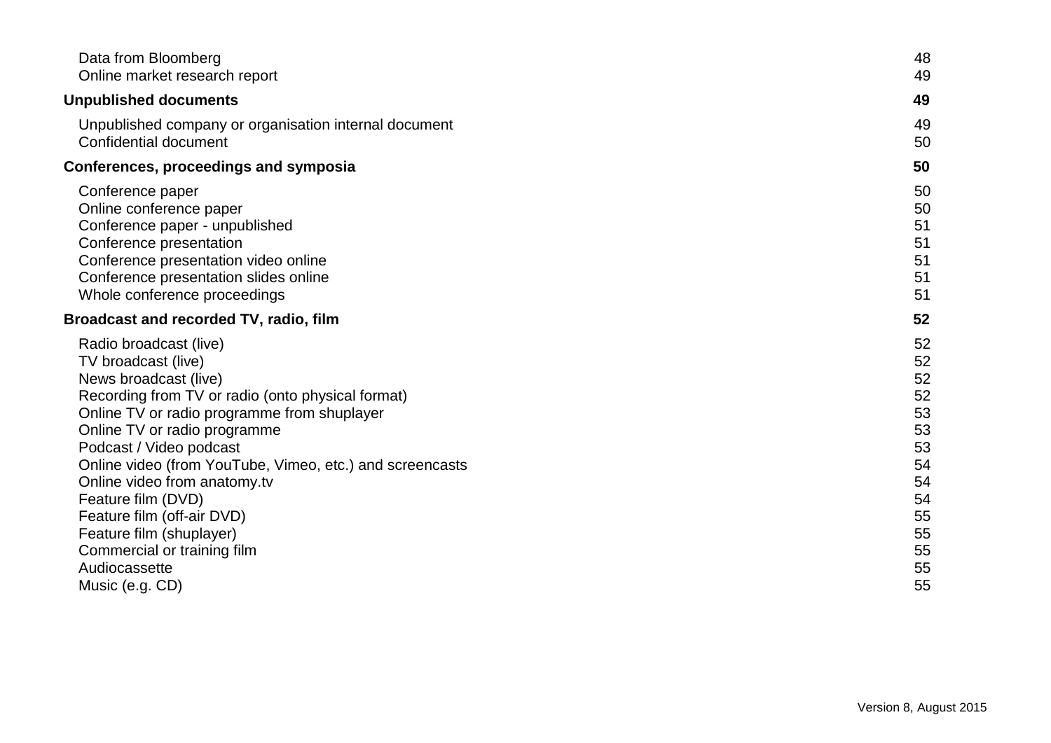Data from Bloomberg 48
Online market research report 49

**Unpublished documents 49**

Unpublished company or organisation internal document 49
Confidential document 50

**Conferences, proceedings and symposia 50**

Conference paper 50
Online conference paper 50
Conference paper - unpublished 51
Conference presentation 51
Conference presentation video online 51
Conference presentation slides online 51
Whole conference proceedings 51

**Broadcast and recorded TV, radio, film 52**

Radio broadcast (live) 52
TV broadcast (live) 52
News broadcast (live) 52
Recording from TV or radio (onto physical format) 52
Online TV or radio programme from shuplayer 53
Online TV or radio programme 53
Podcast / Video podcast 53
Online video (from YouTube, Vimeo, etc.) and screencasts 54
Online video from anatomy.tv 54
Feature film (DVD) 54
Feature film (off-air DVD) 55
Feature film (shuplayer) 55
Commercial or training film 55
Audiocassette 55
Music (e.g. CD) 55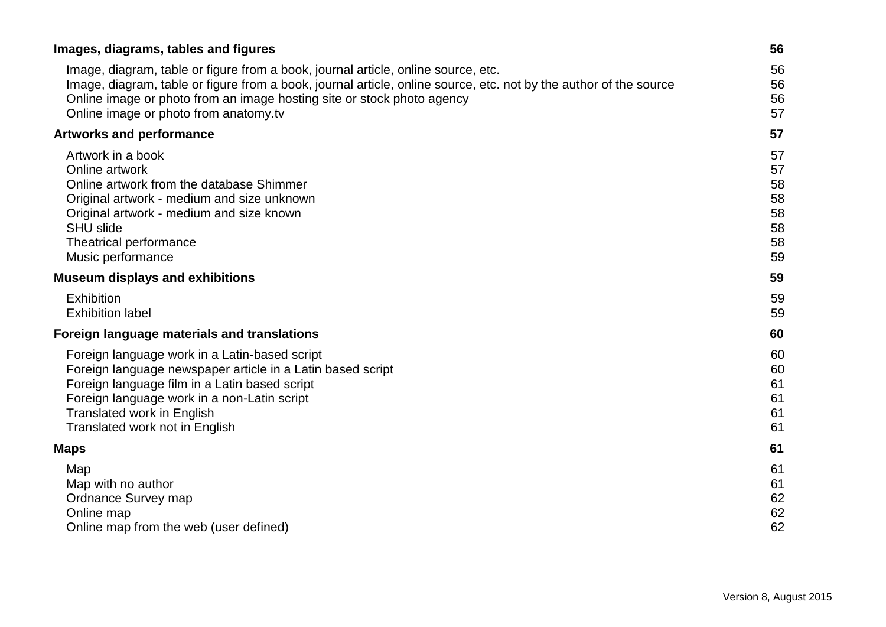| | |
|---|---|
| **Images, diagrams, tables and figures** | **56** |
| Image, diagram, table or figure from a book, journal article, online source, etc. | 56 |
| Image, diagram, table or figure from a book, journal article, online source, etc. not by the author of the source | 56 |
| Online image or photo from an image hosting site or stock photo agency | 56 |
| Online image or photo from anatomy.tv | 57 |
| **Artworks and performance** | **57** |
| Artwork in a book | 57 |
| Online artwork | 57 |
| Online artwork from the database Shimmer | 58 |
| Original artwork - medium and size unknown | 58 |
| Original artwork - medium and size known | 58 |
| SHU slide | 58 |
| Theatrical performance | 58 |
| Music performance | 59 |
| **Museum displays and exhibitions** | **59** |
| Exhibition | 59 |
| Exhibition label | 59 |
| **Foreign language materials and translations** | **60** |
| Foreign language work in a Latin-based script | 60 |
| Foreign language newspaper article in a Latin based script | 60 |
| Foreign language film in a Latin based script | 61 |
| Foreign language work in a non-Latin script | 61 |
| Translated work in English | 61 |
| Translated work not in English | 61 |
| **Maps** | **61** |
| Map | 61 |
| Map with no author | 61 |
| Ordnance Survey map | 62 |
| Online map | 62 |
| Online map from the web (user defined) | 62 |

Version 8, August 2015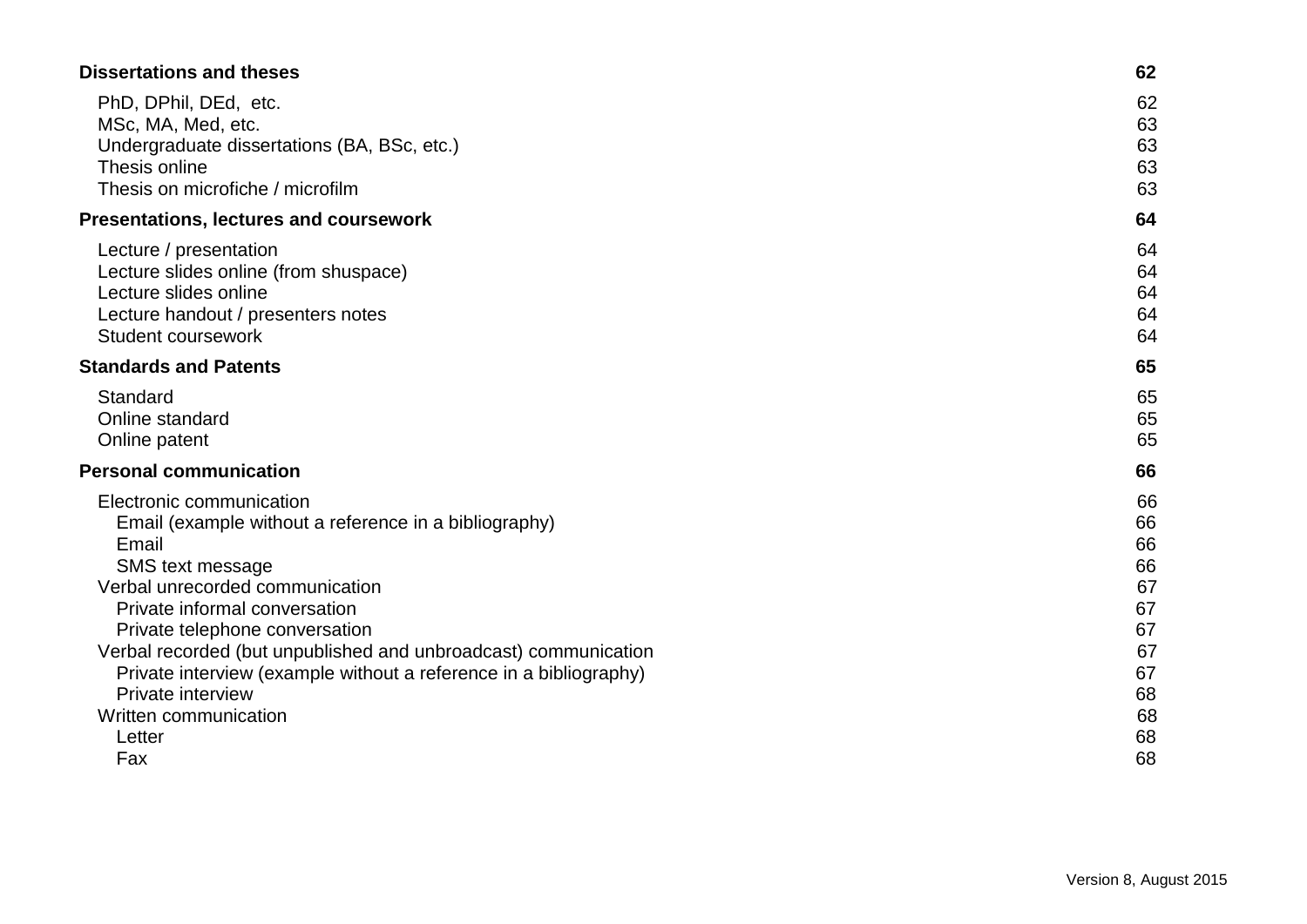**Dissertations and theses** **62**

- PhD, DPhil, DEd, etc. 62
- MSc, MA, Med, etc. 63
- Undergraduate dissertations (BA, BSc, etc.) 63
- Thesis online 63
- Thesis on microfiche / microfilm 63

**Presentations, lectures and coursework** **64**

- Lecture / presentation 64
- Lecture slides online (from shuspace) 64
- Lecture slides online 64
- Lecture handout / presenters notes 64
- Student coursework 64

**Standards and Patents** **65**

- Standard 65
- Online standard 65
- Online patent 65

**Personal communication** **66**

- Electronic communication 66
  - Email (example without a reference in a bibliography) 66
  - Email 66
  - SMS text message 66
- Verbal unrecorded communication 67
  - Private informal conversation 67
  - Private telephone conversation 67
- Verbal recorded (but unpublished and unbroadcast) communication 67
  - Private interview (example without a reference in a bibliography) 67
  - Private interview 68
- Written communication 68
  - Letter 68
  - Fax 68

Version 8, August 2015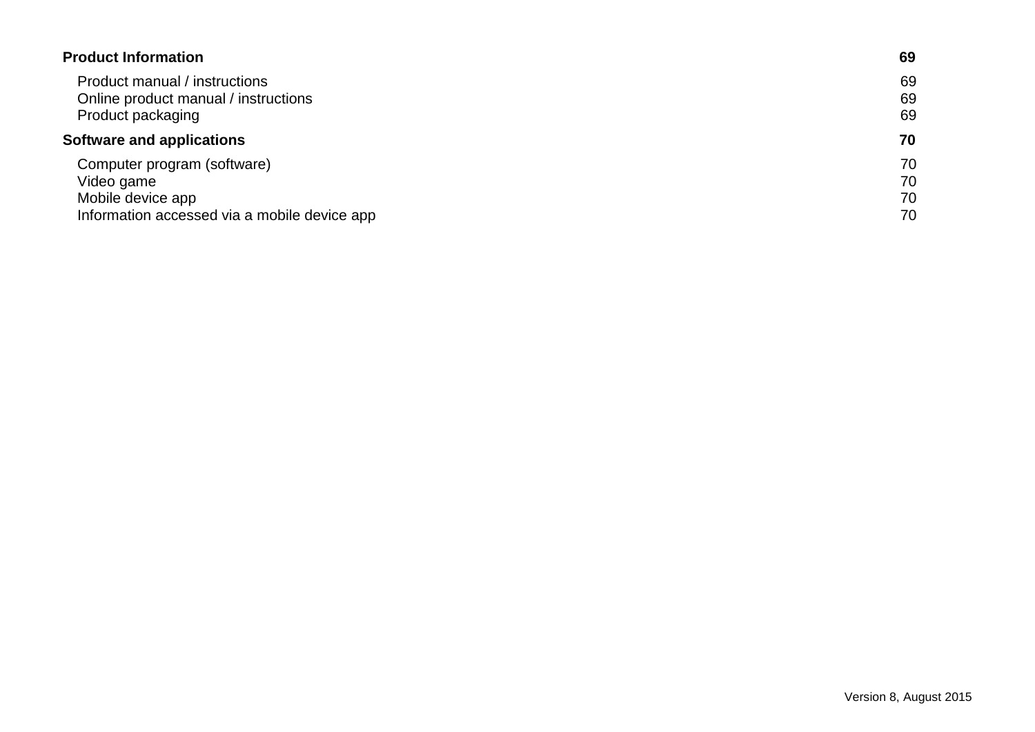| | |
|---|---|
| **Product Information** | **69** |
| Product manual / instructions | 69 |
| Online product manual / instructions | 69 |
| Product packaging | 69 |
| **Software and applications** | **70** |
| Computer program (software) | 70 |
| Video game | 70 |
| Mobile device app | 70 |
| Information accessed via a mobile device app | 70 |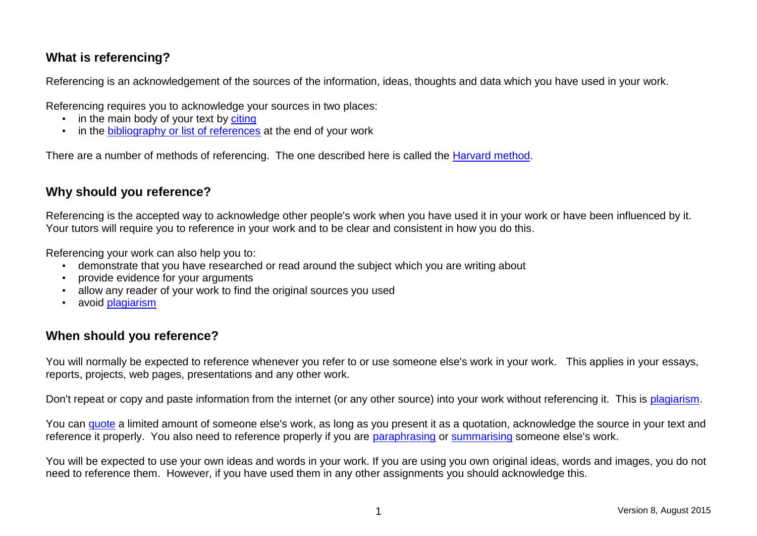## What is referencing?

Referencing is an acknowledgement of the sources of the information, ideas, thoughts and data which you have used in your work.

Referencing requires you to acknowledge your sources in two places:

- in the main body of your text by citing
- in the bibliography or list of references at the end of your work

There are a number of methods of referencing. The one described here is called the Harvard method.

## Why should you reference?

Referencing is the accepted way to acknowledge other people's work when you have used it in your work or have been influenced by it. Your tutors will require you to reference in your work and to be clear and consistent in how you do this.

Referencing your work can also help you to:

- demonstrate that you have researched or read around the subject which you are writing about
- provide evidence for your arguments
- allow any reader of your work to find the original sources you used
- avoid plagiarism

## When should you reference?

You will normally be expected to reference whenever you refer to or use someone else's work in your work. This applies in your essays, reports, projects, web pages, presentations and any other work.

Don't repeat or copy and paste information from the internet (or any other source) into your work without referencing it. This is plagiarism.

You can quote a limited amount of someone else's work, as long as you present it as a quotation, acknowledge the source in your text and reference it properly. You also need to reference properly if you are paraphrasing or summarising someone else's work.

You will be expected to use your own ideas and words in your work. If you are using you own original ideas, words and images, you do not need to reference them. However, if you have used them in any other assignments you should acknowledge this.

Version 8, August 2015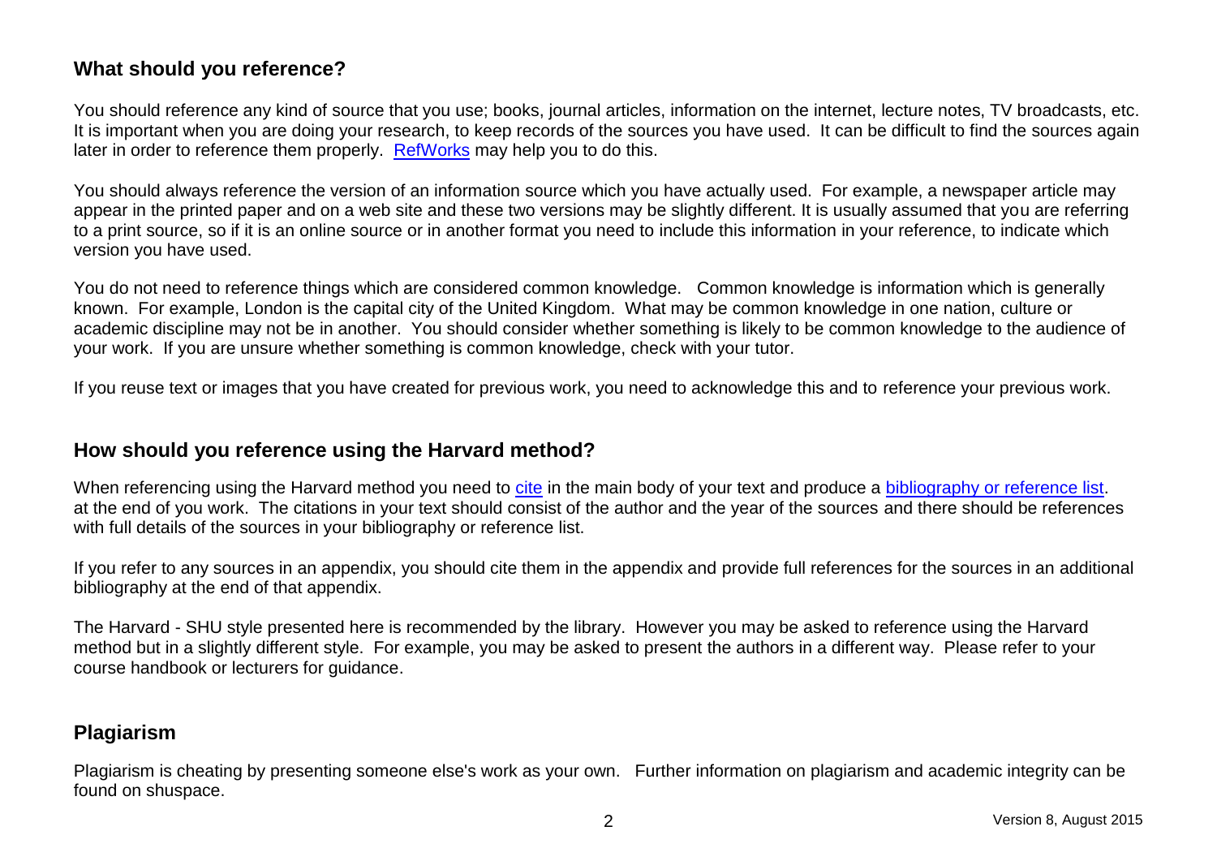## What should you reference?

You should reference any kind of source that you use; books, journal articles, information on the internet, lecture notes, TV broadcasts, etc. It is important when you are doing your research, to keep records of the sources you have used. It can be difficult to find the sources again later in order to reference them properly. RefWorks may help you to do this.

You should always reference the version of an information source which you have actually used. For example, a newspaper article may appear in the printed paper and on a web site and these two versions may be slightly different. It is usually assumed that you are referring to a print source, so if it is an online source or in another format you need to include this information in your reference, to indicate which version you have used.

You do not need to reference things which are considered common knowledge. Common knowledge is information which is generally known. For example, London is the capital city of the United Kingdom. What may be common knowledge in one nation, culture or academic discipline may not be in another. You should consider whether something is likely to be common knowledge to the audience of your work. If you are unsure whether something is common knowledge, check with your tutor.

If you reuse text or images that you have created for previous work, you need to acknowledge this and to reference your previous work.

## How should you reference using the Harvard method?

When referencing using the Harvard method you need to cite in the main body of your text and produce a bibliography or reference list. at the end of you work. The citations in your text should consist of the author and the year of the sources and there should be references with full details of the sources in your bibliography or reference list.

If you refer to any sources in an appendix, you should cite them in the appendix and provide full references for the sources in an additional bibliography at the end of that appendix.

The Harvard - SHU style presented here is recommended by the library. However you may be asked to reference using the Harvard method but in a slightly different style. For example, you may be asked to present the authors in a different way. Please refer to your course handbook or lecturers for guidance.

## Plagiarism

Plagiarism is cheating by presenting someone else's work as your own. Further information on plagiarism and academic integrity can be found on shuspace.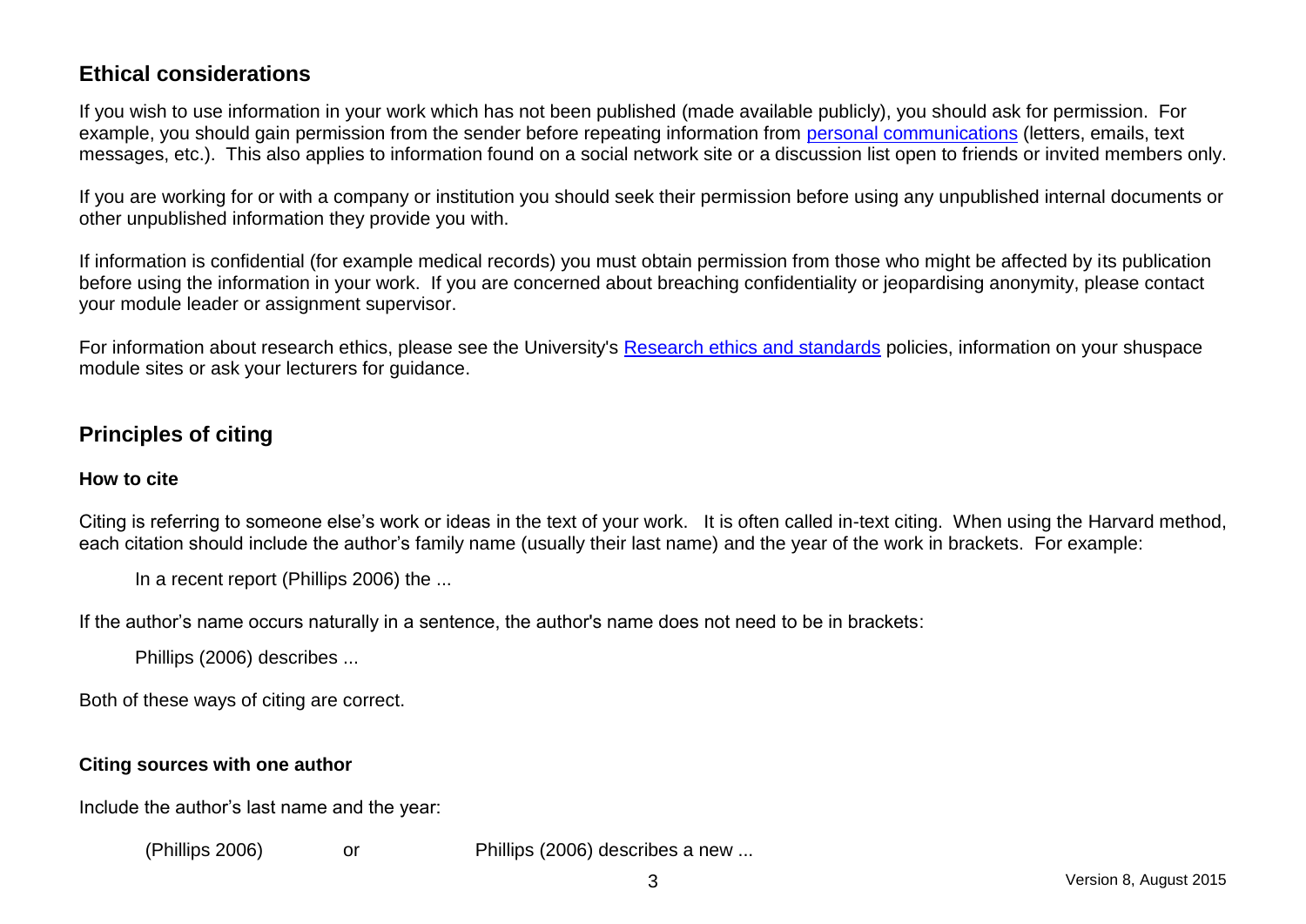## Ethical considerations

If you wish to use information in your work which has not been published (made available publicly), you should ask for permission. For example, you should gain permission from the sender before repeating information from personal communications (letters, emails, text messages, etc.). This also applies to information found on a social network site or a discussion list open to friends or invited members only.

If you are working for or with a company or institution you should seek their permission before using any unpublished internal documents or other unpublished information they provide you with.

If information is confidential (for example medical records) you must obtain permission from those who might be affected by its publication before using the information in your work. If you are concerned about breaching confidentiality or jeopardising anonymity, please contact your module leader or assignment supervisor.

For information about research ethics, please see the University's Research ethics and standards policies, information on your shuspace module sites or ask your lecturers for guidance.

## Principles of citing

### How to cite

Citing is referring to someone else's work or ideas in the text of your work. It is often called in-text citing. When using the Harvard method, each citation should include the author's family name (usually their last name) and the year of the work in brackets. For example:

> In a recent report (Phillips 2006) the ...

If the author's name occurs naturally in a sentence, the author's name does not need to be in brackets:

> Phillips (2006) describes ...

Both of these ways of citing are correct.

### Citing sources with one author

Include the author's last name and the year:

> (Phillips 2006) or Phillips (2006) describes a new ...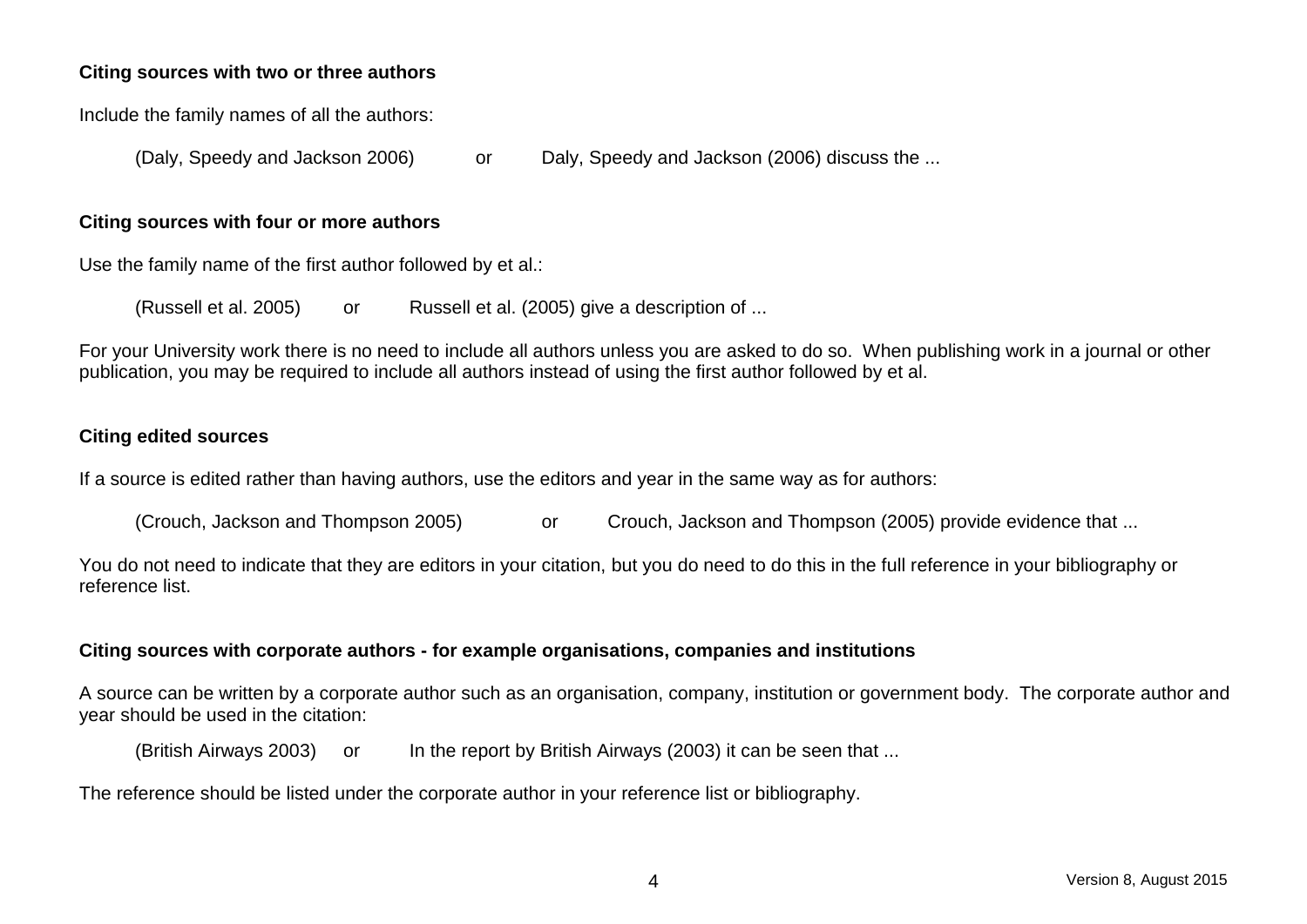**Citing sources with two or three authors**

Include the family names of all the authors:

(Daly, Speedy and Jackson 2006) or Daly, Speedy and Jackson (2006) discuss the ...

**Citing sources with four or more authors**

Use the family name of the first author followed by et al.:

(Russell et al. 2005) or Russell et al. (2005) give a description of ...

For your University work there is no need to include all authors unless you are asked to do so. When publishing work in a journal or other publication, you may be required to include all authors instead of using the first author followed by et al.

**Citing edited sources**

If a source is edited rather than having authors, use the editors and year in the same way as for authors:

(Crouch, Jackson and Thompson 2005) or Crouch, Jackson and Thompson (2005) provide evidence that ...

You do not need to indicate that they are editors in your citation, but you do need to do this in the full reference in your bibliography or reference list.

**Citing sources with corporate authors - for example organisations, companies and institutions**

A source can be written by a corporate author such as an organisation, company, institution or government body. The corporate author and year should be used in the citation:

(British Airways 2003) or In the report by British Airways (2003) it can be seen that ...

The reference should be listed under the corporate author in your reference list or bibliography.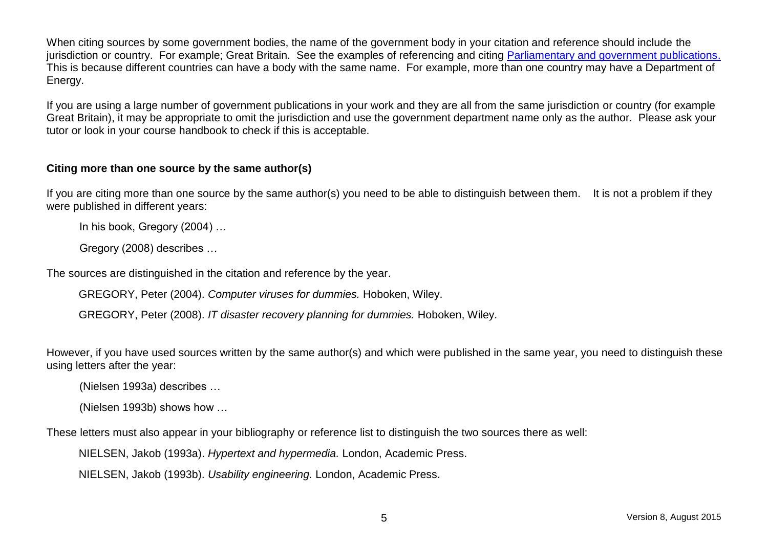When citing sources by some government bodies, the name of the government body in your citation and reference should include the jurisdiction or country. For example; Great Britain. See the examples of referencing and citing [Parliamentary and government publications.](#) This is because different countries can have a body with the same name. For example, more than one country may have a Department of Energy.

If you are using a large number of government publications in your work and they are all from the same jurisdiction or country (for example Great Britain), it may be appropriate to omit the jurisdiction and use the government department name only as the author. Please ask your tutor or look in your course handbook to check if this is acceptable.

**Citing more than one source by the same author(s)**

If you are citing more than one source by the same author(s) you need to be able to distinguish between them. It is not a problem if they were published in different years:

> In his book, Gregory (2004) …
>
> Gregory (2008) describes …

The sources are distinguished in the citation and reference by the year.

> GREGORY, Peter (2004). *Computer viruses for dummies.* Hoboken, Wiley.
>
> GREGORY, Peter (2008). *IT disaster recovery planning for dummies.* Hoboken, Wiley.

However, if you have used sources written by the same author(s) and which were published in the same year, you need to distinguish these using letters after the year:

> (Nielsen 1993a) describes …
>
> (Nielsen 1993b) shows how …

These letters must also appear in your bibliography or reference list to distinguish the two sources there as well:

> NIELSEN, Jakob (1993a). *Hypertext and hypermedia.* London, Academic Press.
>
> NIELSEN, Jakob (1993b). *Usability engineering.* London, Academic Press.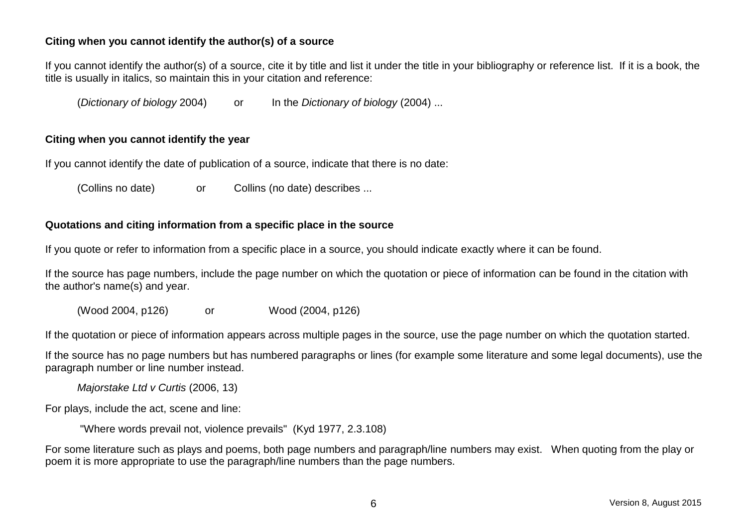**Citing when you cannot identify the author(s) of a source**

If you cannot identify the author(s) of a source, cite it by title and list it under the title in your bibliography or reference list. If it is a book, the title is usually in italics, so maintain this in your citation and reference:

(*Dictionary of biology* 2004) or In the *Dictionary of biology* (2004) ...

**Citing when you cannot identify the year**

If you cannot identify the date of publication of a source, indicate that there is no date:

(Collins no date) or Collins (no date) describes ...

**Quotations and citing information from a specific place in the source**

If you quote or refer to information from a specific place in a source, you should indicate exactly where it can be found.

If the source has page numbers, include the page number on which the quotation or piece of information can be found in the citation with the author's name(s) and year.

(Wood 2004, p126) or Wood (2004, p126)

If the quotation or piece of information appears across multiple pages in the source, use the page number on which the quotation started.

If the source has no page numbers but has numbered paragraphs or lines (for example some literature and some legal documents), use the paragraph number or line number instead.

*Majorstake Ltd v Curtis* (2006, 13)

For plays, include the act, scene and line:

"Where words prevail not, violence prevails" (Kyd 1977, 2.3.108)

For some literature such as plays and poems, both page numbers and paragraph/line numbers may exist. When quoting from the play or poem it is more appropriate to use the paragraph/line numbers than the page numbers.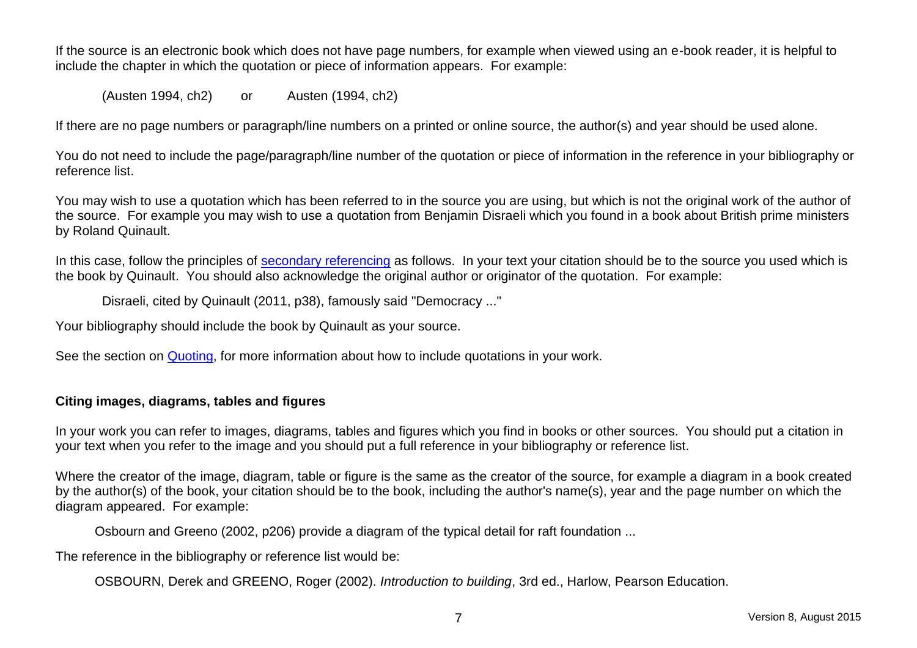If the source is an electronic book which does not have page numbers, for example when viewed using an e-book reader, it is helpful to include the chapter in which the quotation or piece of information appears. For example:

(Austen 1994, ch2) or Austen (1994, ch2)

If there are no page numbers or paragraph/line numbers on a printed or online source, the author(s) and year should be used alone.

You do not need to include the page/paragraph/line number of the quotation or piece of information in the reference in your bibliography or reference list.

You may wish to use a quotation which has been referred to in the source you are using, but which is not the original work of the author of the source. For example you may wish to use a quotation from Benjamin Disraeli which you found in a book about British prime ministers by Roland Quinault.

In this case, follow the principles of secondary referencing as follows. In your text your citation should be to the source you used which is the book by Quinault. You should also acknowledge the original author or originator of the quotation. For example:

Disraeli, cited by Quinault (2011, p38), famously said "Democracy ..."

Your bibliography should include the book by Quinault as your source.

See the section on Quoting, for more information about how to include quotations in your work.

**Citing images, diagrams, tables and figures**

In your work you can refer to images, diagrams, tables and figures which you find in books or other sources. You should put a citation in your text when you refer to the image and you should put a full reference in your bibliography or reference list.

Where the creator of the image, diagram, table or figure is the same as the creator of the source, for example a diagram in a book created by the author(s) of the book, your citation should be to the book, including the author's name(s), year and the page number on which the diagram appeared. For example:

Osbourn and Greeno (2002, p206) provide a diagram of the typical detail for raft foundation ...

The reference in the bibliography or reference list would be:

OSBOURN, Derek and GREENO, Roger (2002). *Introduction to building*, 3rd ed., Harlow, Pearson Education.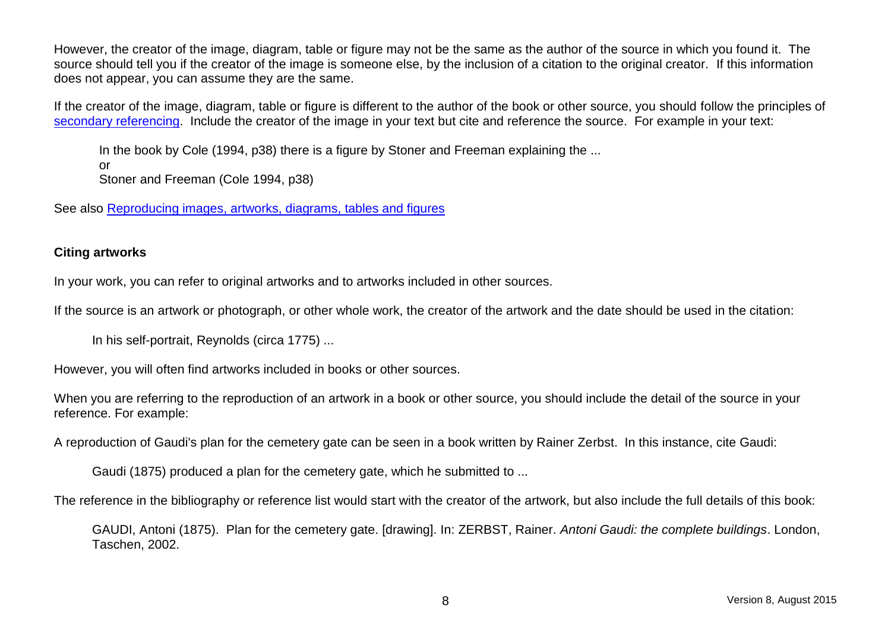However, the creator of the image, diagram, table or figure may not be the same as the author of the source in which you found it. The source should tell you if the creator of the image is someone else, by the inclusion of a citation to the original creator. If this information does not appear, you can assume they are the same.

If the creator of the image, diagram, table or figure is different to the author of the book or other source, you should follow the principles of secondary referencing. Include the creator of the image in your text but cite and reference the source. For example in your text:

> In the book by Cole (1994, p38) there is a figure by Stoner and Freeman explaining the ...
> or
> Stoner and Freeman (Cole 1994, p38)

See also Reproducing images, artworks, diagrams, tables and figures

**Citing artworks**

In your work, you can refer to original artworks and to artworks included in other sources.

If the source is an artwork or photograph, or other whole work, the creator of the artwork and the date should be used in the citation:

> In his self-portrait, Reynolds (circa 1775) ...

However, you will often find artworks included in books or other sources.

When you are referring to the reproduction of an artwork in a book or other source, you should include the detail of the source in your reference. For example:

A reproduction of Gaudi's plan for the cemetery gate can be seen in a book written by Rainer Zerbst. In this instance, cite Gaudi:

> Gaudi (1875) produced a plan for the cemetery gate, which he submitted to ...

The reference in the bibliography or reference list would start with the creator of the artwork, but also include the full details of this book:

> GAUDI, Antoni (1875). Plan for the cemetery gate. [drawing]. In: ZERBST, Rainer. *Antoni Gaudi: the complete buildings*. London, Taschen, 2002.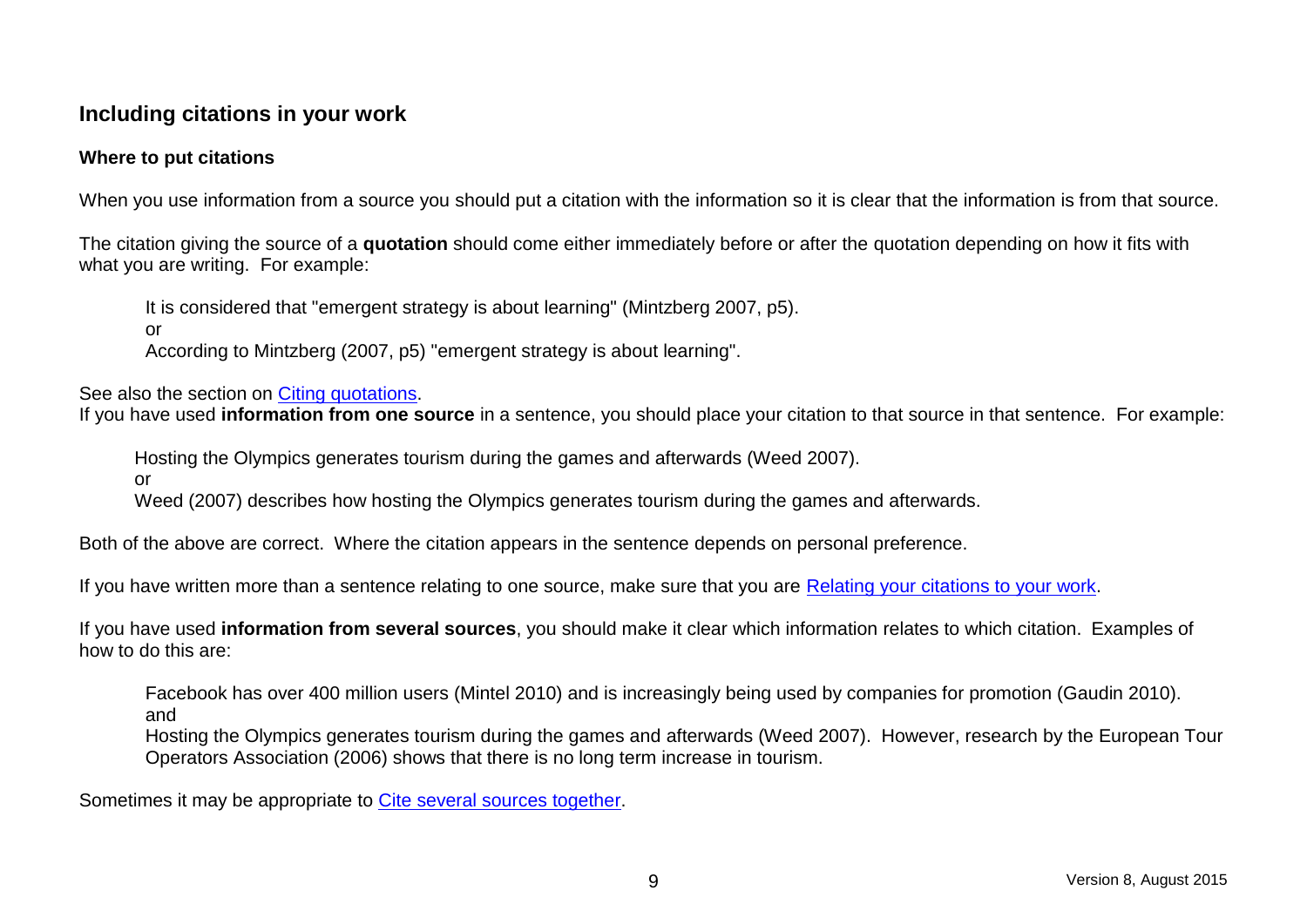## Including citations in your work

### Where to put citations

When you use information from a source you should put a citation with the information so it is clear that the information is from that source.

The citation giving the source of a **quotation** should come either immediately before or after the quotation depending on how it fits with what you are writing. For example:

> It is considered that "emergent strategy is about learning" (Mintzberg 2007, p5).
> or
> According to Mintzberg (2007, p5) "emergent strategy is about learning".

See also the section on Citing quotations.

If you have used **information from one source** in a sentence, you should place your citation to that source in that sentence. For example:

> Hosting the Olympics generates tourism during the games and afterwards (Weed 2007).
> or
> Weed (2007) describes how hosting the Olympics generates tourism during the games and afterwards.

Both of the above are correct. Where the citation appears in the sentence depends on personal preference.

If you have written more than a sentence relating to one source, make sure that you are Relating your citations to your work.

If you have used **information from several sources**, you should make it clear which information relates to which citation. Examples of how to do this are:

> Facebook has over 400 million users (Mintel 2010) and is increasingly being used by companies for promotion (Gaudin 2010).
> and
> Hosting the Olympics generates tourism during the games and afterwards (Weed 2007). However, research by the European Tour Operators Association (2006) shows that there is no long term increase in tourism.

Sometimes it may be appropriate to Cite several sources together.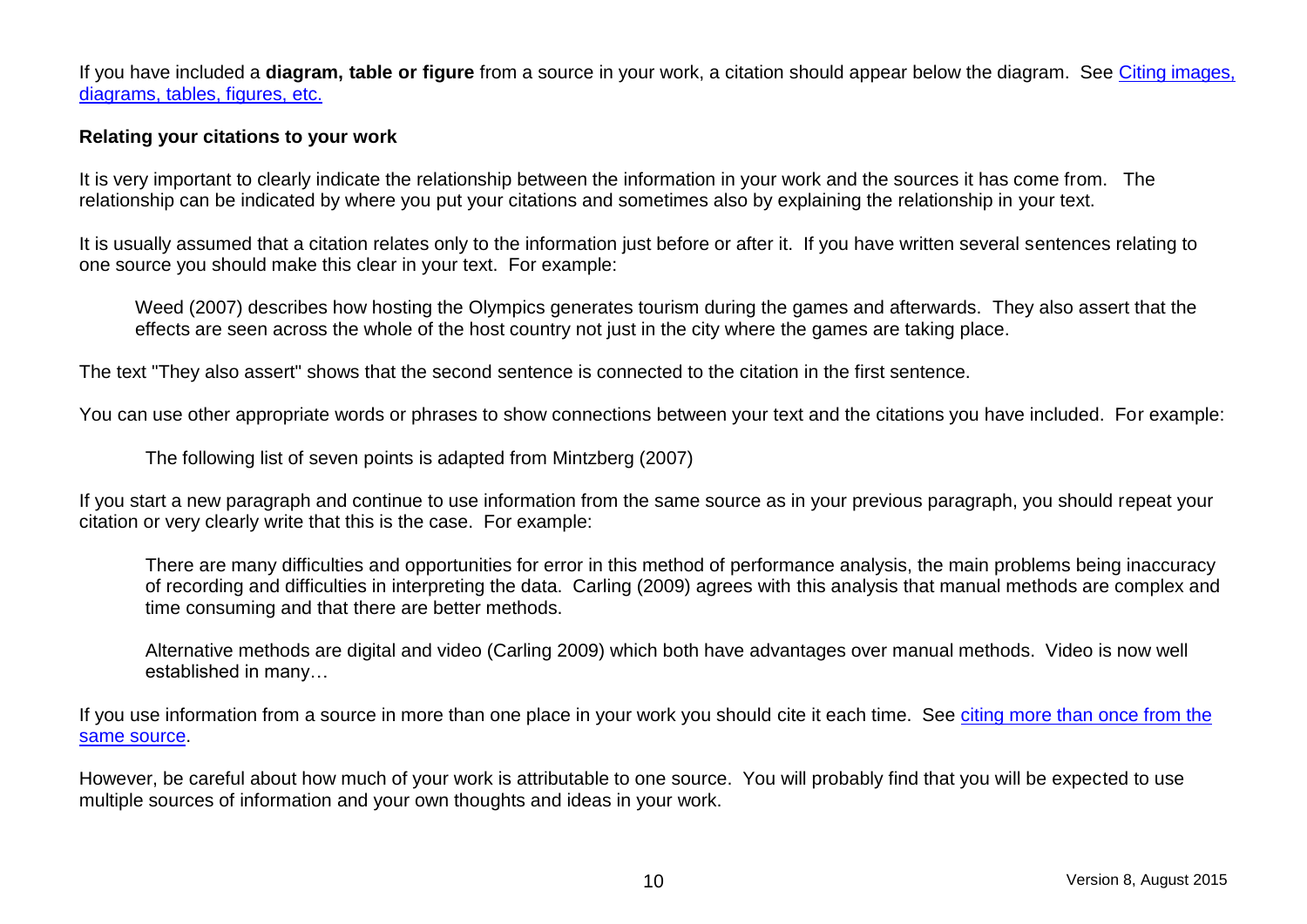If you have included a **diagram, table or figure** from a source in your work, a citation should appear below the diagram. See [Citing images, diagrams, tables, figures, etc.](#)

**Relating your citations to your work**

It is very important to clearly indicate the relationship between the information in your work and the sources it has come from. The relationship can be indicated by where you put your citations and sometimes also by explaining the relationship in your text.

It is usually assumed that a citation relates only to the information just before or after it. If you have written several sentences relating to one source you should make this clear in your text. For example:

> Weed (2007) describes how hosting the Olympics generates tourism during the games and afterwards. They also assert that the effects are seen across the whole of the host country not just in the city where the games are taking place.

The text "They also assert" shows that the second sentence is connected to the citation in the first sentence.

You can use other appropriate words or phrases to show connections between your text and the citations you have included. For example:

> The following list of seven points is adapted from Mintzberg (2007)

If you start a new paragraph and continue to use information from the same source as in your previous paragraph, you should repeat your citation or very clearly write that this is the case. For example:

> There are many difficulties and opportunities for error in this method of performance analysis, the main problems being inaccuracy of recording and difficulties in interpreting the data. Carling (2009) agrees with this analysis that manual methods are complex and time consuming and that there are better methods.
>
> Alternative methods are digital and video (Carling 2009) which both have advantages over manual methods. Video is now well established in many…

If you use information from a source in more than one place in your work you should cite it each time. See [citing more than once from the same source](#).

However, be careful about how much of your work is attributable to one source. You will probably find that you will be expected to use multiple sources of information and your own thoughts and ideas in your work.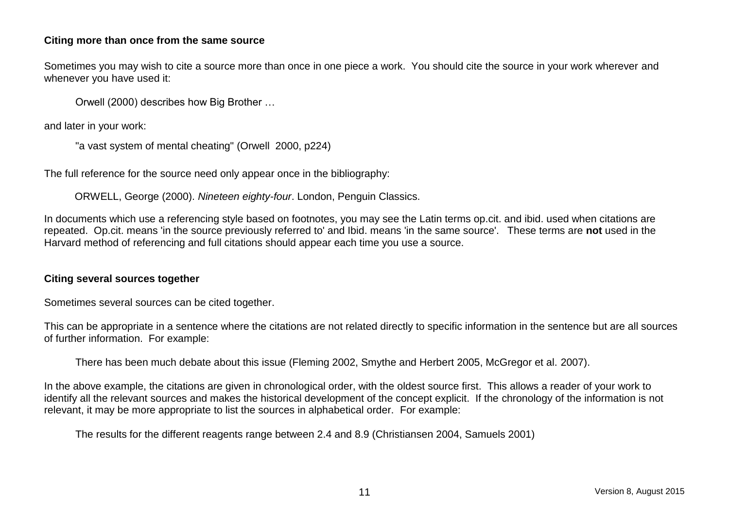**Citing more than once from the same source**

Sometimes you may wish to cite a source more than once in one piece a work. You should cite the source in your work wherever and whenever you have used it:

> Orwell (2000) describes how Big Brother …

and later in your work:

> "a vast system of mental cheating" (Orwell 2000, p224)

The full reference for the source need only appear once in the bibliography:

> ORWELL, George (2000). *Nineteen eighty-four*. London, Penguin Classics.

In documents which use a referencing style based on footnotes, you may see the Latin terms op.cit. and ibid. used when citations are repeated. Op.cit. means 'in the source previously referred to' and Ibid. means 'in the same source'. These terms are **not** used in the Harvard method of referencing and full citations should appear each time you use a source.

**Citing several sources together**

Sometimes several sources can be cited together.

This can be appropriate in a sentence where the citations are not related directly to specific information in the sentence but are all sources of further information. For example:

> There has been much debate about this issue (Fleming 2002, Smythe and Herbert 2005, McGregor et al. 2007).

In the above example, the citations are given in chronological order, with the oldest source first. This allows a reader of your work to identify all the relevant sources and makes the historical development of the concept explicit. If the chronology of the information is not relevant, it may be more appropriate to list the sources in alphabetical order. For example:

> The results for the different reagents range between 2.4 and 8.9 (Christiansen 2004, Samuels 2001)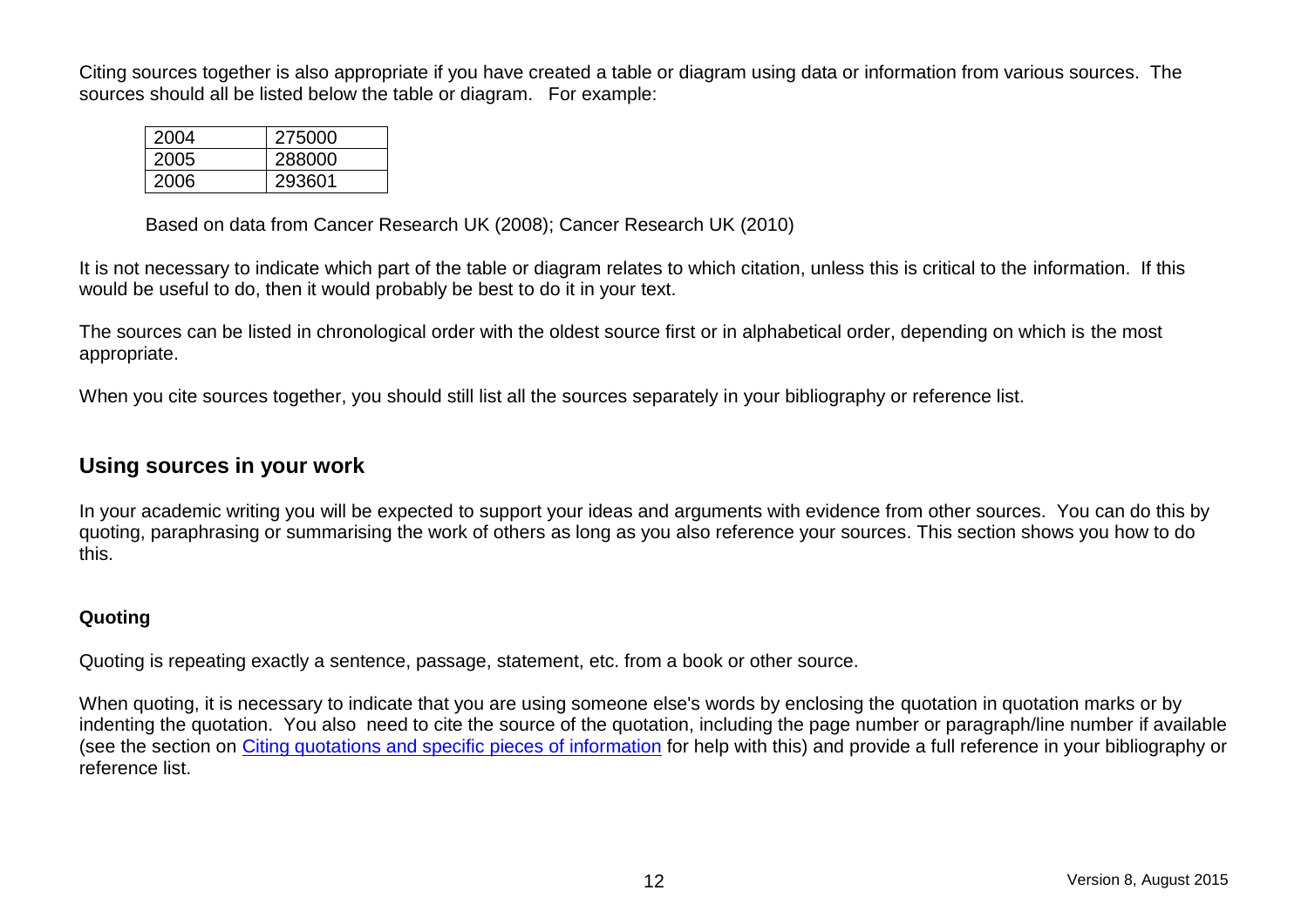Citing sources together is also appropriate if you have created a table or diagram using data or information from various sources. The sources should all be listed below the table or diagram. For example:

| 2004 | 275000 |
|---|---|
| 2005 | 288000 |
| 2006 | 293601 |

Based on data from Cancer Research UK (2008); Cancer Research UK (2010)

It is not necessary to indicate which part of the table or diagram relates to which citation, unless this is critical to the information. If this would be useful to do, then it would probably be best to do it in your text.

The sources can be listed in chronological order with the oldest source first or in alphabetical order, depending on which is the most appropriate.

When you cite sources together, you should still list all the sources separately in your bibliography or reference list.

## Using sources in your work

In your academic writing you will be expected to support your ideas and arguments with evidence from other sources. You can do this by quoting, paraphrasing or summarising the work of others as long as you also reference your sources. This section shows you how to do this.

### Quoting

Quoting is repeating exactly a sentence, passage, statement, etc. from a book or other source.

When quoting, it is necessary to indicate that you are using someone else's words by enclosing the quotation in quotation marks or by indenting the quotation. You also need to cite the source of the quotation, including the page number or paragraph/line number if available (see the section on Citing quotations and specific pieces of information for help with this) and provide a full reference in your bibliography or reference list.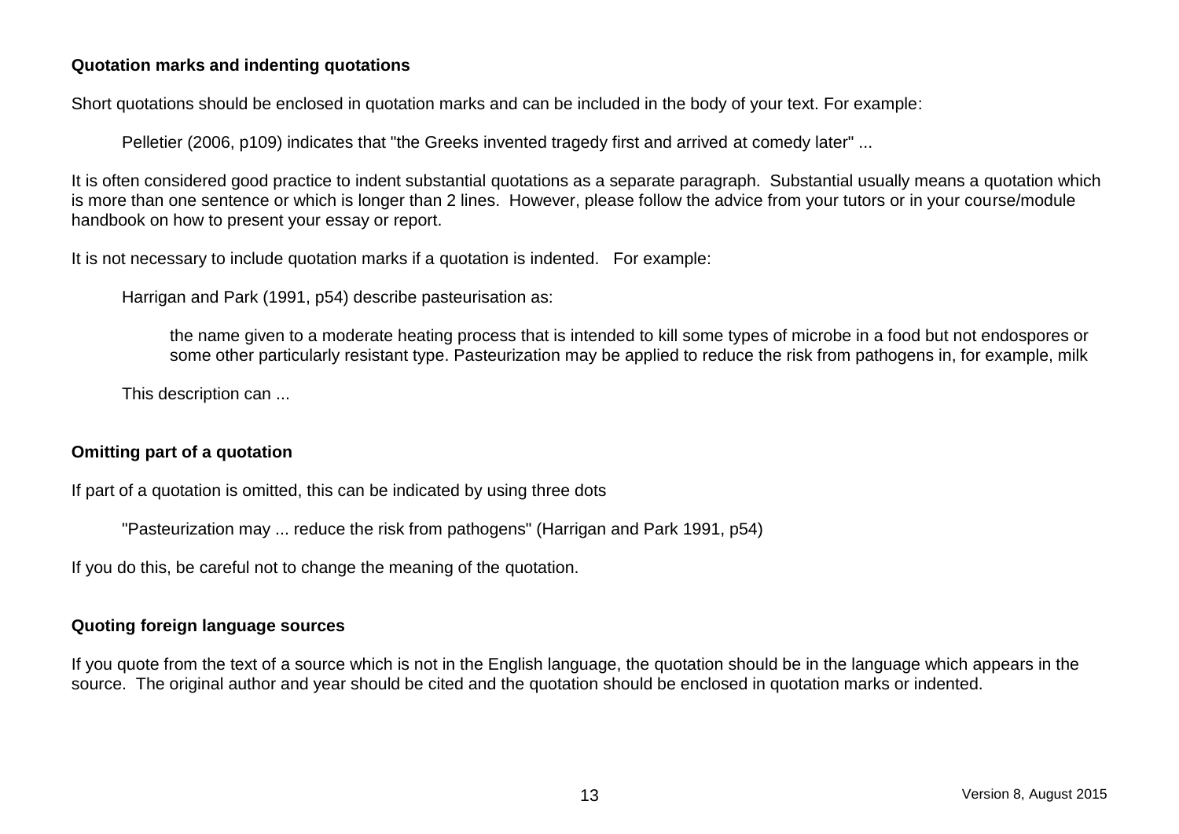**Quotation marks and indenting quotations**

Short quotations should be enclosed in quotation marks and can be included in the body of your text. For example:

> Pelletier (2006, p109) indicates that "the Greeks invented tragedy first and arrived at comedy later" ...

It is often considered good practice to indent substantial quotations as a separate paragraph. Substantial usually means a quotation which is more than one sentence or which is longer than 2 lines. However, please follow the advice from your tutors or in your course/module handbook on how to present your essay or report.

It is not necessary to include quotation marks if a quotation is indented. For example:

> Harrigan and Park (1991, p54) describe pasteurisation as:
>
> > the name given to a moderate heating process that is intended to kill some types of microbe in a food but not endospores or some other particularly resistant type. Pasteurization may be applied to reduce the risk from pathogens in, for example, milk
>
> This description can ...

**Omitting part of a quotation**

If part of a quotation is omitted, this can be indicated by using three dots

> "Pasteurization may ... reduce the risk from pathogens" (Harrigan and Park 1991, p54)

If you do this, be careful not to change the meaning of the quotation.

**Quoting foreign language sources**

If you quote from the text of a source which is not in the English language, the quotation should be in the language which appears in the source. The original author and year should be cited and the quotation should be enclosed in quotation marks or indented.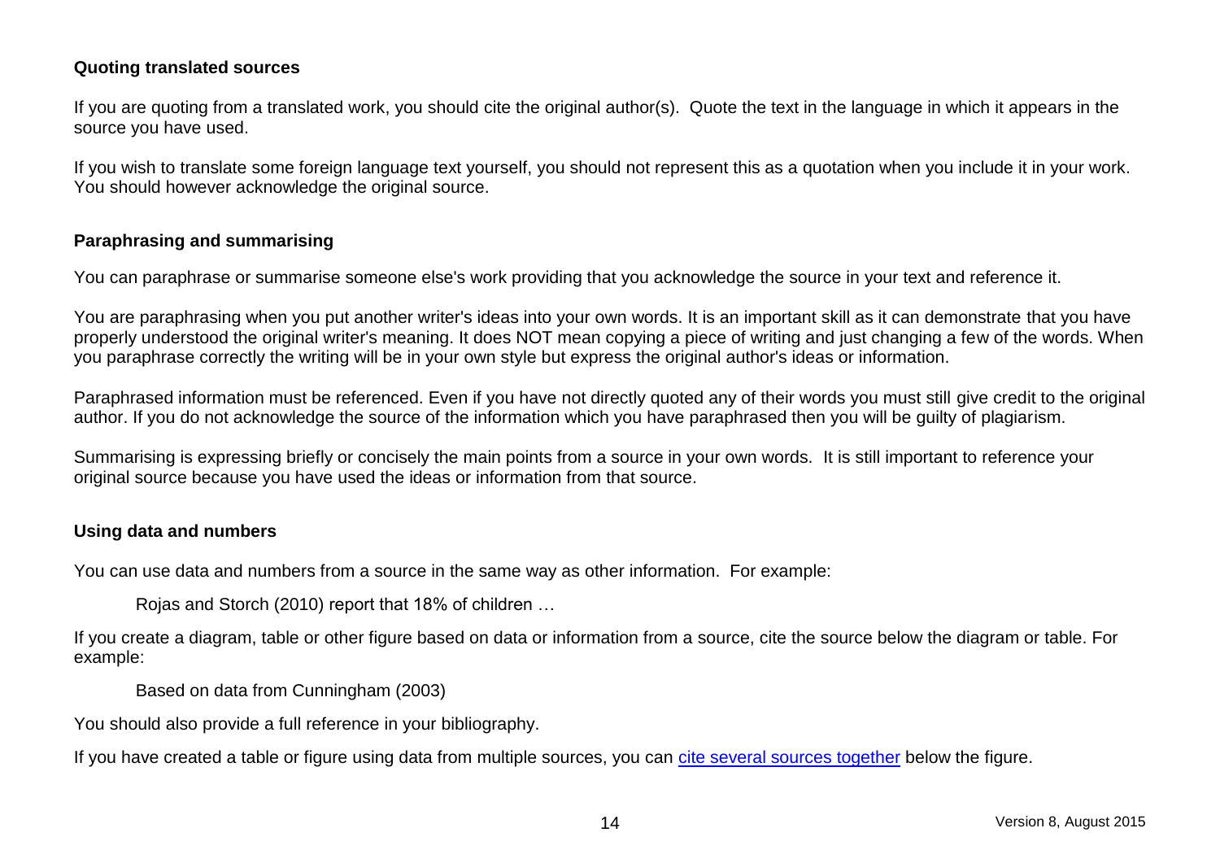**Quoting translated sources**

If you are quoting from a translated work, you should cite the original author(s). Quote the text in the language in which it appears in the source you have used.

If you wish to translate some foreign language text yourself, you should not represent this as a quotation when you include it in your work. You should however acknowledge the original source.

**Paraphrasing and summarising**

You can paraphrase or summarise someone else's work providing that you acknowledge the source in your text and reference it.

You are paraphrasing when you put another writer's ideas into your own words. It is an important skill as it can demonstrate that you have properly understood the original writer's meaning. It does NOT mean copying a piece of writing and just changing a few of the words. When you paraphrase correctly the writing will be in your own style but express the original author's ideas or information.

Paraphrased information must be referenced. Even if you have not directly quoted any of their words you must still give credit to the original author. If you do not acknowledge the source of the information which you have paraphrased then you will be guilty of plagiarism.

Summarising is expressing briefly or concisely the main points from a source in your own words. It is still important to reference your original source because you have used the ideas or information from that source.

**Using data and numbers**

You can use data and numbers from a source in the same way as other information. For example:

> Rojas and Storch (2010) report that 18% of children …

If you create a diagram, table or other figure based on data or information from a source, cite the source below the diagram or table. For example:

> Based on data from Cunningham (2003)

You should also provide a full reference in your bibliography.

If you have created a table or figure using data from multiple sources, you can cite several sources together below the figure.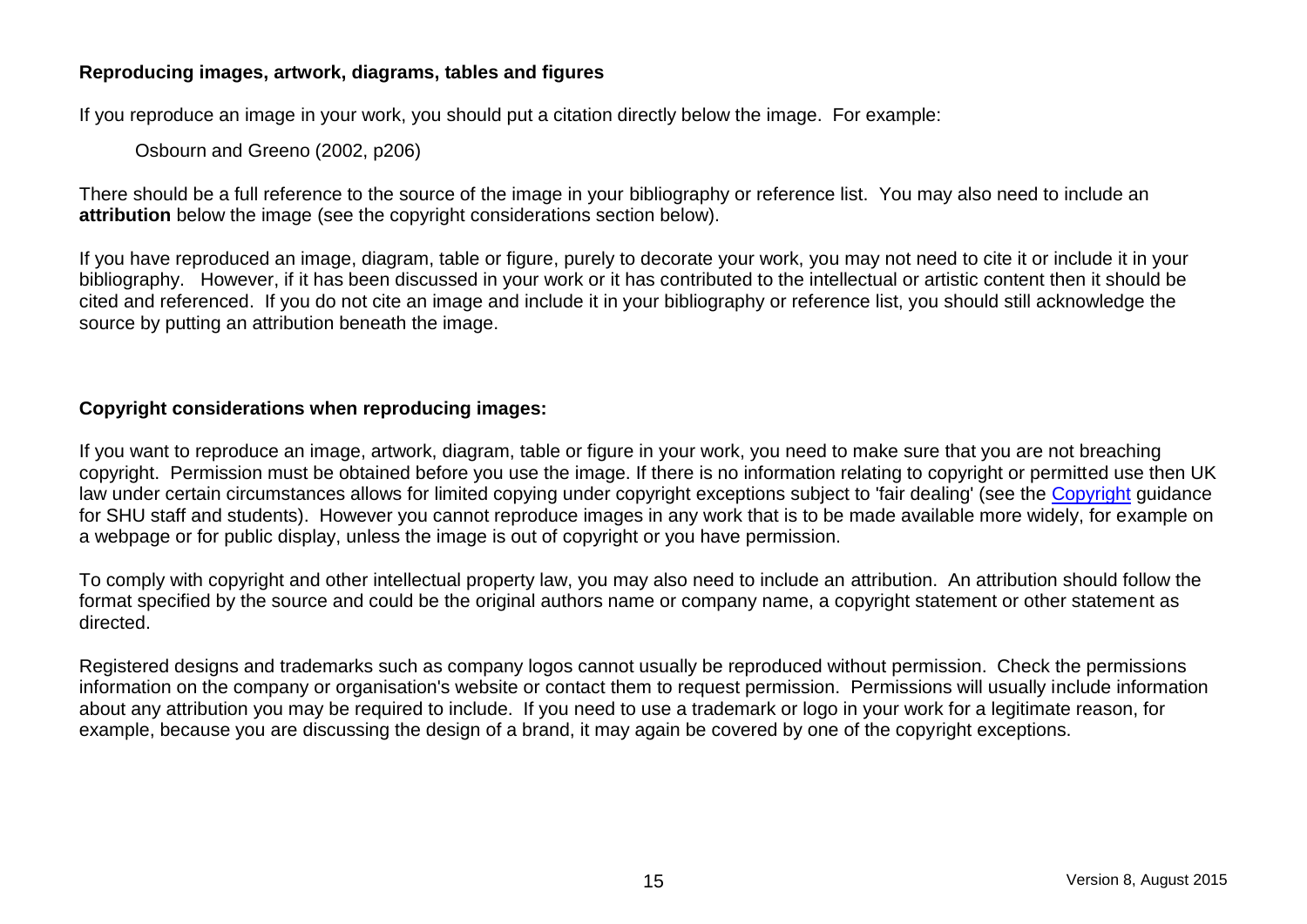**Reproducing images, artwork, diagrams, tables and figures**

If you reproduce an image in your work, you should put a citation directly below the image. For example:

> Osbourn and Greeno (2002, p206)

There should be a full reference to the source of the image in your bibliography or reference list. You may also need to include an **attribution** below the image (see the copyright considerations section below).

If you have reproduced an image, diagram, table or figure, purely to decorate your work, you may not need to cite it or include it in your bibliography. However, if it has been discussed in your work or it has contributed to the intellectual or artistic content then it should be cited and referenced. If you do not cite an image and include it in your bibliography or reference list, you should still acknowledge the source by putting an attribution beneath the image.

**Copyright considerations when reproducing images:**

If you want to reproduce an image, artwork, diagram, table or figure in your work, you need to make sure that you are not breaching copyright. Permission must be obtained before you use the image. If there is no information relating to copyright or permitted use then UK law under certain circumstances allows for limited copying under copyright exceptions subject to 'fair dealing' (see the Copyright guidance for SHU staff and students). However you cannot reproduce images in any work that is to be made available more widely, for example on a webpage or for public display, unless the image is out of copyright or you have permission.

To comply with copyright and other intellectual property law, you may also need to include an attribution. An attribution should follow the format specified by the source and could be the original authors name or company name, a copyright statement or other statement as directed.

Registered designs and trademarks such as company logos cannot usually be reproduced without permission. Check the permissions information on the company or organisation's website or contact them to request permission. Permissions will usually include information about any attribution you may be required to include. If you need to use a trademark or logo in your work for a legitimate reason, for example, because you are discussing the design of a brand, it may again be covered by one of the copyright exceptions.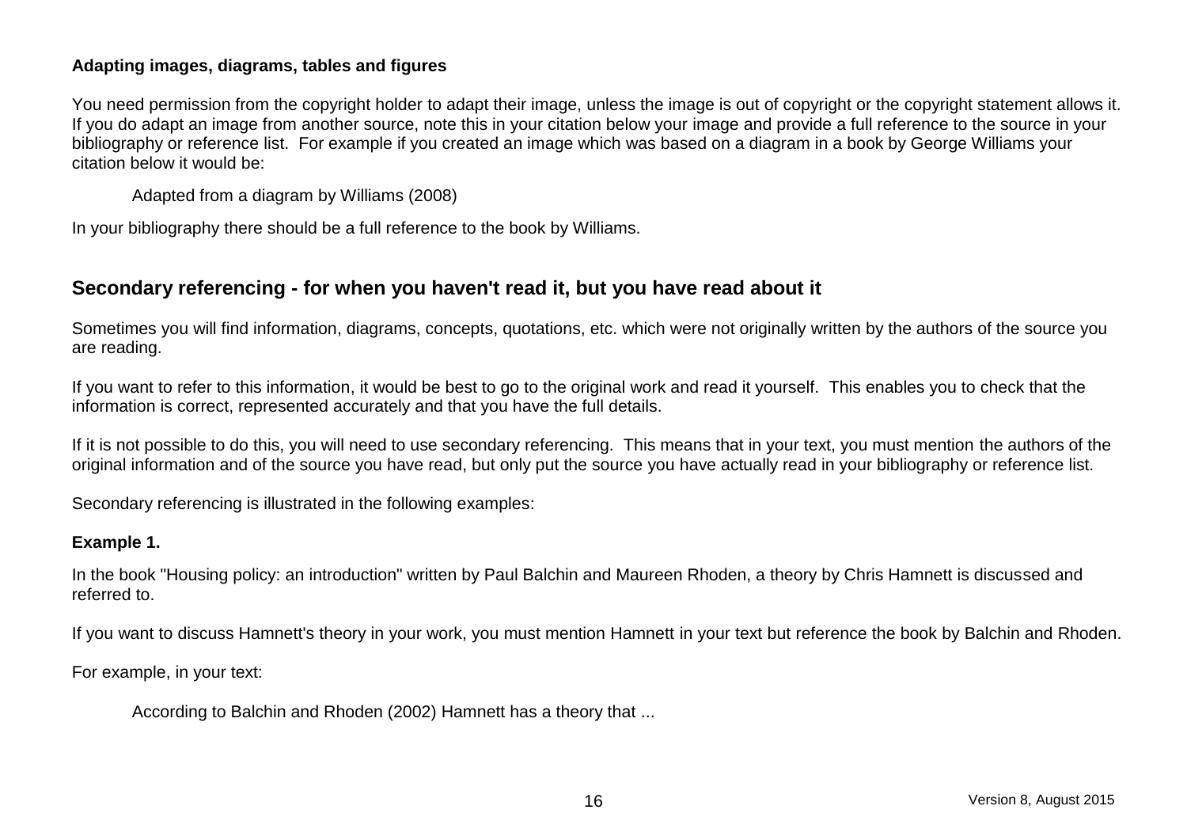**Adapting images, diagrams, tables and figures**

You need permission from the copyright holder to adapt their image, unless the image is out of copyright or the copyright statement allows it. If you do adapt an image from another source, note this in your citation below your image and provide a full reference to the source in your bibliography or reference list. For example if you created an image which was based on a diagram in a book by George Williams your citation below it would be:

> Adapted from a diagram by Williams (2008)

In your bibliography there should be a full reference to the book by Williams.

## Secondary referencing - for when you haven't read it, but you have read about it

Sometimes you will find information, diagrams, concepts, quotations, etc. which were not originally written by the authors of the source you are reading.

If you want to refer to this information, it would be best to go to the original work and read it yourself. This enables you to check that the information is correct, represented accurately and that you have the full details.

If it is not possible to do this, you will need to use secondary referencing. This means that in your text, you must mention the authors of the original information and of the source you have read, but only put the source you have actually read in your bibliography or reference list.

Secondary referencing is illustrated in the following examples:

**Example 1.**

In the book "Housing policy: an introduction" written by Paul Balchin and Maureen Rhoden, a theory by Chris Hamnett is discussed and referred to.

If you want to discuss Hamnett's theory in your work, you must mention Hamnett in your text but reference the book by Balchin and Rhoden.

For example, in your text:

> According to Balchin and Rhoden (2002) Hamnett has a theory that ...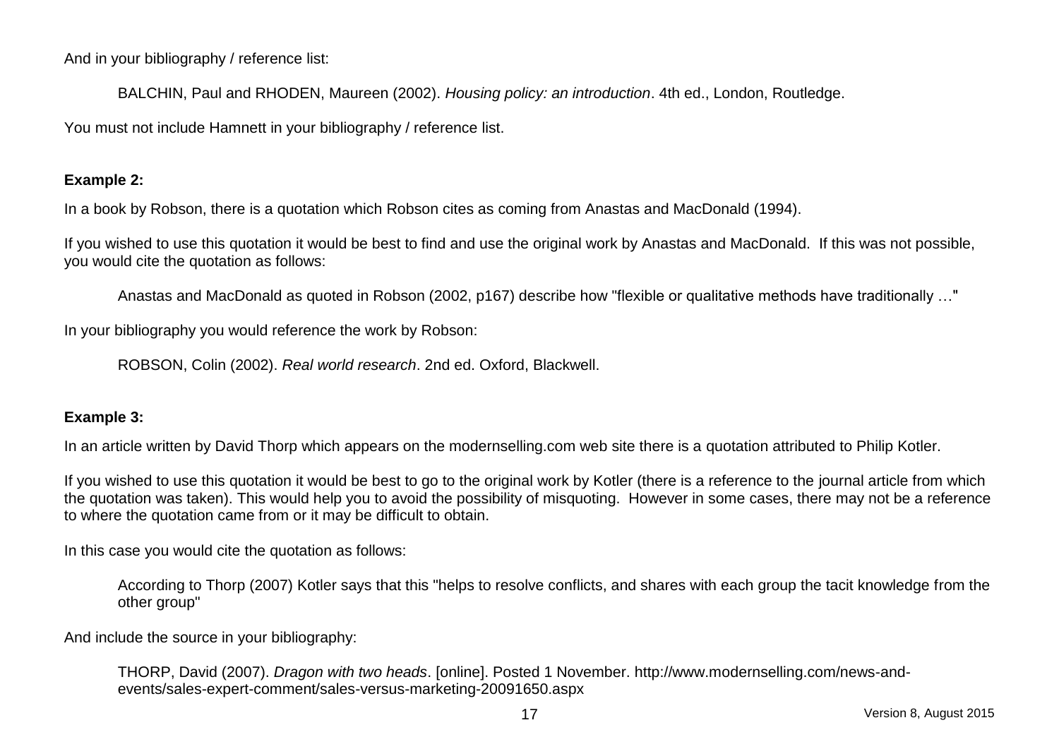And in your bibliography / reference list:

> BALCHIN, Paul and RHODEN, Maureen (2002). *Housing policy: an introduction*. 4th ed., London, Routledge.

You must not include Hamnett in your bibliography / reference list.

**Example 2:**

In a book by Robson, there is a quotation which Robson cites as coming from Anastas and MacDonald (1994).

If you wished to use this quotation it would be best to find and use the original work by Anastas and MacDonald. If this was not possible, you would cite the quotation as follows:

> Anastas and MacDonald as quoted in Robson (2002, p167) describe how "flexible or qualitative methods have traditionally …"

In your bibliography you would reference the work by Robson:

> ROBSON, Colin (2002). *Real world research*. 2nd ed. Oxford, Blackwell.

**Example 3:**

In an article written by David Thorp which appears on the modernselling.com web site there is a quotation attributed to Philip Kotler.

If you wished to use this quotation it would be best to go to the original work by Kotler (there is a reference to the journal article from which the quotation was taken). This would help you to avoid the possibility of misquoting. However in some cases, there may not be a reference to where the quotation came from or it may be difficult to obtain.

In this case you would cite the quotation as follows:

> According to Thorp (2007) Kotler says that this "helps to resolve conflicts, and shares with each group the tacit knowledge from the other group"

And include the source in your bibliography:

> THORP, David (2007). *Dragon with two heads*. [online]. Posted 1 November. http://www.modernselling.com/news-and-events/sales-expert-comment/sales-versus-marketing-20091650.aspx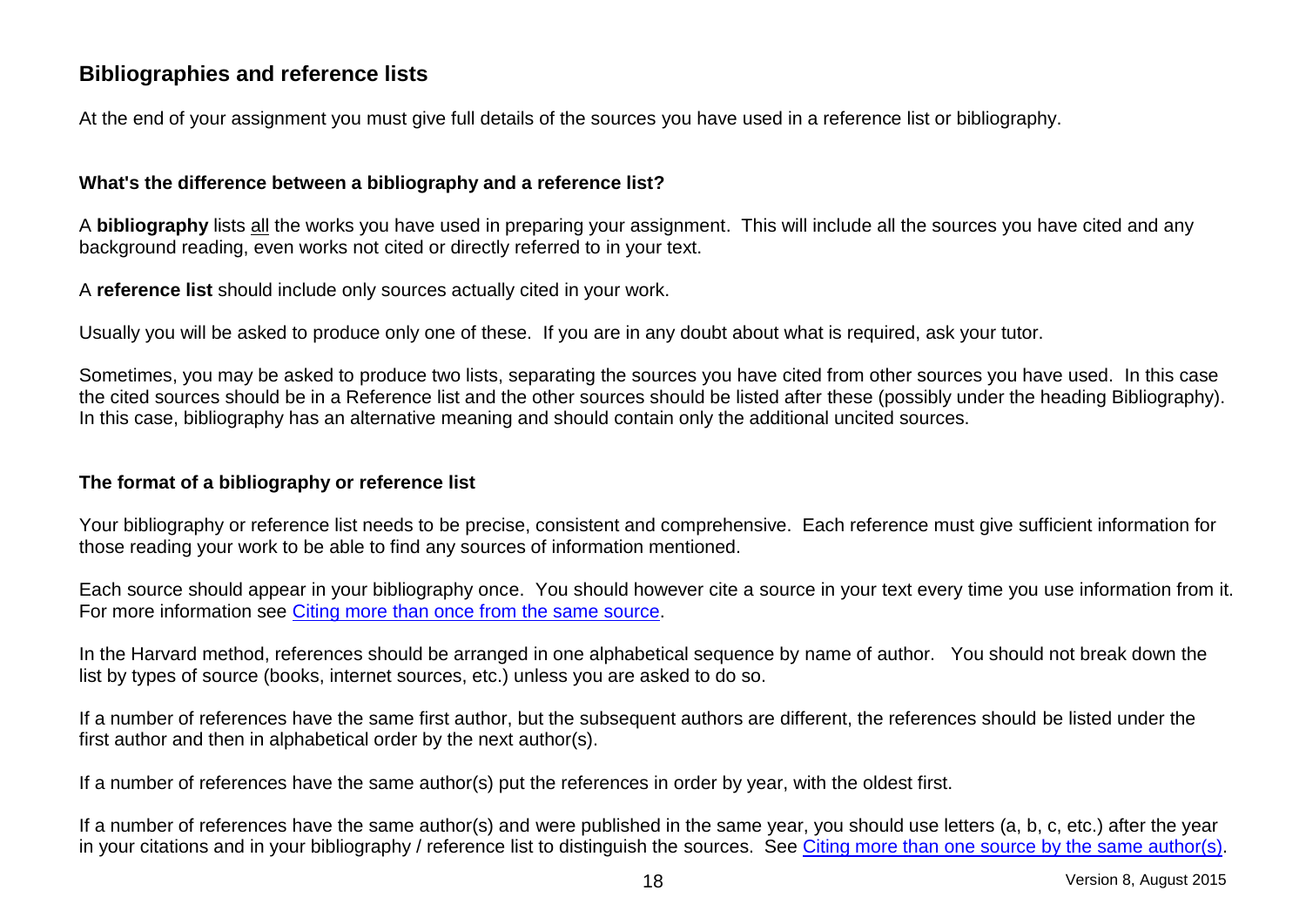## Bibliographies and reference lists

At the end of your assignment you must give full details of the sources you have used in a reference list or bibliography.

### What's the difference between a bibliography and a reference list?

A **bibliography** lists <u>all</u> the works you have used in preparing your assignment. This will include all the sources you have cited and any background reading, even works not cited or directly referred to in your text.

A **reference list** should include only sources actually cited in your work.

Usually you will be asked to produce only one of these. If you are in any doubt about what is required, ask your tutor.

Sometimes, you may be asked to produce two lists, separating the sources you have cited from other sources you have used. In this case the cited sources should be in a Reference list and the other sources should be listed after these (possibly under the heading Bibliography). In this case, bibliography has an alternative meaning and should contain only the additional uncited sources.

### The format of a bibliography or reference list

Your bibliography or reference list needs to be precise, consistent and comprehensive. Each reference must give sufficient information for those reading your work to be able to find any sources of information mentioned.

Each source should appear in your bibliography once. You should however cite a source in your text every time you use information from it. For more information see Citing more than once from the same source.

In the Harvard method, references should be arranged in one alphabetical sequence by name of author. You should not break down the list by types of source (books, internet sources, etc.) unless you are asked to do so.

If a number of references have the same first author, but the subsequent authors are different, the references should be listed under the first author and then in alphabetical order by the next author(s).

If a number of references have the same author(s) put the references in order by year, with the oldest first.

If a number of references have the same author(s) and were published in the same year, you should use letters (a, b, c, etc.) after the year in your citations and in your bibliography / reference list to distinguish the sources. See Citing more than one source by the same author(s).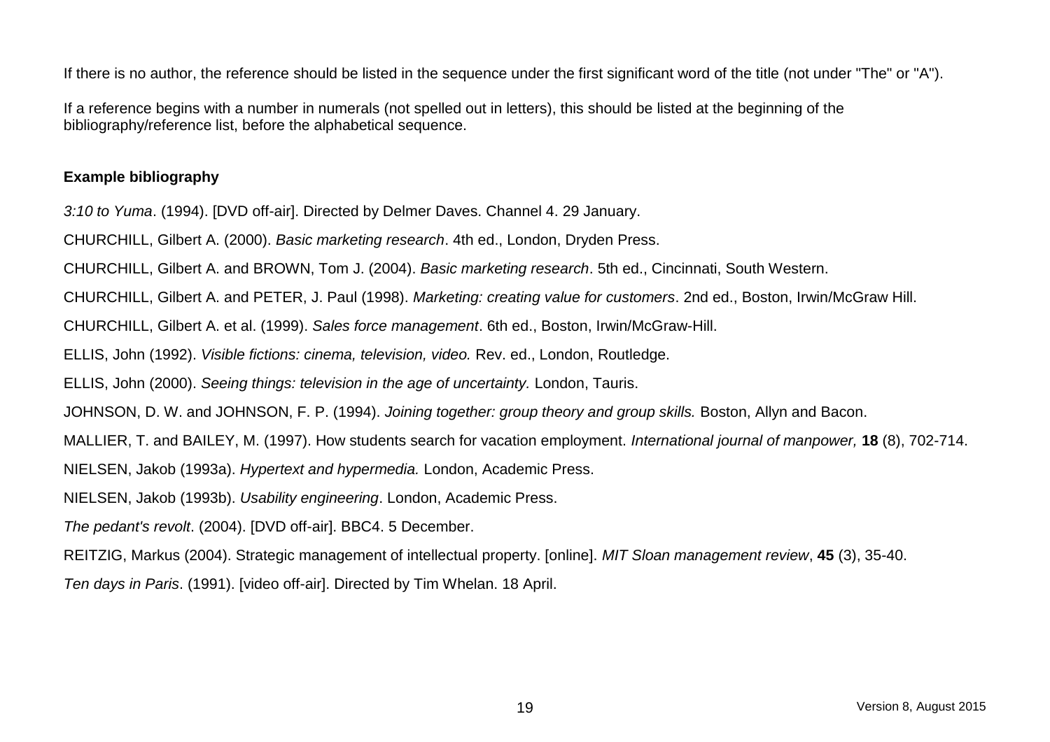If there is no author, the reference should be listed in the sequence under the first significant word of the title (not under "The" or "A").

If a reference begins with a number in numerals (not spelled out in letters), this should be listed at the beginning of the bibliography/reference list, before the alphabetical sequence.

**Example bibliography**

*3:10 to Yuma*. (1994). [DVD off-air]. Directed by Delmer Daves. Channel 4. 29 January.

CHURCHILL, Gilbert A. (2000). *Basic marketing research*. 4th ed., London, Dryden Press.

CHURCHILL, Gilbert A. and BROWN, Tom J. (2004). *Basic marketing research*. 5th ed., Cincinnati, South Western.

CHURCHILL, Gilbert A. and PETER, J. Paul (1998). *Marketing: creating value for customers*. 2nd ed., Boston, Irwin/McGraw Hill.

CHURCHILL, Gilbert A. et al. (1999). *Sales force management*. 6th ed., Boston, Irwin/McGraw-Hill.

ELLIS, John (1992). *Visible fictions: cinema, television, video.* Rev. ed., London, Routledge.

ELLIS, John (2000). *Seeing things: television in the age of uncertainty.* London, Tauris.

JOHNSON, D. W. and JOHNSON, F. P. (1994). *Joining together: group theory and group skills.* Boston, Allyn and Bacon.

MALLIER, T. and BAILEY, M. (1997). How students search for vacation employment. *International journal of manpower,* **18** (8), 702-714.

NIELSEN, Jakob (1993a). *Hypertext and hypermedia.* London, Academic Press.

NIELSEN, Jakob (1993b). *Usability engineering*. London, Academic Press.

*The pedant's revolt*. (2004). [DVD off-air]. BBC4. 5 December.

REITZIG, Markus (2004). Strategic management of intellectual property. [online]. *MIT Sloan management review*, **45** (3), 35-40.

*Ten days in Paris*. (1991). [video off-air]. Directed by Tim Whelan. 18 April.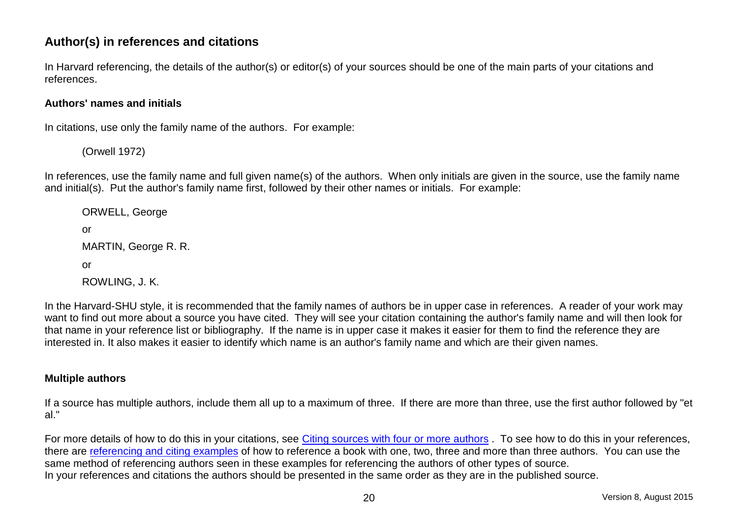## Author(s) in references and citations

In Harvard referencing, the details of the author(s) or editor(s) of your sources should be one of the main parts of your citations and references.

### Authors' names and initials

In citations, use only the family name of the authors. For example:

(Orwell 1972)

In references, use the family name and full given name(s) of the authors. When only initials are given in the source, use the family name and initial(s). Put the author's family name first, followed by their other names or initials. For example:

ORWELL, George

or

MARTIN, George R. R.

or

ROWLING, J. K.

In the Harvard-SHU style, it is recommended that the family names of authors be in upper case in references. A reader of your work may want to find out more about a source you have cited. They will see your citation containing the author's family name and will then look for that name in your reference list or bibliography. If the name is in upper case it makes it easier for them to find the reference they are interested in. It also makes it easier to identify which name is an author's family name and which are their given names.

### Multiple authors

If a source has multiple authors, include them all up to a maximum of three. If there are more than three, use the first author followed by "et al."

For more details of how to do this in your citations, see Citing sources with four or more authors . To see how to do this in your references, there are referencing and citing examples of how to reference a book with one, two, three and more than three authors. You can use the same method of referencing authors seen in these examples for referencing the authors of other types of source.
In your references and citations the authors should be presented in the same order as they are in the published source.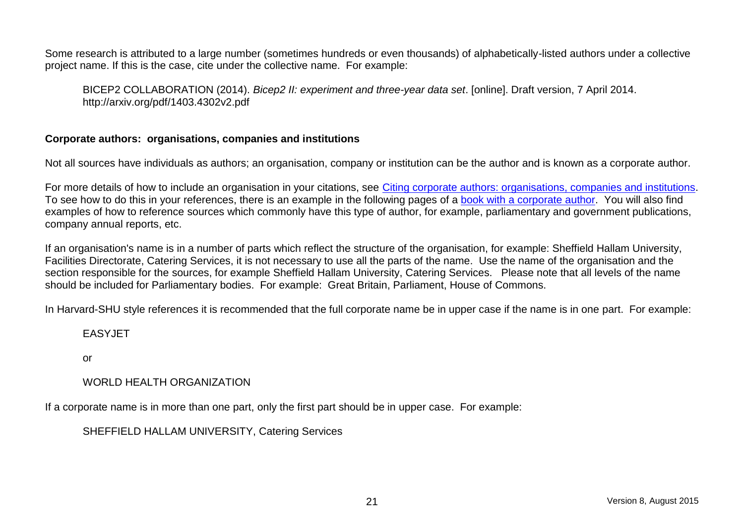Some research is attributed to a large number (sometimes hundreds or even thousands) of alphabetically-listed authors under a collective project name. If this is the case, cite under the collective name. For example:

> BICEP2 COLLABORATION (2014). *Bicep2 II: experiment and three-year data set*. [online]. Draft version, 7 April 2014. http://arxiv.org/pdf/1403.4302v2.pdf

**Corporate authors: organisations, companies and institutions**

Not all sources have individuals as authors; an organisation, company or institution can be the author and is known as a corporate author.

For more details of how to include an organisation in your citations, see Citing corporate authors: organisations, companies and institutions. To see how to do this in your references, there is an example in the following pages of a book with a corporate author. You will also find examples of how to reference sources which commonly have this type of author, for example, parliamentary and government publications, company annual reports, etc.

If an organisation's name is in a number of parts which reflect the structure of the organisation, for example: Sheffield Hallam University, Facilities Directorate, Catering Services, it is not necessary to use all the parts of the name. Use the name of the organisation and the section responsible for the sources, for example Sheffield Hallam University, Catering Services. Please note that all levels of the name should be included for Parliamentary bodies. For example: Great Britain, Parliament, House of Commons.

In Harvard-SHU style references it is recommended that the full corporate name be in upper case if the name is in one part. For example:

> EASYJET
>
> or
>
> WORLD HEALTH ORGANIZATION

If a corporate name is in more than one part, only the first part should be in upper case. For example:

> SHEFFIELD HALLAM UNIVERSITY, Catering Services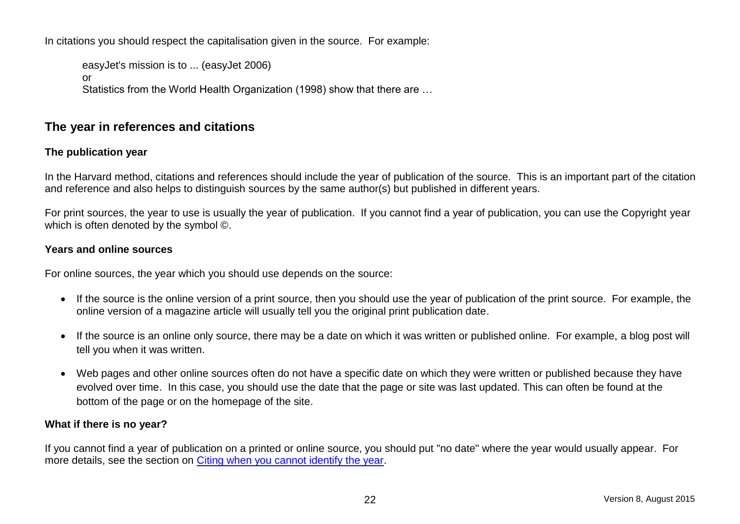In citations you should respect the capitalisation given in the source. For example:

> easyJet's mission is to ... (easyJet 2006)
> or
> Statistics from the World Health Organization (1998) show that there are …

## The year in references and citations

### The publication year

In the Harvard method, citations and references should include the year of publication of the source. This is an important part of the citation and reference and also helps to distinguish sources by the same author(s) but published in different years.

For print sources, the year to use is usually the year of publication. If you cannot find a year of publication, you can use the Copyright year which is often denoted by the symbol ©.

### Years and online sources

For online sources, the year which you should use depends on the source:

- If the source is the online version of a print source, then you should use the year of publication of the print source. For example, the online version of a magazine article will usually tell you the original print publication date.
- If the source is an online only source, there may be a date on which it was written or published online. For example, a blog post will tell you when it was written.
- Web pages and other online sources often do not have a specific date on which they were written or published because they have evolved over time. In this case, you should use the date that the page or site was last updated. This can often be found at the bottom of the page or on the homepage of the site.

### What if there is no year?

If you cannot find a year of publication on a printed or online source, you should put "no date" where the year would usually appear. For more details, see the section on Citing when you cannot identify the year.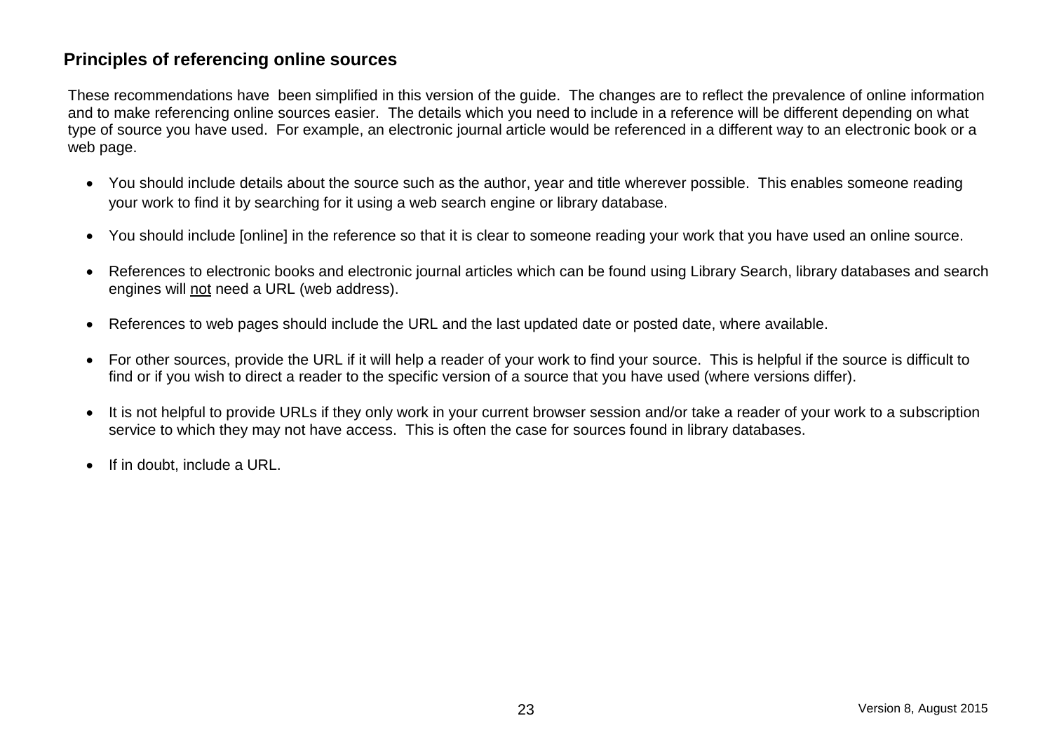## Principles of referencing online sources

These recommendations have been simplified in this version of the guide. The changes are to reflect the prevalence of online information and to make referencing online sources easier. The details which you need to include in a reference will be different depending on what type of source you have used. For example, an electronic journal article would be referenced in a different way to an electronic book or a web page.

- You should include details about the source such as the author, year and title wherever possible. This enables someone reading your work to find it by searching for it using a web search engine or library database.
- You should include [online] in the reference so that it is clear to someone reading your work that you have used an online source.
- References to electronic books and electronic journal articles which can be found using Library Search, library databases and search engines will <u>not</u> need a URL (web address).
- References to web pages should include the URL and the last updated date or posted date, where available.
- For other sources, provide the URL if it will help a reader of your work to find your source. This is helpful if the source is difficult to find or if you wish to direct a reader to the specific version of a source that you have used (where versions differ).
- It is not helpful to provide URLs if they only work in your current browser session and/or take a reader of your work to a subscription service to which they may not have access. This is often the case for sources found in library databases.
- If in doubt, include a URL.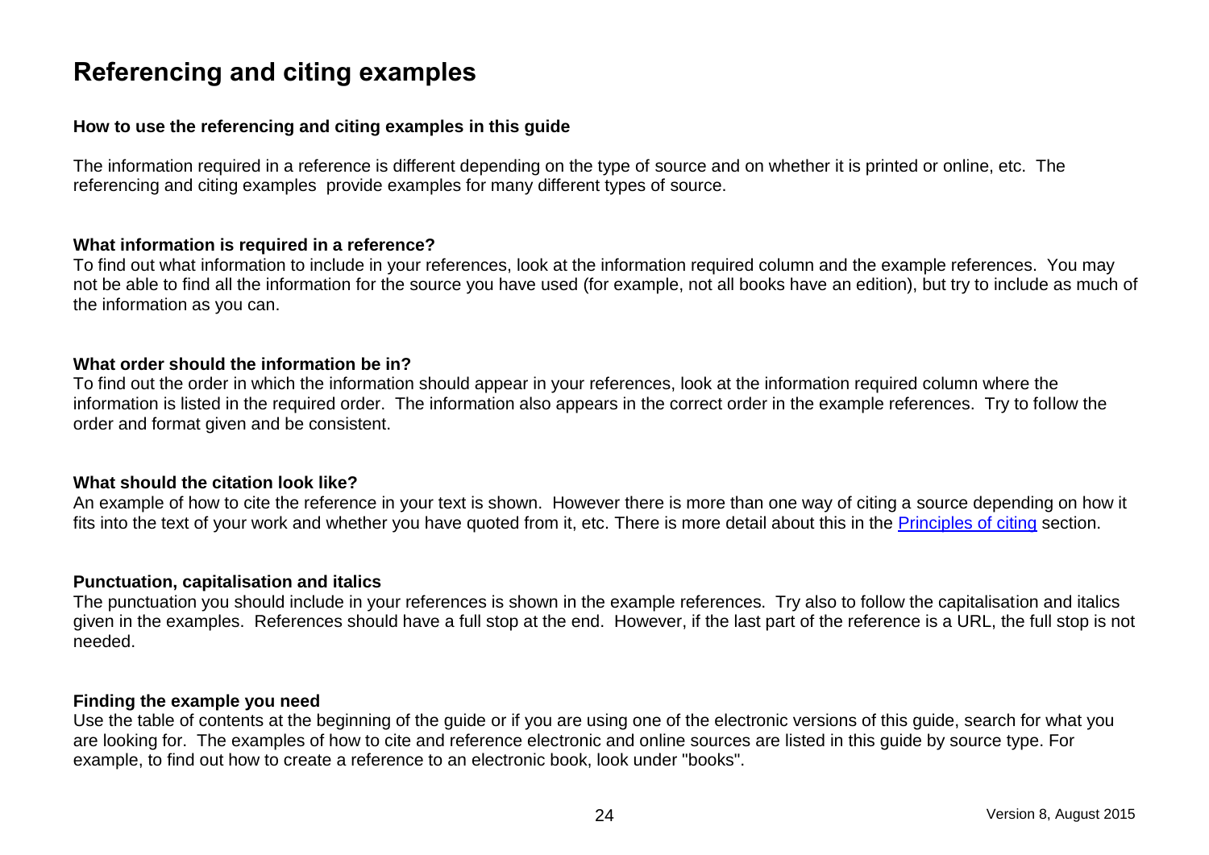# Referencing and citing examples

### How to use the referencing and citing examples in this guide

The information required in a reference is different depending on the type of source and on whether it is printed or online, etc. The referencing and citing examples provide examples for many different types of source.

### What information is required in a reference?

To find out what information to include in your references, look at the information required column and the example references. You may not be able to find all the information for the source you have used (for example, not all books have an edition), but try to include as much of the information as you can.

### What order should the information be in?

To find out the order in which the information should appear in your references, look at the information required column where the information is listed in the required order. The information also appears in the correct order in the example references. Try to follow the order and format given and be consistent.

### What should the citation look like?

An example of how to cite the reference in your text is shown. However there is more than one way of citing a source depending on how it fits into the text of your work and whether you have quoted from it, etc. There is more detail about this in the Principles of citing section.

### Punctuation, capitalisation and italics

The punctuation you should include in your references is shown in the example references. Try also to follow the capitalisation and italics given in the examples. References should have a full stop at the end. However, if the last part of the reference is a URL, the full stop is not needed.

### Finding the example you need

Use the table of contents at the beginning of the guide or if you are using one of the electronic versions of this guide, search for what you are looking for. The examples of how to cite and reference electronic and online sources are listed in this guide by source type. For example, to find out how to create a reference to an electronic book, look under "books".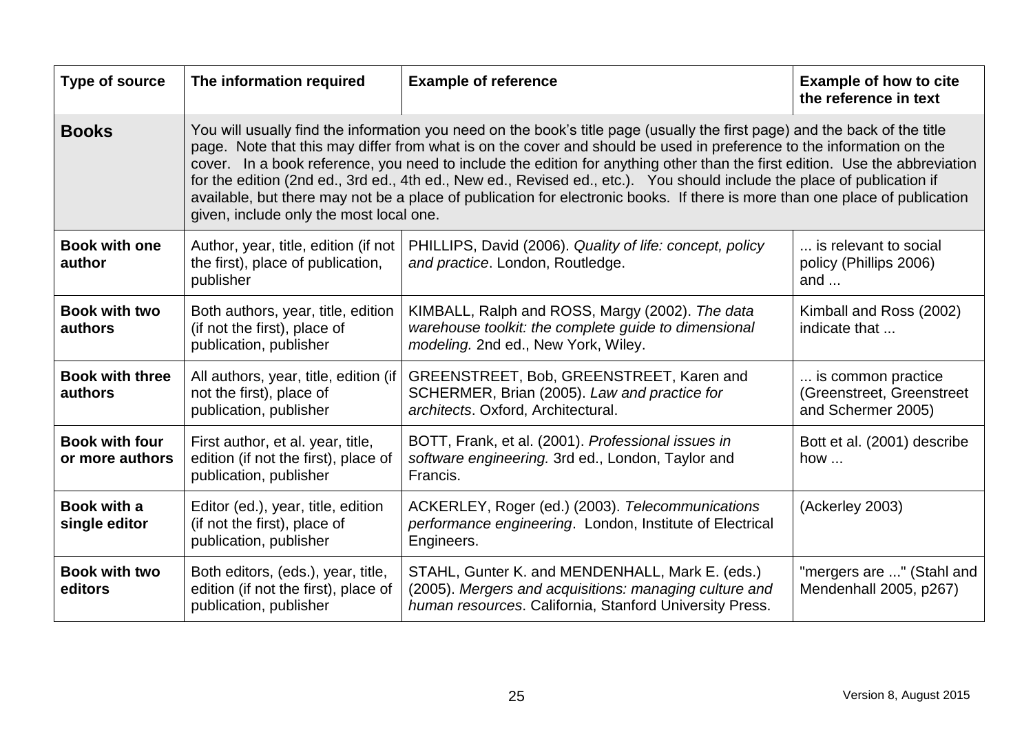| Type of source | The information required | Example of reference | Example of how to cite the reference in text |
|---|---|---|---|
| **Books** | You will usually find the information you need on the book's title page (usually the first page) and the back of the title page. Note that this may differ from what is on the cover and should be used in preference to the information on the cover. In a book reference, you need to include the edition for anything other than the first edition. Use the abbreviation for the edition (2nd ed., 3rd ed., 4th ed., New ed., Revised ed., etc.). You should include the place of publication if available, but there may not be a place of publication for electronic books. If there is more than one place of publication given, include only the most local one. | | |
| **Book with one author** | Author, year, title, edition (if not the first), place of publication, publisher | PHILLIPS, David (2006). *Quality of life: concept, policy and practice*. London, Routledge. | ... is relevant to social policy (Phillips 2006) and ... |
| **Book with two authors** | Both authors, year, title, edition (if not the first), place of publication, publisher | KIMBALL, Ralph and ROSS, Margy (2002). *The data warehouse toolkit: the complete guide to dimensional modeling.* 2nd ed., New York, Wiley. | Kimball and Ross (2002) indicate that ... |
| **Book with three authors** | All authors, year, title, edition (if not the first), place of publication, publisher | GREENSTREET, Bob, GREENSTREET, Karen and SCHERMER, Brian (2005). *Law and practice for architects*. Oxford, Architectural. | ... is common practice (Greenstreet, Greenstreet and Schermer 2005) |
| **Book with four or more authors** | First author, et al. year, title, edition (if not the first), place of publication, publisher | BOTT, Frank, et al. (2001). *Professional issues in software engineering.* 3rd ed., London, Taylor and Francis. | Bott et al. (2001) describe how ... |
| **Book with a single editor** | Editor (ed.), year, title, edition (if not the first), place of publication, publisher | ACKERLEY, Roger (ed.) (2003). *Telecommunications performance engineering*. London, Institute of Electrical Engineers. | (Ackerley 2003) |
| **Book with two editors** | Both editors, (eds.), year, title, edition (if not the first), place of publication, publisher | STAHL, Gunter K. and MENDENHALL, Mark E. (eds.) (2005). *Mergers and acquisitions: managing culture and human resources*. California, Stanford University Press. | "mergers are ..." (Stahl and Mendenhall 2005, p267) |

Version 8, August 2015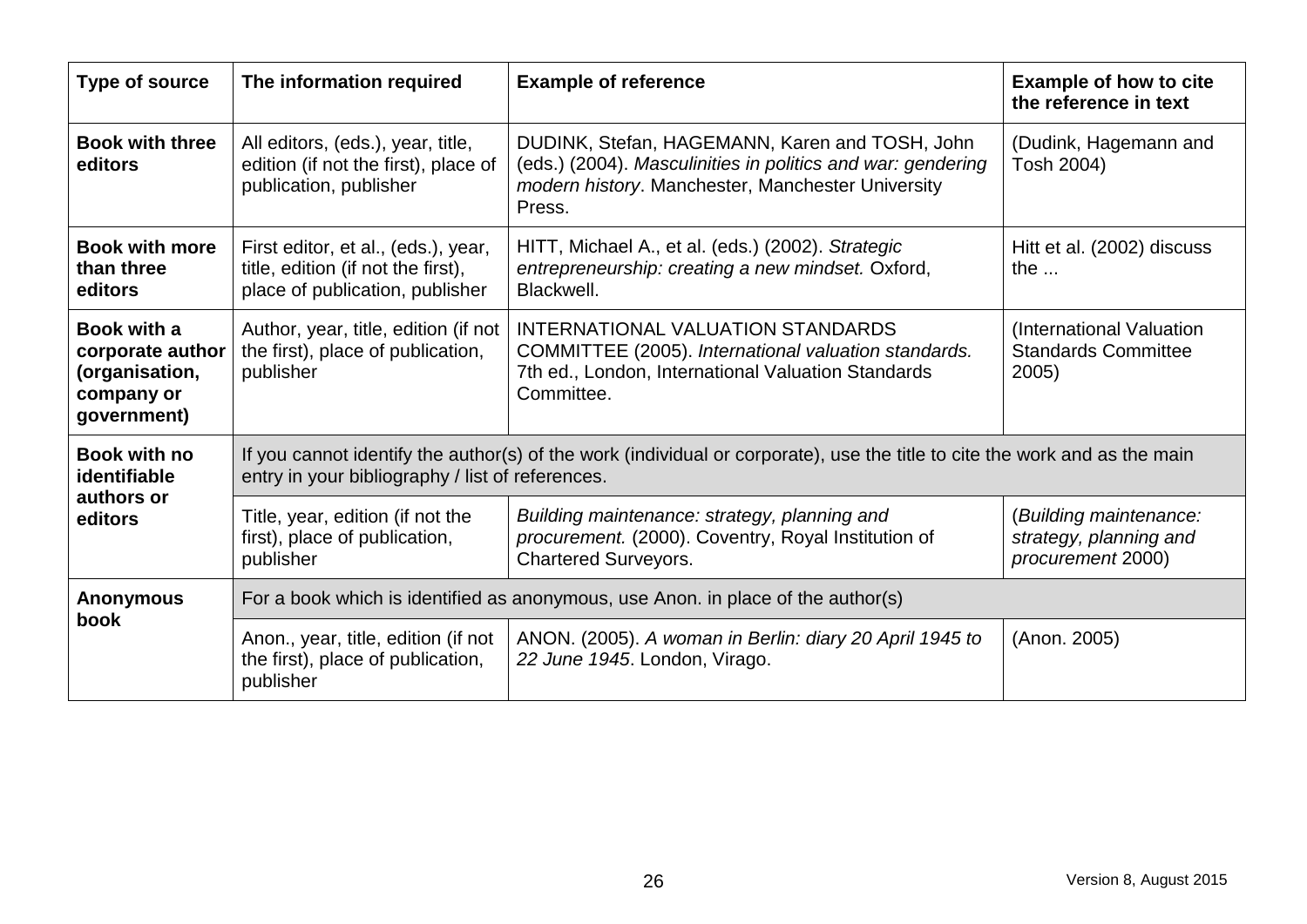| Type of source | The information required | Example of reference | Example of how to cite the reference in text |
|---|---|---|---|
| **Book with three editors** | All editors, (eds.), year, title, edition (if not the first), place of publication, publisher | DUDINK, Stefan, HAGEMANN, Karen and TOSH, John (eds.) (2004). *Masculinities in politics and war: gendering modern history*. Manchester, Manchester University Press. | (Dudink, Hagemann and Tosh 2004) |
| **Book with more than three editors** | First editor, et al., (eds.), year, title, edition (if not the first), place of publication, publisher | HITT, Michael A., et al. (eds.) (2002). *Strategic entrepreneurship: creating a new mindset.* Oxford, Blackwell. | Hitt et al. (2002) discuss the ... |
| **Book with a corporate author (organisation, company or government)** | Author, year, title, edition (if not the first), place of publication, publisher | INTERNATIONAL VALUATION STANDARDS COMMITTEE (2005). *International valuation standards.* 7th ed., London, International Valuation Standards Committee. | (International Valuation Standards Committee 2005) |
| **Book with no identifiable authors or editors** | If you cannot identify the author(s) of the work (individual or corporate), use the title to cite the work and as the main entry in your bibliography / list of references. | | |
| | Title, year, edition (if not the first), place of publication, publisher | *Building maintenance: strategy, planning and procurement.* (2000). Coventry, Royal Institution of Chartered Surveyors. | (*Building maintenance: strategy, planning and procurement* 2000) |
| **Anonymous book** | For a book which is identified as anonymous, use Anon. in place of the author(s) | | |
| | Anon., year, title, edition (if not the first), place of publication, publisher | ANON. (2005). *A woman in Berlin: diary 20 April 1945 to 22 June 1945*. London, Virago. | (Anon. 2005) |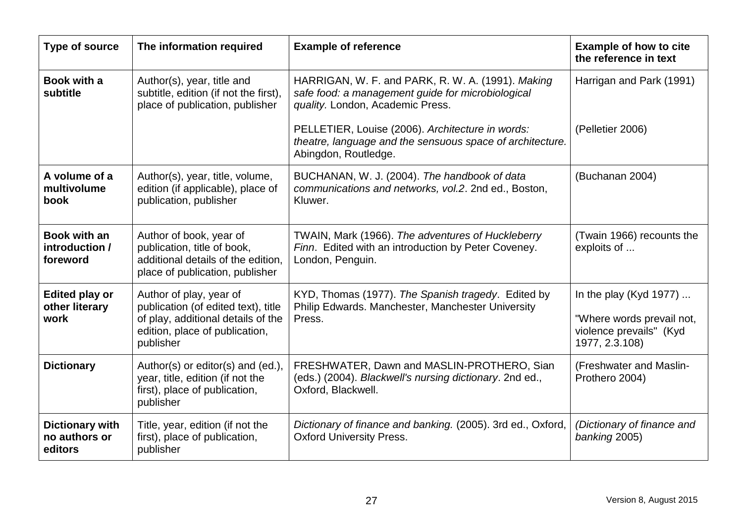| Type of source | The information required | Example of reference | Example of how to cite the reference in text |
|---|---|---|---|
| **Book with a subtitle** | Author(s), year, title and subtitle, edition (if not the first), place of publication, publisher | HARRIGAN, W. F. and PARK, R. W. A. (1991). *Making safe food: a management guide for microbiological quality.* London, Academic Press.<br><br>PELLETIER, Louise (2006). *Architecture in words: theatre, language and the sensuous space of architecture.* Abingdon, Routledge. | Harrigan and Park (1991)<br><br>(Pelletier 2006) |
| **A volume of a multivolume book** | Author(s), year, title, volume, edition (if applicable), place of publication, publisher | BUCHANAN, W. J. (2004). *The handbook of data communications and networks, vol.2*. 2nd ed., Boston, Kluwer. | (Buchanan 2004) |
| **Book with an introduction / foreword** | Author of book, year of publication, title of book, additional details of the edition, place of publication, publisher | TWAIN, Mark (1966). *The adventures of Huckleberry Finn*. Edited with an introduction by Peter Coveney. London, Penguin. | (Twain 1966) recounts the exploits of ... |
| **Edited play or other literary work** | Author of play, year of publication (of edited text), title of play, additional details of the edition, place of publication, publisher | KYD, Thomas (1977). *The Spanish tragedy*. Edited by Philip Edwards. Manchester, Manchester University Press. | In the play (Kyd 1977) ...<br><br>"Where words prevail not, violence prevails" (Kyd 1977, 2.3.108) |
| **Dictionary** | Author(s) or editor(s) and (ed.), year, title, edition (if not the first), place of publication, publisher | FRESHWATER, Dawn and MASLIN-PROTHERO, Sian (eds.) (2004). *Blackwell's nursing dictionary*. 2nd ed., Oxford, Blackwell. | (Freshwater and Maslin-Prothero 2004) |
| **Dictionary with no authors or editors** | Title, year, edition (if not the first), place of publication, publisher | *Dictionary of finance and banking.* (2005). 3rd ed., Oxford, Oxford University Press. | *(Dictionary of finance and banking* 2005) |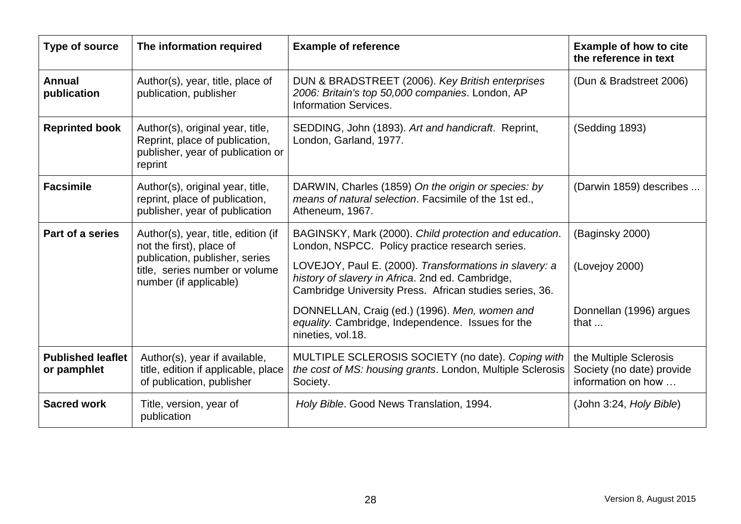| Type of source | The information required | Example of reference | Example of how to cite the reference in text |
|---|---|---|---|
| **Annual publication** | Author(s), year, title, place of publication, publisher | DUN & BRADSTREET (2006). *Key British enterprises 2006: Britain's top 50,000 companies*. London, AP Information Services. | (Dun & Bradstreet 2006) |
| **Reprinted book** | Author(s), original year, title, Reprint, place of publication, publisher, year of publication or reprint | SEDDING, John (1893). *Art and handicraft*. Reprint, London, Garland, 1977. | (Sedding 1893) |
| **Facsimile** | Author(s), original year, title, reprint, place of publication, publisher, year of publication | DARWIN, Charles (1859) *On the origin or species: by means of natural selection*. Facsimile of the 1st ed., Atheneum, 1967. | (Darwin 1859) describes ... |
| **Part of a series** | Author(s), year, title, edition (if not the first), place of publication, publisher, series title, series number or volume number (if applicable) | BAGINSKY, Mark (2000). *Child protection and education*. London, NSPCC. Policy practice research series. | (Baginsky 2000) |
| | | LOVEJOY, Paul E. (2000). *Transformations in slavery: a history of slavery in Africa*. 2nd ed. Cambridge, Cambridge University Press. African studies series, 36. | (Lovejoy 2000) |
| | | DONNELLAN, Craig (ed.) (1996). *Men, women and equality.* Cambridge, Independence. Issues for the nineties, vol.18. | Donnellan (1996) argues that ... |
| **Published leaflet or pamphlet** | Author(s), year if available, title, edition if applicable, place of publication, publisher | MULTIPLE SCLEROSIS SOCIETY (no date). *Coping with the cost of MS: housing grants*. London, Multiple Sclerosis Society. | the Multiple Sclerosis Society (no date) provide information on how … |
| **Sacred work** | Title, version, year of publication | *Holy Bible*. Good News Translation, 1994. | (John 3:24, *Holy Bible*) |

Version 8, August 2015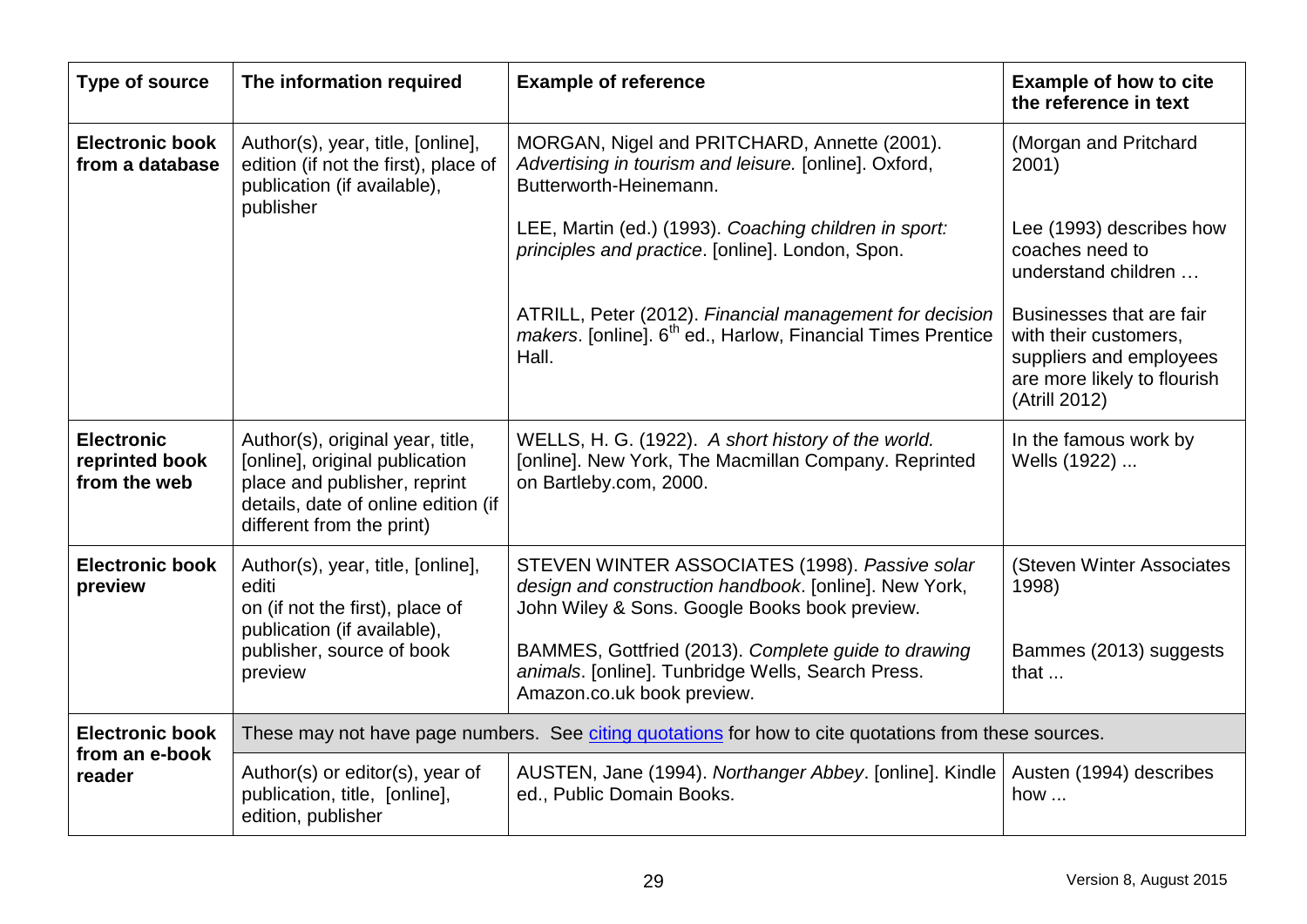| Type of source | The information required | Example of reference | Example of how to cite the reference in text |
|---|---|---|---|
| **Electronic book from a database** | Author(s), year, title, [online], edition (if not the first), place of publication (if available), publisher | MORGAN, Nigel and PRITCHARD, Annette (2001). *Advertising in tourism and leisure.* [online]. Oxford, Butterworth-Heinemann. | (Morgan and Pritchard 2001) |
| | | LEE, Martin (ed.) (1993). *Coaching children in sport: principles and practice*. [online]. London, Spon. | Lee (1993) describes how coaches need to understand children … |
| | | ATRILL, Peter (2012). *Financial management for decision makers*. [online]. 6th ed., Harlow, Financial Times Prentice Hall. | Businesses that are fair with their customers, suppliers and employees are more likely to flourish (Atrill 2012) |
| **Electronic reprinted book from the web** | Author(s), original year, title, [online], original publication place and publisher, reprint details, date of online edition (if different from the print) | WELLS, H. G. (1922). *A short history of the world.* [online]. New York, The Macmillan Company. Reprinted on Bartleby.com, 2000. | In the famous work by Wells (1922) ... |
| **Electronic book preview** | Author(s), year, title, [online], editi on (if not the first), place of publication (if available), publisher, source of book preview | STEVEN WINTER ASSOCIATES (1998). *Passive solar design and construction handbook*. [online]. New York, John Wiley & Sons. Google Books book preview. | (Steven Winter Associates 1998) |
| | | BAMMES, Gottfried (2013). *Complete guide to drawing animals*. [online]. Tunbridge Wells, Search Press. Amazon.co.uk book preview. | Bammes (2013) suggests that ... |
| **Electronic book from an e-book reader** | These may not have page numbers. See citing quotations for how to cite quotations from these sources. | | |
| | Author(s) or editor(s), year of publication, title, [online], edition, publisher | AUSTEN, Jane (1994). *Northanger Abbey*. [online]. Kindle ed., Public Domain Books. | Austen (1994) describes how ... |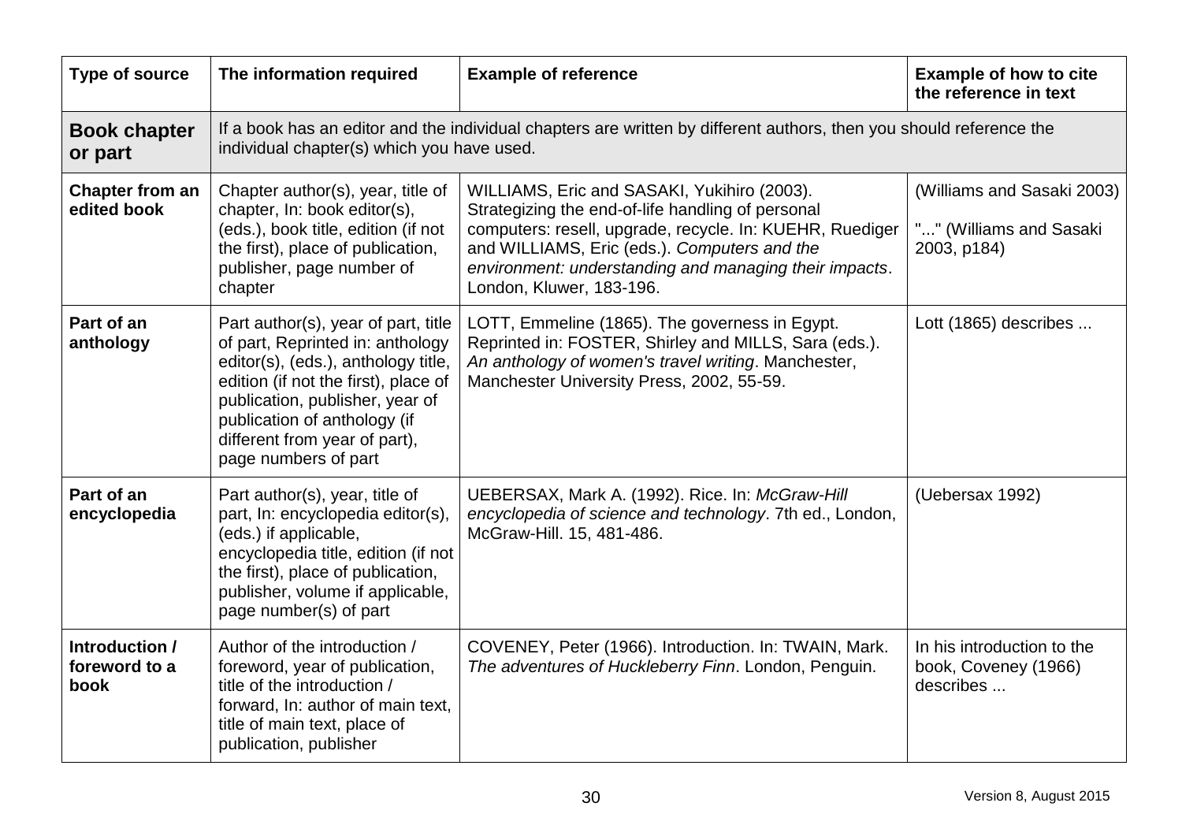| Type of source | The information required | Example of reference | Example of how to cite the reference in text |
|---|---|---|---|
| **Book chapter or part** | If a book has an editor and the individual chapters are written by different authors, then you should reference the individual chapter(s) which you have used. | | |
| **Chapter from an edited book** | Chapter author(s), year, title of chapter, In: book editor(s), (eds.), book title, edition (if not the first), place of publication, publisher, page number of chapter | WILLIAMS, Eric and SASAKI, Yukihiro (2003). Strategizing the end-of-life handling of personal computers: resell, upgrade, recycle. In: KUEHR, Ruediger and WILLIAMS, Eric (eds.). *Computers and the environment: understanding and managing their impacts*. London, Kluwer, 183-196. | (Williams and Sasaki 2003)<br><br>"..." (Williams and Sasaki 2003, p184) |
| **Part of an anthology** | Part author(s), year of part, title of part, Reprinted in: anthology editor(s), (eds.), anthology title, edition (if not the first), place of publication, publisher, year of publication of anthology (if different from year of part), page numbers of part | LOTT, Emmeline (1865). The governess in Egypt. Reprinted in: FOSTER, Shirley and MILLS, Sara (eds.). *An anthology of women's travel writing*. Manchester, Manchester University Press, 2002, 55-59. | Lott (1865) describes ... |
| **Part of an encyclopedia** | Part author(s), year, title of part, In: encyclopedia editor(s), (eds.) if applicable, encyclopedia title, edition (if not the first), place of publication, publisher, volume if applicable, page number(s) of part | UEBERSAX, Mark A. (1992). Rice. In: *McGraw-Hill encyclopedia of science and technology*. 7th ed., London, McGraw-Hill. 15, 481-486. | (Uebersax 1992) |
| **Introduction / foreword to a book** | Author of the introduction / foreword, year of publication, title of the introduction / forward, In: author of main text, title of main text, place of publication, publisher | COVENEY, Peter (1966). Introduction. In: TWAIN, Mark. *The adventures of Huckleberry Finn*. London, Penguin. | In his introduction to the book, Coveney (1966) describes ... |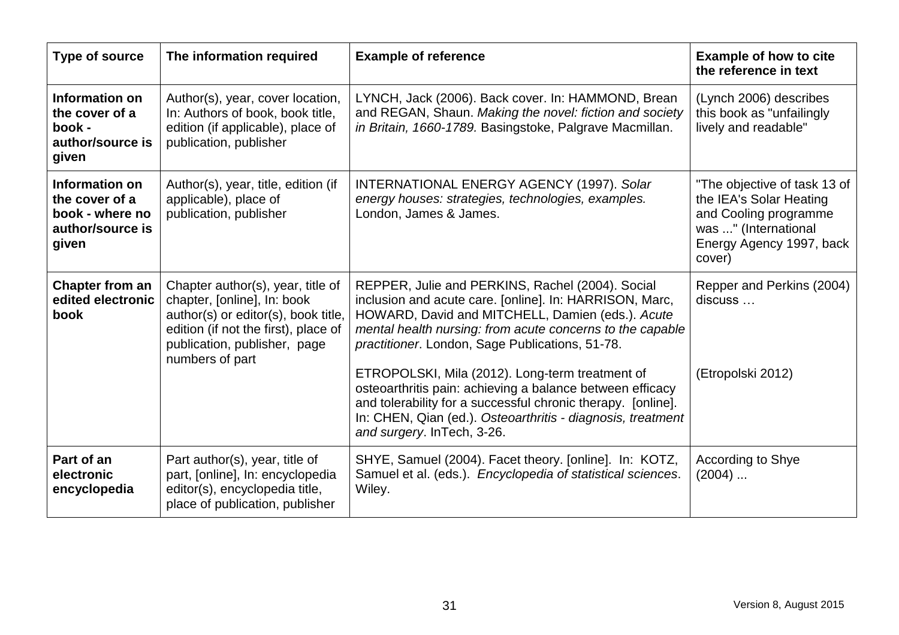| **Type of source** | **The information required** | **Example of reference** | **Example of how to cite the reference in text** |
| --- | --- | --- | --- |
| **Information on the cover of a book - author/source is given** | Author(s), year, cover location, In: Authors of book, book title, edition (if applicable), place of publication, publisher | LYNCH, Jack (2006). Back cover. In: HAMMOND, Brean and REGAN, Shaun. *Making the novel: fiction and society in Britain, 1660-1789.* Basingstoke, Palgrave Macmillan. | (Lynch 2006) describes this book as "unfailingly lively and readable" |
| **Information on the cover of a book - where no author/source is given** | Author(s), year, title, edition (if applicable), place of publication, publisher | INTERNATIONAL ENERGY AGENCY (1997). *Solar energy houses: strategies, technologies, examples.* London, James & James. | "The objective of task 13 of the IEA's Solar Heating and Cooling programme was ..." (International Energy Agency 1997, back cover) |
| **Chapter from an edited electronic book** | Chapter author(s), year, title of chapter, [online], In: book author(s) or editor(s), book title, edition (if not the first), place of publication, publisher, page numbers of part | REPPER, Julie and PERKINS, Rachel (2004). Social inclusion and acute care. [online]. In: HARRISON, Marc, HOWARD, David and MITCHELL, Damien (eds.). *Acute mental health nursing: from acute concerns to the capable practitioner*. London, Sage Publications, 51-78. | Repper and Perkins (2004) discuss … |
| | | ETROPOLSKI, Mila (2012). Long-term treatment of osteoarthritis pain: achieving a balance between efficacy and tolerability for a successful chronic therapy. [online]. In: CHEN, Qian (ed.). *Osteoarthritis - diagnosis, treatment and surgery*. InTech, 3-26. | (Etropolski 2012) |
| **Part of an electronic encyclopedia** | Part author(s), year, title of part, [online], In: encyclopedia editor(s), encyclopedia title, place of publication, publisher | SHYE, Samuel (2004). Facet theory. [online]. In: KOTZ, Samuel et al. (eds.). *Encyclopedia of statistical sciences*. Wiley. | According to Shye (2004) ... |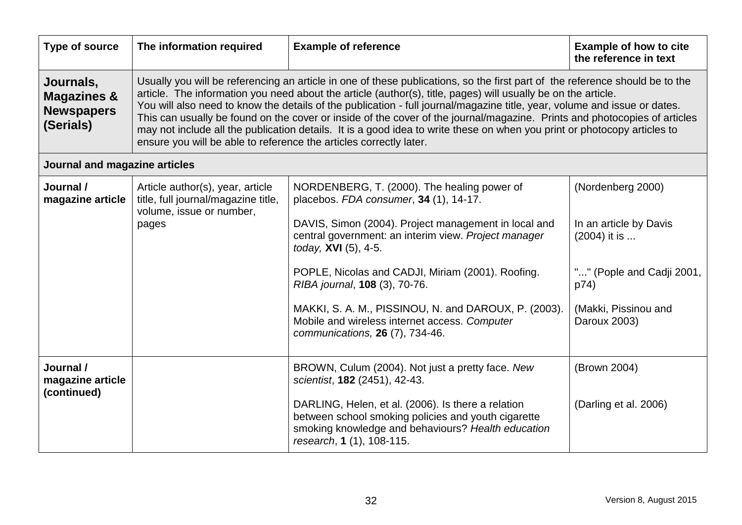| Type of source | The information required | Example of reference | Example of how to cite the reference in text |
|---|---|---|---|
| **Journals, Magazines & Newspapers (Serials)** | Usually you will be referencing an article in one of these publications, so the first part of the reference should be to the article. The information you need about the article (author(s), title, pages) will usually be on the article. You will also need to know the details of the publication - full journal/magazine title, year, volume and issue or dates. This can usually be found on the cover or inside of the cover of the journal/magazine. Prints and photocopies of articles may not include all the publication details. It is a good idea to write these on when you print or photocopy articles to ensure you will be able to reference the articles correctly later. | | |
| **Journal and magazine articles** | | | |
| **Journal / magazine article** | Article author(s), year, article title, full journal/magazine title, volume, issue or number, pages | NORDENBERG, T. (2000). The healing power of placebos. *FDA consumer*, **34** (1), 14-17. | (Nordenberg 2000) |
| | | DAVIS, Simon (2004). Project management in local and central government: an interim view. *Project manager today,* **XVI** (5), 4-5. | In an article by Davis (2004) it is ... |
| | | POPLE, Nicolas and CADJI, Miriam (2001). Roofing. *RIBA journal*, **108** (3), 70-76. | "..." (Pople and Cadji 2001, p74) |
| | | MAKKI, S. A. M., PISSINOU, N. and DAROUX, P. (2003). Mobile and wireless internet access. *Computer communications,* **26** (7), 734-46. | (Makki, Pissinou and Daroux 2003) |
| **Journal / magazine article (continued)** | | BROWN, Culum (2004). Not just a pretty face. *New scientist*, **182** (2451), 42-43. | (Brown 2004) |
| | | DARLING, Helen, et al. (2006). Is there a relation between school smoking policies and youth cigarette smoking knowledge and behaviours? *Health education research*, **1** (1), 108-115. | (Darling et al. 2006) |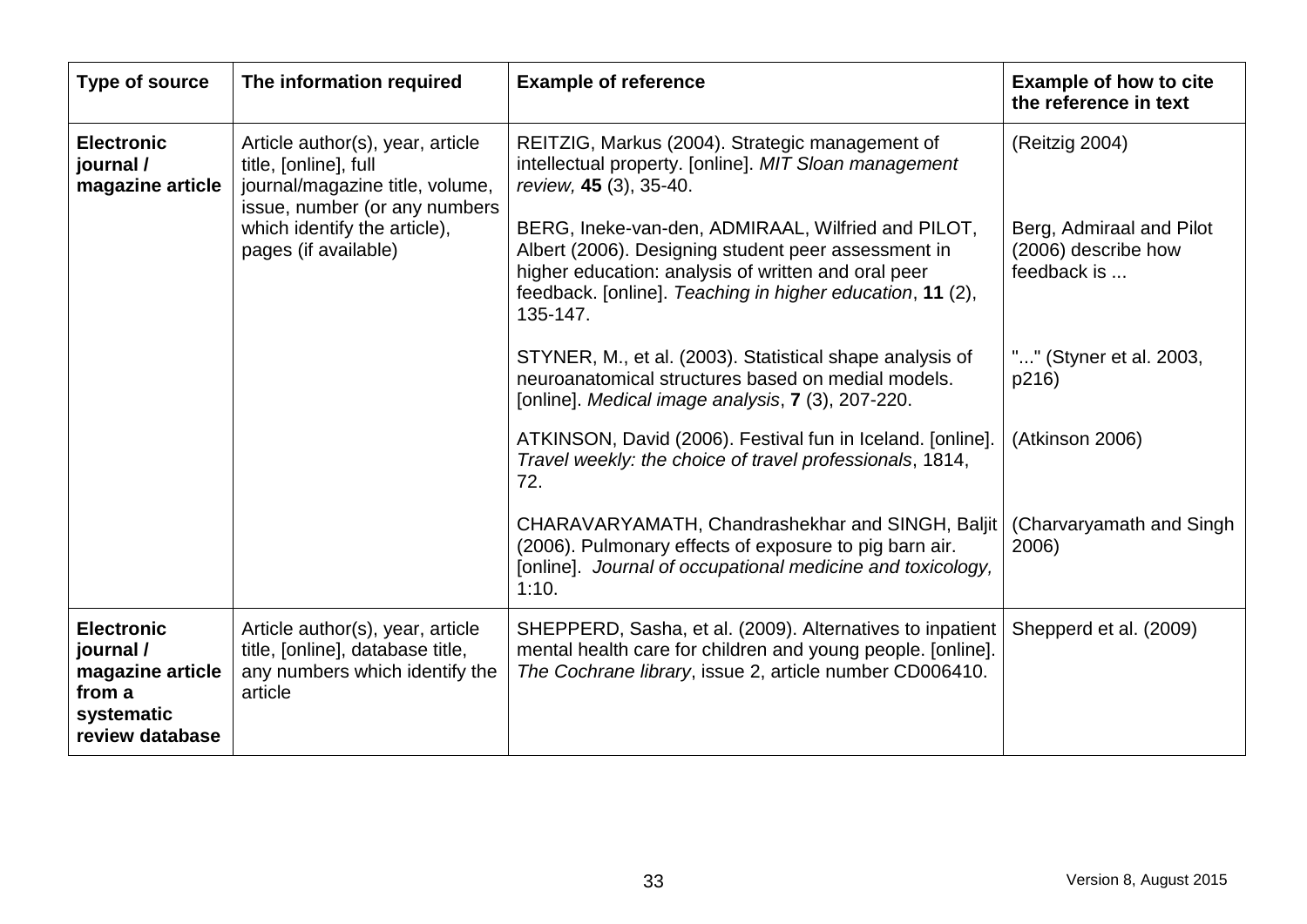| Type of source | The information required | Example of reference | Example of how to cite the reference in text |
|---|---|---|---|
| **Electronic journal / magazine article** | Article author(s), year, article title, [online], full journal/magazine title, volume, issue, number (or any numbers which identify the article), pages (if available) | REITZIG, Markus (2004). Strategic management of intellectual property. [online]. *MIT Sloan management review,* **45** (3), 35-40. | (Reitzig 2004) |
| | | BERG, Ineke-van-den, ADMIRAAL, Wilfried and PILOT, Albert (2006). Designing student peer assessment in higher education: analysis of written and oral peer feedback. [online]. *Teaching in higher education*, **11** (2), 135-147. | Berg, Admiraal and Pilot (2006) describe how feedback is ... |
| | | STYNER, M., et al. (2003). Statistical shape analysis of neuroanatomical structures based on medial models. [online]. *Medical image analysis*, **7** (3), 207-220. | "..." (Styner et al. 2003, p216) |
| | | ATKINSON, David (2006). Festival fun in Iceland. [online]. *Travel weekly: the choice of travel professionals*, 1814, 72. | (Atkinson 2006) |
| | | CHARAVARYAMATH, Chandrashekhar and SINGH, Baljit (2006). Pulmonary effects of exposure to pig barn air. [online]. *Journal of occupational medicine and toxicology,* 1:10. | (Charvaryamath and Singh 2006) |
| **Electronic journal / magazine article from a systematic review database** | Article author(s), year, article title, [online], database title, any numbers which identify the article | SHEPPERD, Sasha, et al. (2009). Alternatives to inpatient mental health care for children and young people. [online]. *The Cochrane library*, issue 2, article number CD006410. | Shepperd et al. (2009) |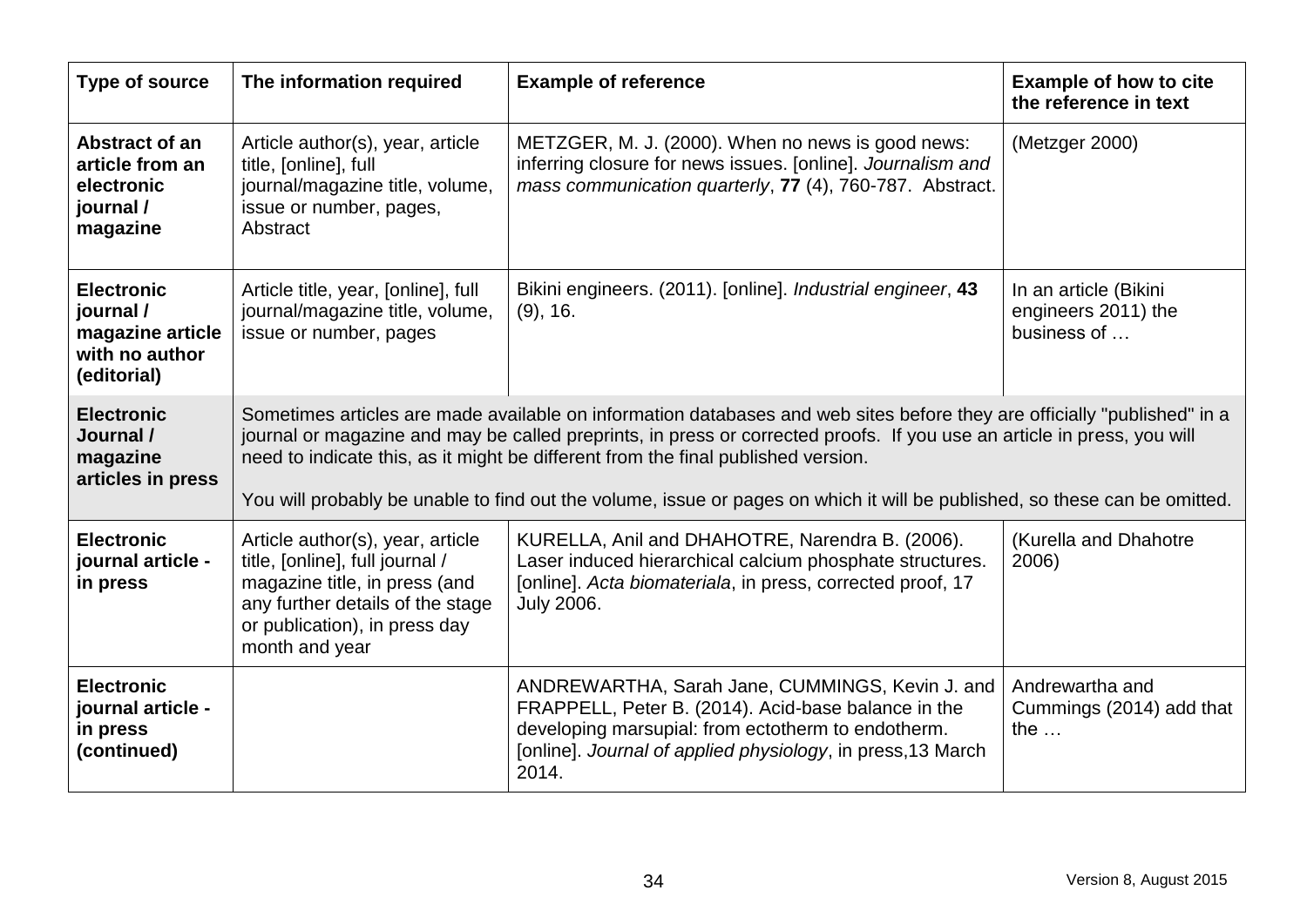| Type of source | The information required | Example of reference | Example of how to cite the reference in text |
|---|---|---|---|
| **Abstract of an article from an electronic journal / magazine** | Article author(s), year, article title, [online], full journal/magazine title, volume, issue or number, pages, Abstract | METZGER, M. J. (2000). When no news is good news: inferring closure for news issues. [online]. *Journalism and mass communication quarterly*, **77** (4), 760-787. Abstract. | (Metzger 2000) |
| **Electronic journal / magazine article with no author (editorial)** | Article title, year, [online], full journal/magazine title, volume, issue or number, pages | Bikini engineers. (2011). [online]. *Industrial engineer*, **43** (9), 16. | In an article (Bikini engineers 2011) the business of … |
| **Electronic Journal / magazine articles in press** | Sometimes articles are made available on information databases and web sites before they are officially "published" in a journal or magazine and may be called preprints, in press or corrected proofs. If you use an article in press, you will need to indicate this, as it might be different from the final published version. You will probably be unable to find out the volume, issue or pages on which it will be published, so these can be omitted. | | |
| **Electronic journal article - in press** | Article author(s), year, article title, [online], full journal / magazine title, in press (and any further details of the stage or publication), in press day month and year | KURELLA, Anil and DHAHOTRE, Narendra B. (2006). Laser induced hierarchical calcium phosphate structures. [online]. *Acta biomateriala*, in press, corrected proof, 17 July 2006. | (Kurella and Dhahotre 2006) |
| **Electronic journal article - in press (continued)** | | ANDREWARTHA, Sarah Jane, CUMMINGS, Kevin J. and FRAPPELL, Peter B. (2014). Acid-base balance in the developing marsupial: from ectotherm to endotherm. [online]. *Journal of applied physiology*, in press,13 March 2014. | Andrewartha and Cummings (2014) add that the … |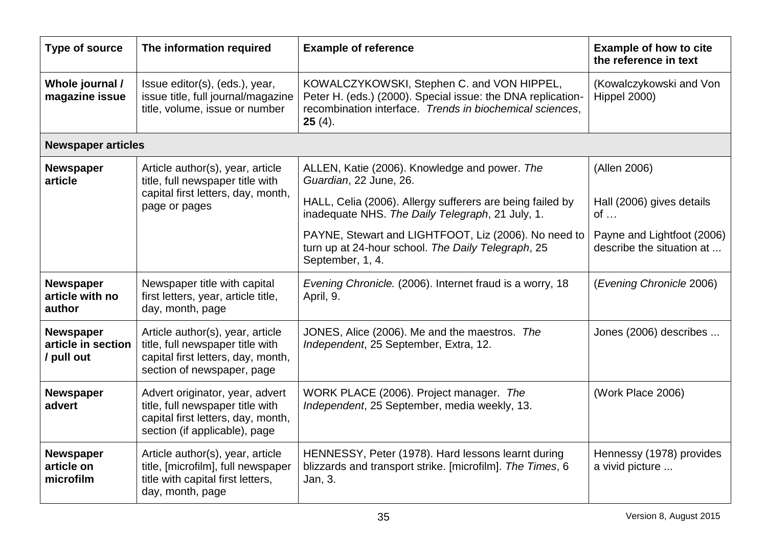| Type of source | The information required | Example of reference | Example of how to cite the reference in text |
|---|---|---|---|
| **Whole journal / magazine issue** | Issue editor(s), (eds.), year, issue title, full journal/magazine title, volume, issue or number | KOWALCZYKOWSKI, Stephen C. and VON HIPPEL, Peter H. (eds.) (2000). Special issue: the DNA replication-recombination interface. *Trends in biochemical sciences*, **25** (4). | (Kowalczykowski and Von Hippel 2000) |
| **Newspaper articles** | | | |
| **Newspaper article** | Article author(s), year, article title, full newspaper title with capital first letters, day, month, page or pages | ALLEN, Katie (2006). Knowledge and power. *The Guardian*, 22 June, 26. | (Allen 2006) |
| | | HALL, Celia (2006). Allergy sufferers are being failed by inadequate NHS. *The Daily Telegraph*, 21 July, 1. | Hall (2006) gives details of … |
| | | PAYNE, Stewart and LIGHTFOOT, Liz (2006). No need to turn up at 24-hour school. *The Daily Telegraph*, 25 September, 1, 4. | Payne and Lightfoot (2006) describe the situation at ... |
| **Newspaper article with no author** | Newspaper title with capital first letters, year, article title, day, month, page | *Evening Chronicle.* (2006). Internet fraud is a worry, 18 April, 9. | (*Evening Chronicle* 2006) |
| **Newspaper article in section / pull out** | Article author(s), year, article title, full newspaper title with capital first letters, day, month, section of newspaper, page | JONES, Alice (2006). Me and the maestros. *The Independent*, 25 September, Extra, 12. | Jones (2006) describes ... |
| **Newspaper advert** | Advert originator, year, advert title, full newspaper title with capital first letters, day, month, section (if applicable), page | WORK PLACE (2006). Project manager. *The Independent*, 25 September, media weekly, 13. | (Work Place 2006) |
| **Newspaper article on microfilm** | Article author(s), year, article title, [microfilm], full newspaper title with capital first letters, day, month, page | HENNESSY, Peter (1978). Hard lessons learnt during blizzards and transport strike. [microfilm]. *The Times*, 6 Jan, 3. | Hennessy (1978) provides a vivid picture ... |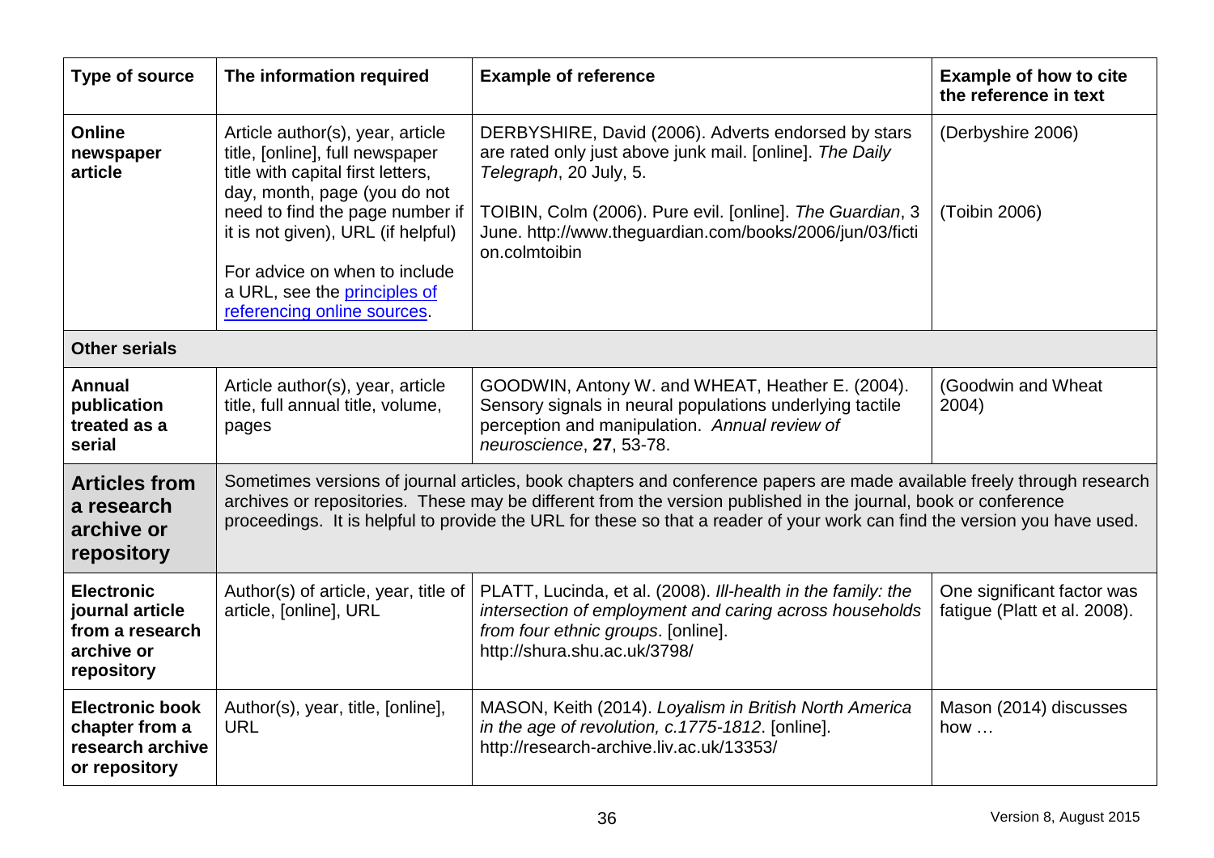| Type of source | The information required | Example of reference | Example of how to cite the reference in text |
|---|---|---|---|
| **Online newspaper article** | Article author(s), year, article title, [online], full newspaper title with capital first letters, day, month, page (you do not need to find the page number if it is not given), URL (if helpful)<br><br>For advice on when to include a URL, see the principles of referencing online sources. | DERBYSHIRE, David (2006). Adverts endorsed by stars are rated only just above junk mail. [online]. *The Daily Telegraph*, 20 July, 5.<br><br>TOIBIN, Colm (2006). Pure evil. [online]. *The Guardian*, 3 June. http://www.theguardian.com/books/2006/jun/03/fiction.colmtoibin | (Derbyshire 2006)<br><br>(Toibin 2006) |
| **Other serials** | | | |
| **Annual publication treated as a serial** | Article author(s), year, article title, full annual title, volume, pages | GOODWIN, Antony W. and WHEAT, Heather E. (2004). Sensory signals in neural populations underlying tactile perception and manipulation. *Annual review of neuroscience*, **27**, 53-78. | (Goodwin and Wheat 2004) |
| **Articles from a research archive or repository** | Sometimes versions of journal articles, book chapters and conference papers are made available freely through research archives or repositories. These may be different from the version published in the journal, book or conference proceedings. It is helpful to provide the URL for these so that a reader of your work can find the version you have used. | | |
| **Electronic journal article from a research archive or repository** | Author(s) of article, year, title of article, [online], URL | PLATT, Lucinda, et al. (2008). *Ill-health in the family: the intersection of employment and caring across households from four ethnic groups*. [online]. http://shura.shu.ac.uk/3798/ | One significant factor was fatigue (Platt et al. 2008). |
| **Electronic book chapter from a research archive or repository** | Author(s), year, title, [online], URL | MASON, Keith (2014). *Loyalism in British North America in the age of revolution, c.1775-1812*. [online]. http://research-archive.liv.ac.uk/13353/ | Mason (2014) discusses how … |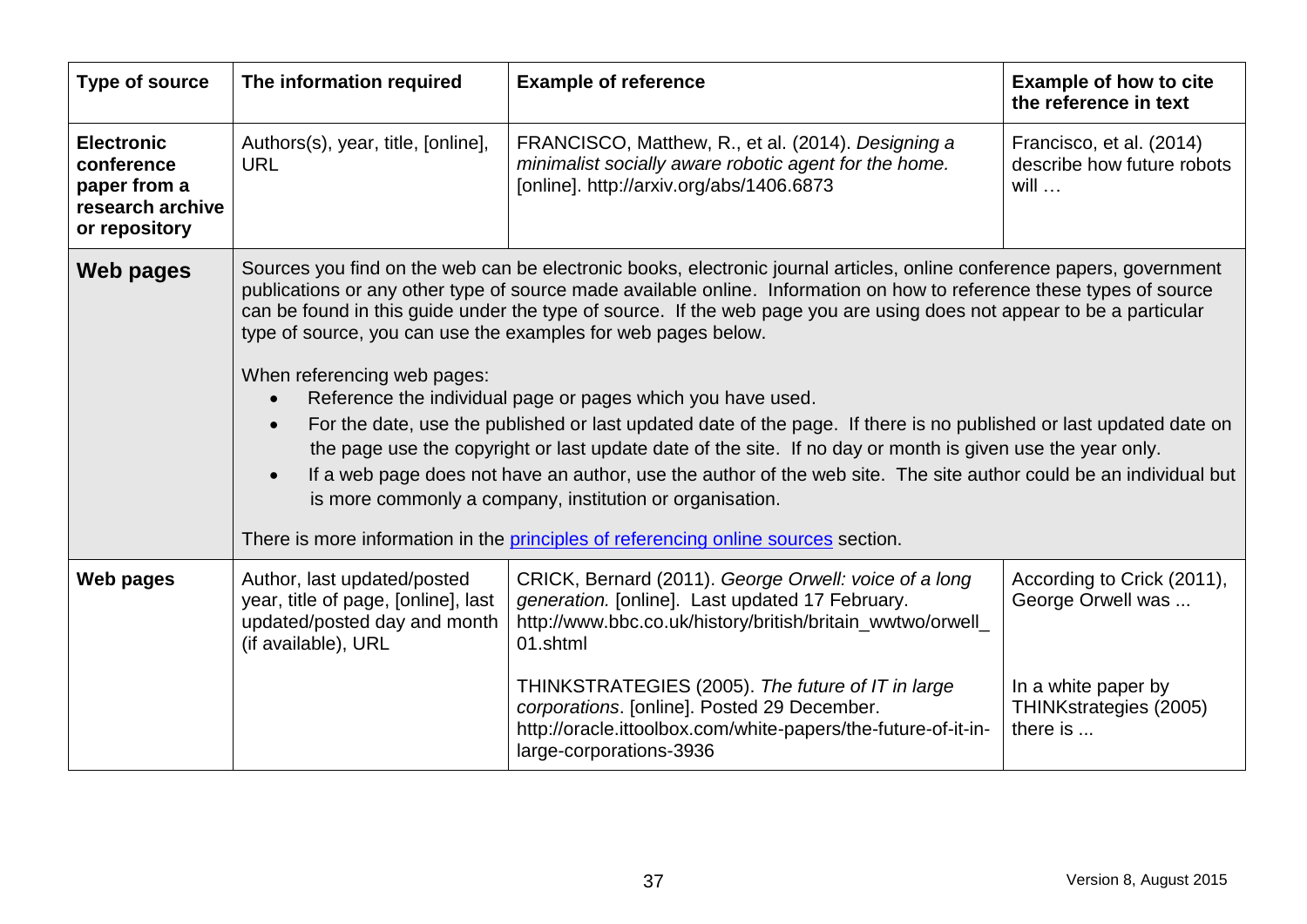| Type of source | The information required | Example of reference | Example of how to cite the reference in text |
|---|---|---|---|
| **Electronic conference paper from a research archive or repository** | Authors(s), year, title, [online], URL | FRANCISCO, Matthew, R., et al. (2014). *Designing a minimalist socially aware robotic agent for the home.* [online]. http://arxiv.org/abs/1406.6873 | Francisco, et al. (2014) describe how future robots will … |
| **Web pages** | Sources you find on the web can be electronic books, electronic journal articles, online conference papers, government publications or any other type of source made available online. Information on how to reference these types of source can be found in this guide under the type of source. If the web page you are using does not appear to be a particular type of source, you can use the examples for web pages below. <br><br> When referencing web pages: <br> • Reference the individual page or pages which you have used. <br> • For the date, use the published or last updated date of the page. If there is no published or last updated date on the page use the copyright or last update date of the site. If no day or month is given use the year only. <br> • If a web page does not have an author, use the author of the web site. The site author could be an individual but is more commonly a company, institution or organisation. <br><br> There is more information in the [principles of referencing online sources] section. | | |
| **Web pages** | Author, last updated/posted year, title of page, [online], last updated/posted day and month (if available), URL | CRICK, Bernard (2011). *George Orwell: voice of a long generation.* [online]. Last updated 17 February. http://www.bbc.co.uk/history/british/britain_wwtwo/orwell_01.shtml | According to Crick (2011), George Orwell was ... |
| | | THINKSTRATEGIES (2005). *The future of IT in large corporations*. [online]. Posted 29 December. http://oracle.ittoolbox.com/white-papers/the-future-of-it-in-large-corporations-3936 | In a white paper by THINKstrategies (2005) there is ... |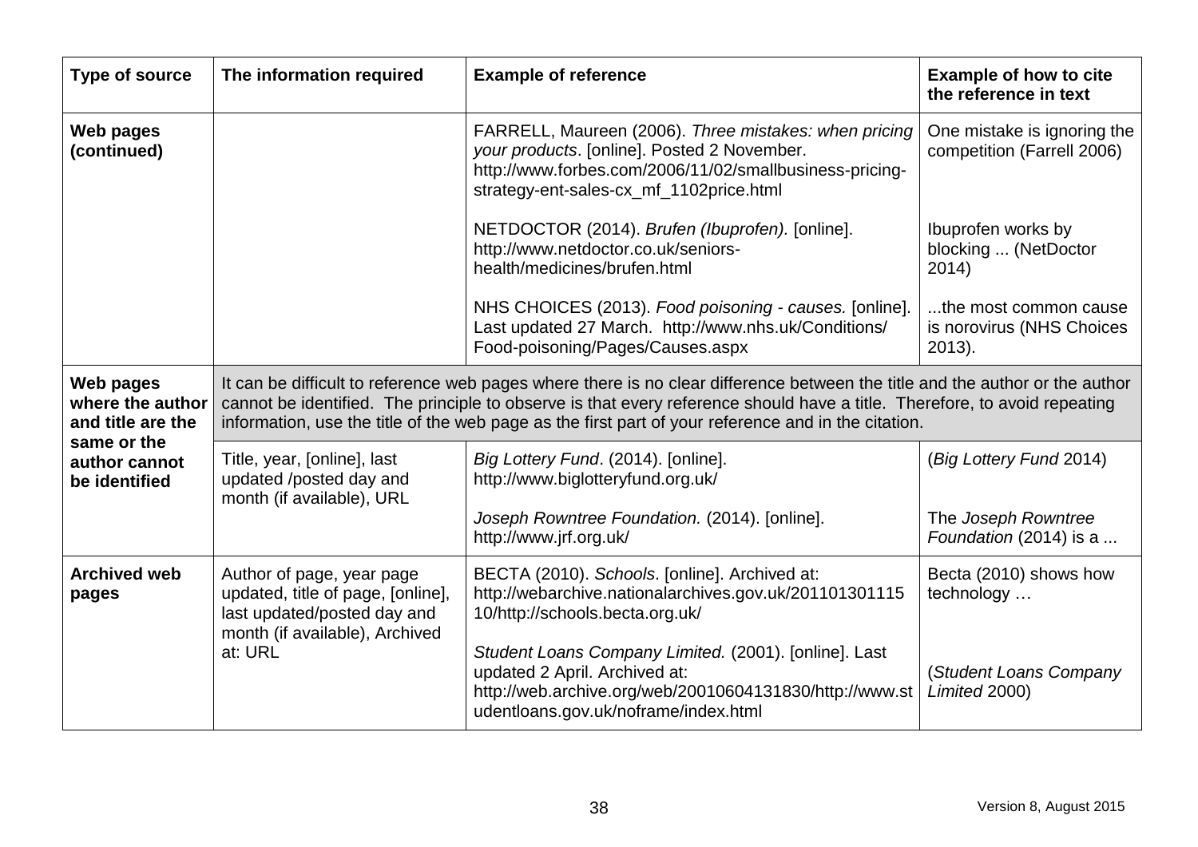| Type of source | The information required | Example of reference | Example of how to cite the reference in text |
|---|---|---|---|
| **Web pages (continued)** | | FARRELL, Maureen (2006). *Three mistakes: when pricing your products*. [online]. Posted 2 November. http://www.forbes.com/2006/11/02/smallbusiness-pricing-strategy-ent-sales-cx_mf_1102price.html | One mistake is ignoring the competition (Farrell 2006) |
| | | NETDOCTOR (2014). *Brufen (Ibuprofen).* [online]. http://www.netdoctor.co.uk/seniors-health/medicines/brufen.html | Ibuprofen works by blocking ... (NetDoctor 2014) |
| | | NHS CHOICES (2013). *Food poisoning - causes.* [online]. Last updated 27 March. http://www.nhs.uk/Conditions/Food-poisoning/Pages/Causes.aspx | ...the most common cause is norovirus (NHS Choices 2013). |
| **Web pages where the author and title are the same or the author cannot be identified** | It can be difficult to reference web pages where there is no clear difference between the title and the author or the author cannot be identified. The principle to observe is that every reference should have a title. Therefore, to avoid repeating information, use the title of the web page as the first part of your reference and in the citation. | | |
| | Title, year, [online], last updated /posted day and month (if available), URL | *Big Lottery Fund*. (2014). [online]. http://www.biglotteryfund.org.uk/ | (*Big Lottery Fund* 2014) |
| | | *Joseph Rowntree Foundation.* (2014). [online]. http://www.jrf.org.uk/ | The *Joseph Rowntree Foundation* (2014) is a ... |
| **Archived web pages** | Author of page, year page updated, title of page, [online], last updated/posted day and month (if available), Archived at: URL | BECTA (2010). *Schools*. [online]. Archived at: http://webarchive.nationalarchives.gov.uk/20110130111510/http://schools.becta.org.uk/ | Becta (2010) shows how technology … |
| | | *Student Loans Company Limited.* (2001). [online]. Last updated 2 April. Archived at: http://web.archive.org/web/20010604131830/http://www.studentloans.gov.uk/noframe/index.html | (*Student Loans Company Limited* 2000) |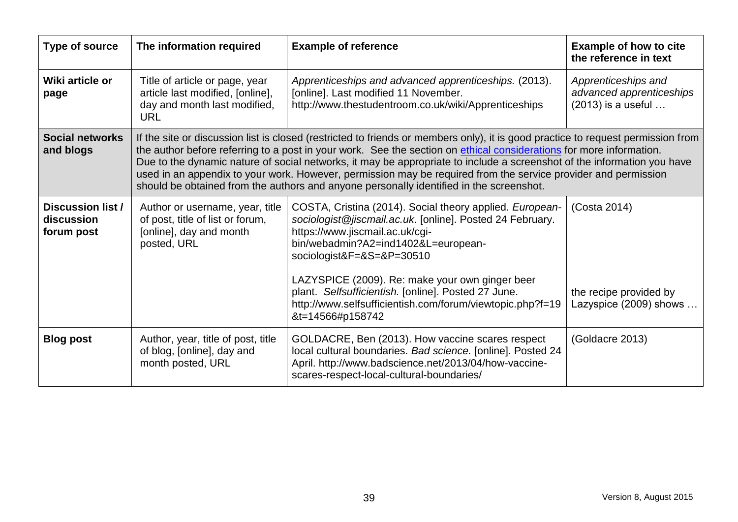| Type of source | The information required | Example of reference | Example of how to cite the reference in text |
| --- | --- | --- | --- |
| **Wiki article or page** | Title of article or page, year article last modified, [online], day and month last modified, URL | *Apprenticeships and advanced apprenticeships.* (2013). [online]. Last modified 11 November. http://www.thestudentroom.co.uk/wiki/Apprenticeships | *Apprenticeships and advanced apprenticeships* (2013) is a useful … |
| **Social networks and blogs** | If the site or discussion list is closed (restricted to friends or members only), it is good practice to request permission from the author before referring to a post in your work. See the section on ethical considerations for more information. Due to the dynamic nature of social networks, it may be appropriate to include a screenshot of the information you have used in an appendix to your work. However, permission may be required from the service provider and permission should be obtained from the authors and anyone personally identified in the screenshot. | | |
| **Discussion list / discussion forum post** | Author or username, year, title of post, title of list or forum, [online], day and month posted, URL | COSTA, Cristina (2014). Social theory applied. *European-sociologist@jiscmail.ac.uk*. [online]. Posted 24 February. https://www.jiscmail.ac.uk/cgi-bin/webadmin?A2=ind1402&L=european-sociologist&F=&S=&P=30510<br><br>LAZYSPICE (2009). Re: make your own ginger beer plant. *Selfsufficientish.* [online]. Posted 27 June. http://www.selfsufficientish.com/forum/viewtopic.php?f=19&t=14566#p158742 | (Costa 2014)<br><br>the recipe provided by Lazyspice (2009) shows … |
| **Blog post** | Author, year, title of post, title of blog, [online], day and month posted, URL | GOLDACRE, Ben (2013). How vaccine scares respect local cultural boundaries. *Bad science.* [online]. Posted 24 April. http://www.badscience.net/2013/04/how-vaccine-scares-respect-local-cultural-boundaries/ | (Goldacre 2013) |

Version 8, August 2015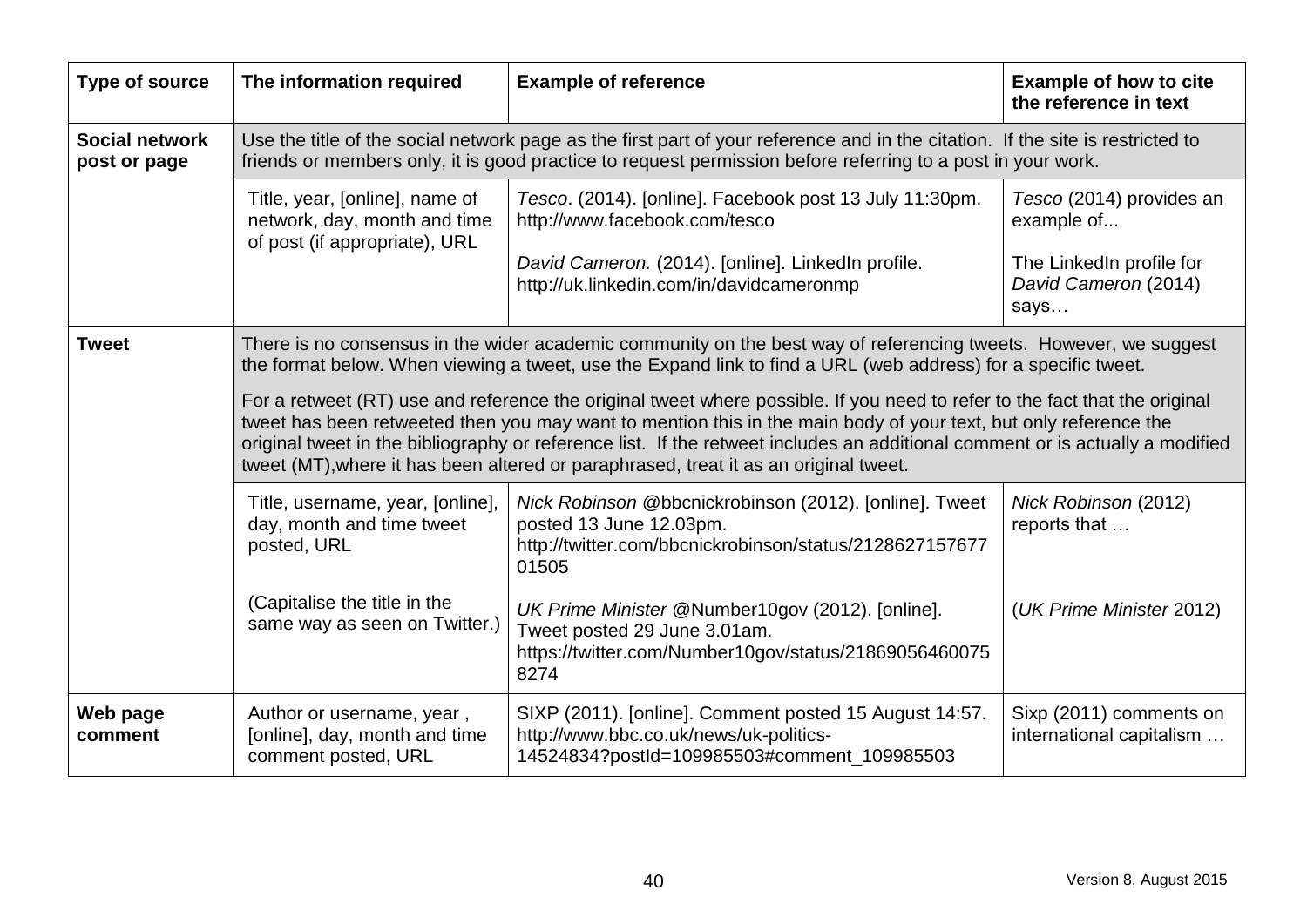| Type of source | The information required | Example of reference | Example of how to cite the reference in text |
|---|---|---|---|
| **Social network post or page** | Use the title of the social network page as the first part of your reference and in the citation. If the site is restricted to friends or members only, it is good practice to request permission before referring to a post in your work. | | |
| | Title, year, [online], name of network, day, month and time of post (if appropriate), URL | *Tesco*. (2014). [online]. Facebook post 13 July 11:30pm. http://www.facebook.com/tesco<br><br>*David Cameron.* (2014). [online]. LinkedIn profile. http://uk.linkedin.com/in/davidcameronmp | *Tesco* (2014) provides an example of...<br><br>The LinkedIn profile for *David Cameron* (2014) says… |
| **Tweet** | There is no consensus in the wider academic community on the best way of referencing tweets. However, we suggest the format below. When viewing a tweet, use the Expand link to find a URL (web address) for a specific tweet.<br><br>For a retweet (RT) use and reference the original tweet where possible. If you need to refer to the fact that the original tweet has been retweeted then you may want to mention this in the main body of your text, but only reference the original tweet in the bibliography or reference list. If the retweet includes an additional comment or is actually a modified tweet (MT),where it has been altered or paraphrased, treat it as an original tweet. | | |
| | Title, username, year, [online], day, month and time tweet posted, URL<br><br>(Capitalise the title in the same way as seen on Twitter.) | *Nick Robinson* @bbcnickrobinson (2012). [online]. Tweet posted 13 June 12.03pm. http://twitter.com/bbcnickrobinson/status/212862715767701505<br><br>*UK Prime Minister* @Number10gov (2012). [online]. Tweet posted 29 June 3.01am. https://twitter.com/Number10gov/status/218690564600758274 | *Nick Robinson* (2012) reports that …<br><br>(*UK Prime Minister* 2012) |
| **Web page comment** | Author or username, year , [online], day, month and time comment posted, URL | SIXP (2011). [online]. Comment posted 15 August 14:57. http://www.bbc.co.uk/news/uk-politics-14524834?postId=109985503#comment_109985503 | Sixp (2011) comments on international capitalism … |

Version 8, August 2015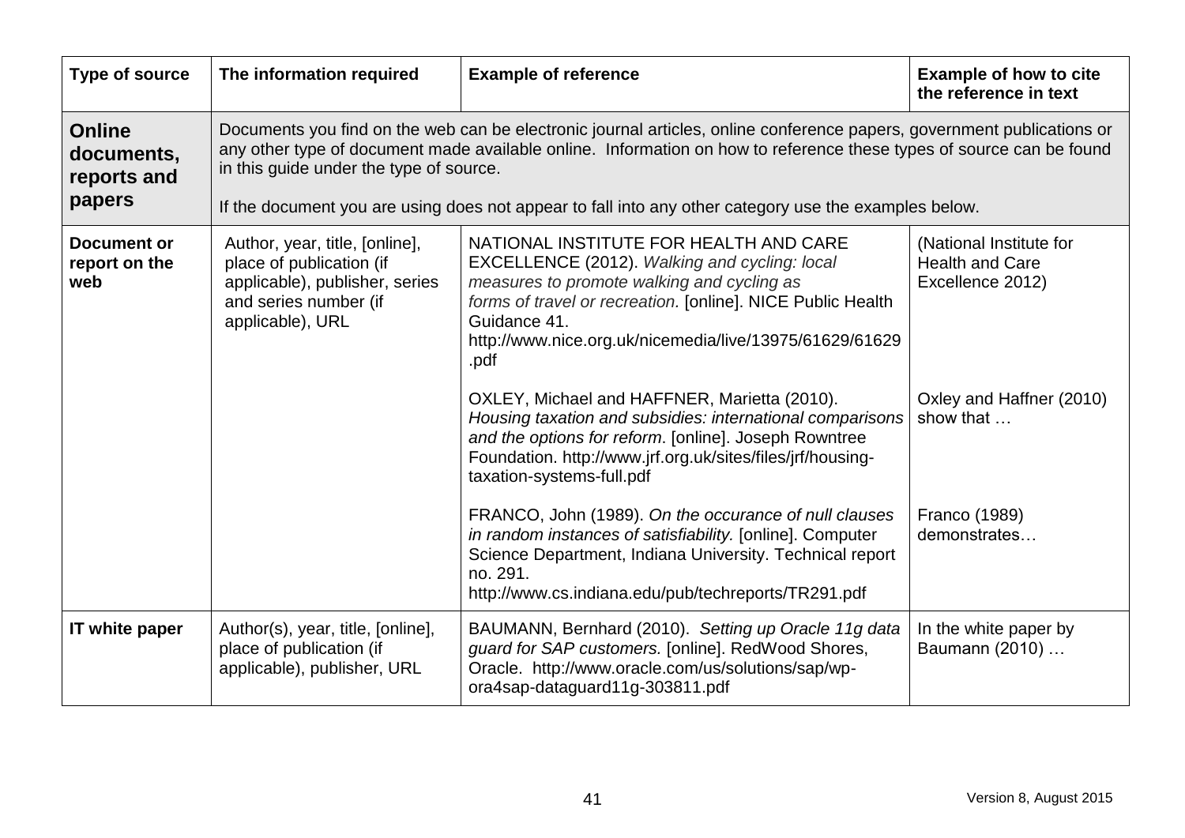| Type of source | The information required | Example of reference | Example of how to cite the reference in text |
|---|---|---|---|
| **Online documents, reports and papers** | Documents you find on the web can be electronic journal articles, online conference papers, government publications or any other type of document made available online. Information on how to reference these types of source can be found in this guide under the type of source. If the document you are using does not appear to fall into any other category use the examples below. | | |
| **Document or report on the web** | Author, year, title, [online], place of publication (if applicable), publisher, series and series number (if applicable), URL | NATIONAL INSTITUTE FOR HEALTH AND CARE EXCELLENCE (2012). *Walking and cycling: local measures to promote walking and cycling as forms of travel or recreation.* [online]. NICE Public Health Guidance 41. http://www.nice.org.uk/nicemedia/live/13975/61629/61629.pdf | (National Institute for Health and Care Excellence 2012) |
| | | OXLEY, Michael and HAFFNER, Marietta (2010). *Housing taxation and subsidies: international comparisons and the options for reform*. [online]. Joseph Rowntree Foundation. http://www.jrf.org.uk/sites/files/jrf/housing-taxation-systems-full.pdf | Oxley and Haffner (2010) show that … |
| | | FRANCO, John (1989). *On the occurance of null clauses in random instances of satisfiability.* [online]. Computer Science Department, Indiana University. Technical report no. 291. http://www.cs.indiana.edu/pub/techreports/TR291.pdf | Franco (1989) demonstrates… |
| **IT white paper** | Author(s), year, title, [online], place of publication (if applicable), publisher, URL | BAUMANN, Bernhard (2010). *Setting up Oracle 11g data guard for SAP customers.* [online]. RedWood Shores, Oracle. http://www.oracle.com/us/solutions/sap/wp-ora4sap-dataguard11g-303811.pdf | In the white paper by Baumann (2010) … |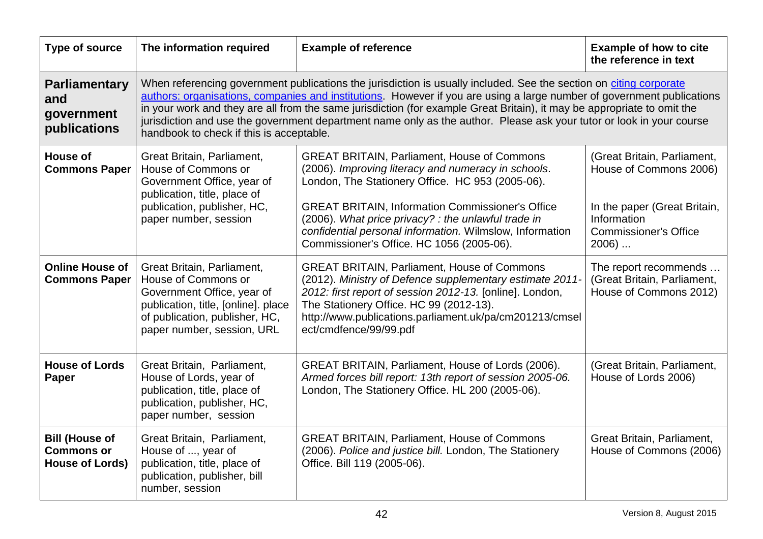| Type of source | The information required | Example of reference | Example of how to cite the reference in text |
|---|---|---|---|
| **Parliamentary and government publications** | When referencing government publications the jurisdiction is usually included. See the section on citing corporate authors: organisations, companies and institutions. However if you are using a large number of government publications in your work and they are all from the same jurisdiction (for example Great Britain), it may be appropriate to omit the jurisdiction and use the government department name only as the author. Please ask your tutor or look in your course handbook to check if this is acceptable. | | |
| **House of Commons Paper** | Great Britain, Parliament, House of Commons or Government Office, year of publication, title, place of publication, publisher, HC, paper number, session | GREAT BRITAIN, Parliament, House of Commons (2006). *Improving literacy and numeracy in schools*. London, The Stationery Office. HC 953 (2005-06).<br><br>GREAT BRITAIN, Information Commissioner's Office (2006). *What price privacy? : the unlawful trade in confidential personal information.* Wilmslow, Information Commissioner's Office. HC 1056 (2005-06). | (Great Britain, Parliament, House of Commons 2006)<br><br>In the paper (Great Britain, Information Commissioner's Office 2006) ... |
| **Online House of Commons Paper** | Great Britain, Parliament, House of Commons or Government Office, year of publication, title, [online]. place of publication, publisher, HC, paper number, session, URL | GREAT BRITAIN, Parliament, House of Commons (2012). *Ministry of Defence supplementary estimate 2011-2012: first report of session 2012-13.* [online]. London, The Stationery Office. HC 99 (2012-13). http://www.publications.parliament.uk/pa/cm201213/cmselect/cmdfence/99/99.pdf | The report recommends … (Great Britain, Parliament, House of Commons 2012) |
| **House of Lords Paper** | Great Britain, Parliament, House of Lords, year of publication, title, place of publication, publisher, HC, paper number, session | GREAT BRITAIN, Parliament, House of Lords (2006). *Armed forces bill report: 13th report of session 2005-06.* London, The Stationery Office. HL 200 (2005-06). | (Great Britain, Parliament, House of Lords 2006) |
| **Bill (House of Commons or House of Lords)** | Great Britain, Parliament, House of ..., year of publication, title, place of publication, publisher, bill number, session | GREAT BRITAIN, Parliament, House of Commons (2006). *Police and justice bill.* London, The Stationery Office. Bill 119 (2005-06). | Great Britain, Parliament, House of Commons (2006) |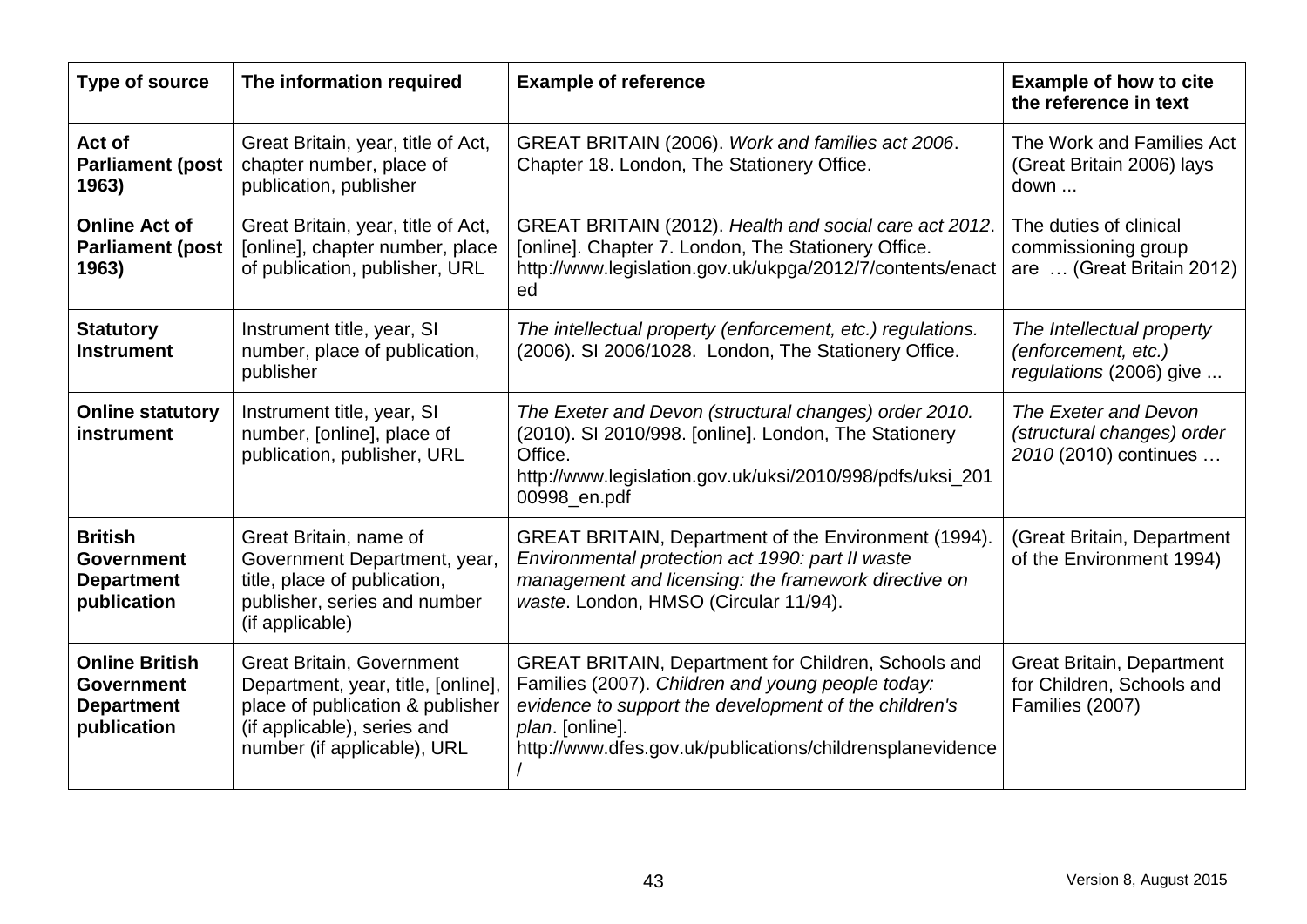| Type of source | The information required | Example of reference | Example of how to cite the reference in text |
|---|---|---|---|
| **Act of Parliament (post 1963)** | Great Britain, year, title of Act, chapter number, place of publication, publisher | GREAT BRITAIN (2006). *Work and families act 2006*. Chapter 18. London, The Stationery Office. | The Work and Families Act (Great Britain 2006) lays down ... |
| **Online Act of Parliament (post 1963)** | Great Britain, year, title of Act, [online], chapter number, place of publication, publisher, URL | GREAT BRITAIN (2012). *Health and social care act 2012*. [online]. Chapter 7. London, The Stationery Office. http://www.legislation.gov.uk/ukpga/2012/7/contents/enacted | The duties of clinical commissioning group are … (Great Britain 2012) |
| **Statutory Instrument** | Instrument title, year, SI number, place of publication, publisher | *The intellectual property (enforcement, etc.) regulations.* (2006). SI 2006/1028. London, The Stationery Office. | *The Intellectual property (enforcement, etc.) regulations* (2006) give ... |
| **Online statutory instrument** | Instrument title, year, SI number, [online], place of publication, publisher, URL | *The Exeter and Devon (structural changes) order 2010.* (2010). SI 2010/998. [online]. London, The Stationery Office. http://www.legislation.gov.uk/uksi/2010/998/pdfs/uksi_20100998_en.pdf | *The Exeter and Devon (structural changes) order 2010* (2010) continues … |
| **British Government Department publication** | Great Britain, name of Government Department, year, title, place of publication, publisher, series and number (if applicable) | GREAT BRITAIN, Department of the Environment (1994). *Environmental protection act 1990: part II waste management and licensing: the framework directive on waste*. London, HMSO (Circular 11/94). | (Great Britain, Department of the Environment 1994) |
| **Online British Government Department publication** | Great Britain, Government Department, year, title, [online], place of publication & publisher (if applicable), series and number (if applicable), URL | GREAT BRITAIN, Department for Children, Schools and Families (2007). *Children and young people today: evidence to support the development of the children's plan*. [online]. http://www.dfes.gov.uk/publications/childrensplanevidence/ | Great Britain, Department for Children, Schools and Families (2007) |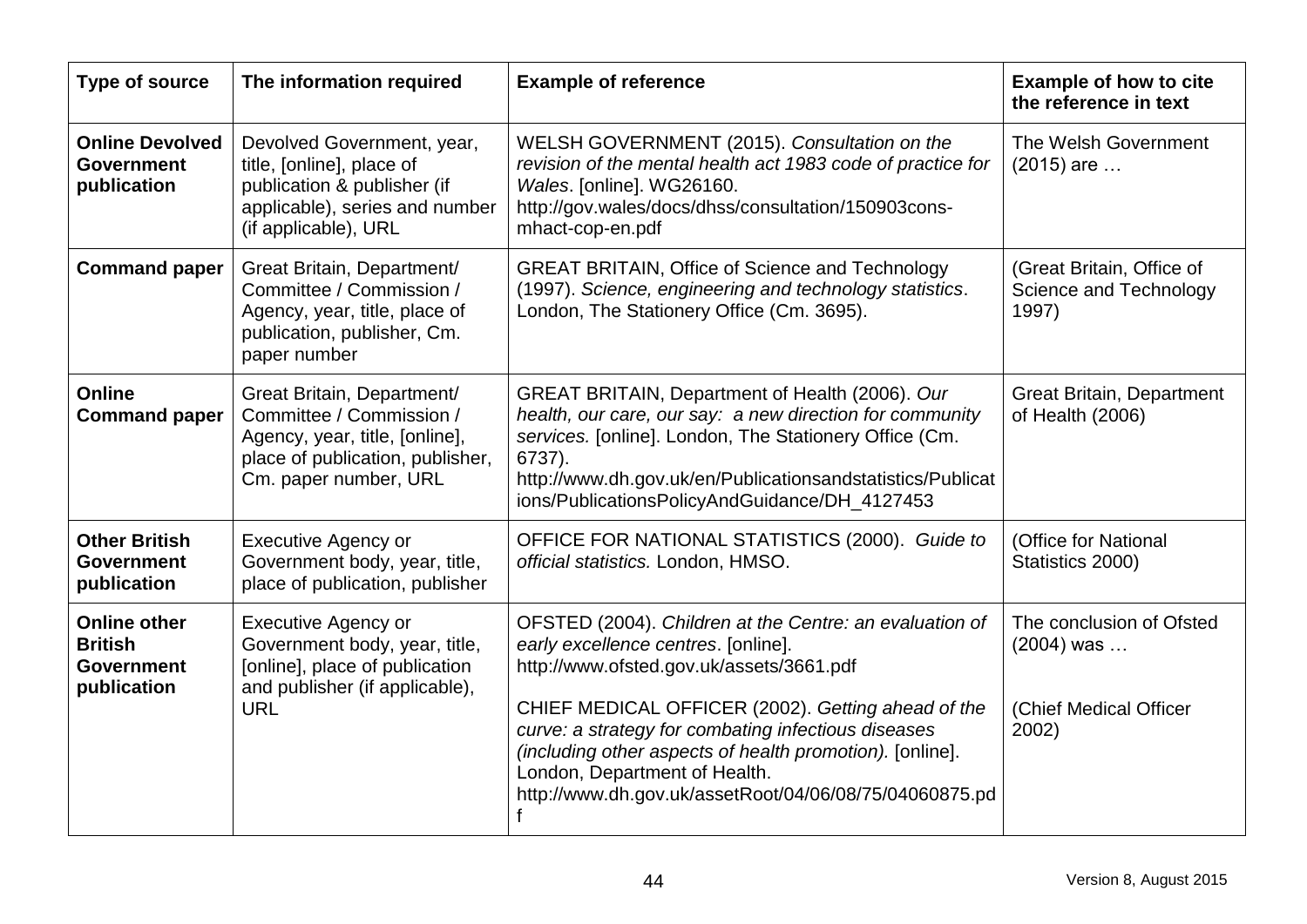| Type of source | The information required | Example of reference | Example of how to cite the reference in text |
|---|---|---|---|
| **Online Devolved Government publication** | Devolved Government, year, title, [online], place of publication & publisher (if applicable), series and number (if applicable), URL | WELSH GOVERNMENT (2015). *Consultation on the revision of the mental health act 1983 code of practice for Wales*. [online]. WG26160. http://gov.wales/docs/dhss/consultation/150903cons-mhact-cop-en.pdf | The Welsh Government (2015) are … |
| **Command paper** | Great Britain, Department/ Committee / Commission / Agency, year, title, place of publication, publisher, Cm. paper number | GREAT BRITAIN, Office of Science and Technology (1997). *Science, engineering and technology statistics*. London, The Stationery Office (Cm. 3695). | (Great Britain, Office of Science and Technology 1997) |
| **Online Command paper** | Great Britain, Department/ Committee / Commission / Agency, year, title, [online], place of publication, publisher, Cm. paper number, URL | GREAT BRITAIN, Department of Health (2006). *Our health, our care, our say: a new direction for community services.* [online]. London, The Stationery Office (Cm. 6737). http://www.dh.gov.uk/en/Publicationsandstatistics/Publications/PublicationsPolicyAndGuidance/DH_4127453 | Great Britain, Department of Health (2006) |
| **Other British Government publication** | Executive Agency or Government body, year, title, place of publication, publisher | OFFICE FOR NATIONAL STATISTICS (2000). *Guide to official statistics.* London, HMSO. | (Office for National Statistics 2000) |
| **Online other British Government publication** | Executive Agency or Government body, year, title, [online], place of publication and publisher (if applicable), URL | OFSTED (2004). *Children at the Centre: an evaluation of early excellence centres*. [online]. http://www.ofsted.gov.uk/assets/3661.pdf<br><br>CHIEF MEDICAL OFFICER (2002). *Getting ahead of the curve: a strategy for combating infectious diseases (including other aspects of health promotion).* [online]. London, Department of Health. http://www.dh.gov.uk/assetRoot/04/06/08/75/04060875.pdf | The conclusion of Ofsted (2004) was …<br><br>(Chief Medical Officer 2002) |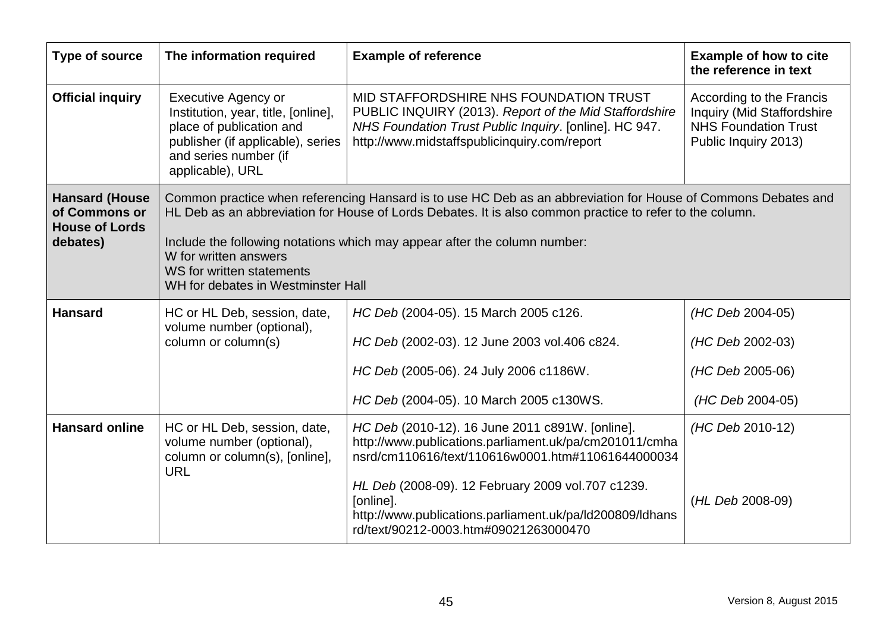| Type of source | The information required | Example of reference | Example of how to cite the reference in text |
|---|---|---|---|
| **Official inquiry** | Executive Agency or Institution, year, title, [online], place of publication and publisher (if applicable), series and series number (if applicable), URL | MID STAFFORDSHIRE NHS FOUNDATION TRUST PUBLIC INQUIRY (2013). *Report of the Mid Staffordshire NHS Foundation Trust Public Inquiry*. [online]. HC 947. http://www.midstaffspublicinquiry.com/report | According to the Francis Inquiry (Mid Staffordshire NHS Foundation Trust Public Inquiry 2013) |
| **Hansard (House of Commons or House of Lords debates)** | Common practice when referencing Hansard is to use HC Deb as an abbreviation for House of Commons Debates and HL Deb as an abbreviation for House of Lords Debates. It is also common practice to refer to the column.<br><br>Include the following notations which may appear after the column number:<br>W for written answers<br>WS for written statements<br>WH for debates in Westminster Hall | | |
| **Hansard** | HC or HL Deb, session, date, volume number (optional), column or column(s) | *HC Deb* (2004-05). 15 March 2005 c126.<br><br>*HC Deb* (2002-03). 12 June 2003 vol.406 c824.<br><br>*HC Deb* (2005-06). 24 July 2006 c1186W.<br><br>*HC Deb* (2004-05). 10 March 2005 c130WS. | (*HC Deb* 2004-05)<br><br>(*HC Deb* 2002-03)<br><br>(*HC Deb* 2005-06)<br><br>(*HC Deb* 2004-05) |
| **Hansard online** | HC or HL Deb, session, date, volume number (optional), column or column(s), [online], URL | *HC Deb* (2010-12). 16 June 2011 c891W. [online]. http://www.publications.parliament.uk/pa/cm201011/cmhansrd/cm110616/text/110616w0001.htm#11061644000034<br><br>*HL Deb* (2008-09). 12 February 2009 vol.707 c1239. [online]. http://www.publications.parliament.uk/pa/ld200809/ldhansrd/text/90212-0003.htm#09021263000470 | (*HC Deb* 2010-12)<br><br>(*HL Deb* 2008-09) |

Version 8, August 2015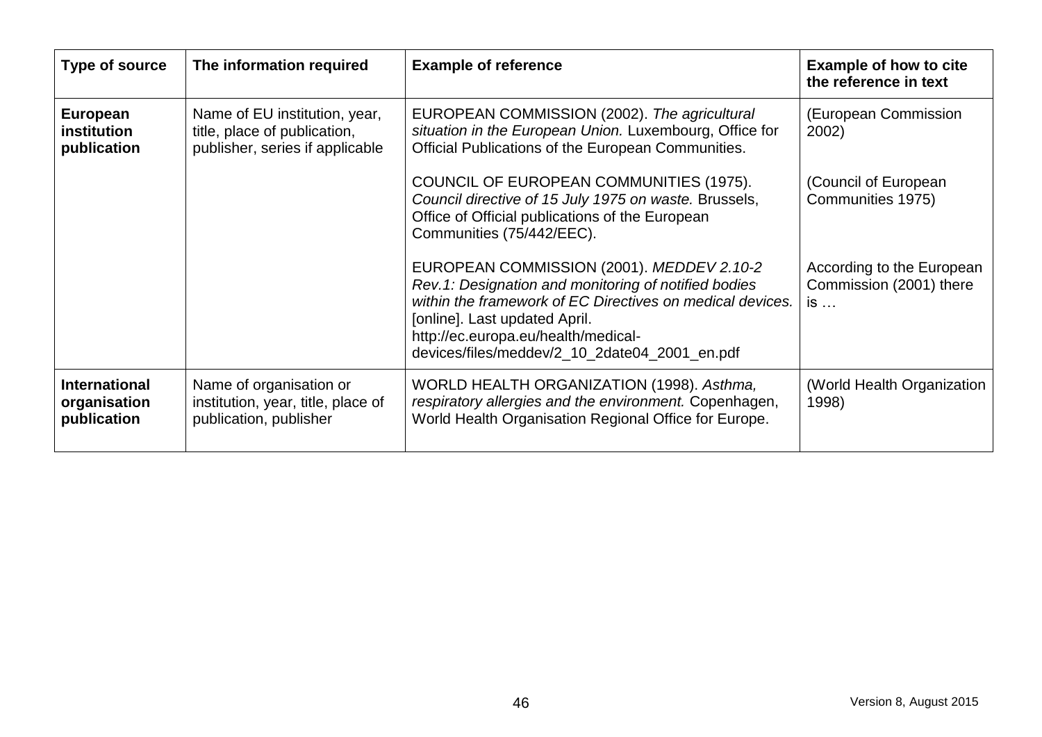| Type of source | The information required | Example of reference | Example of how to cite the reference in text |
|---|---|---|---|
| **European institution publication** | Name of EU institution, year, title, place of publication, publisher, series if applicable | EUROPEAN COMMISSION (2002). *The agricultural situation in the European Union.* Luxembourg, Office for Official Publications of the European Communities. | (European Commission 2002) |
| | | COUNCIL OF EUROPEAN COMMUNITIES (1975). *Council directive of 15 July 1975 on waste.* Brussels, Office of Official publications of the European Communities (75/442/EEC). | (Council of European Communities 1975) |
| | | EUROPEAN COMMISSION (2001). *MEDDEV 2.10-2 Rev.1: Designation and monitoring of notified bodies within the framework of EC Directives on medical devices.* [online]. Last updated April. http://ec.europa.eu/health/medical-devices/files/meddev/2_10_2date04_2001_en.pdf | According to the European Commission (2001) there is … |
| **International organisation publication** | Name of organisation or institution, year, title, place of publication, publisher | WORLD HEALTH ORGANIZATION (1998). *Asthma, respiratory allergies and the environment.* Copenhagen, World Health Organisation Regional Office for Europe. | (World Health Organization 1998) |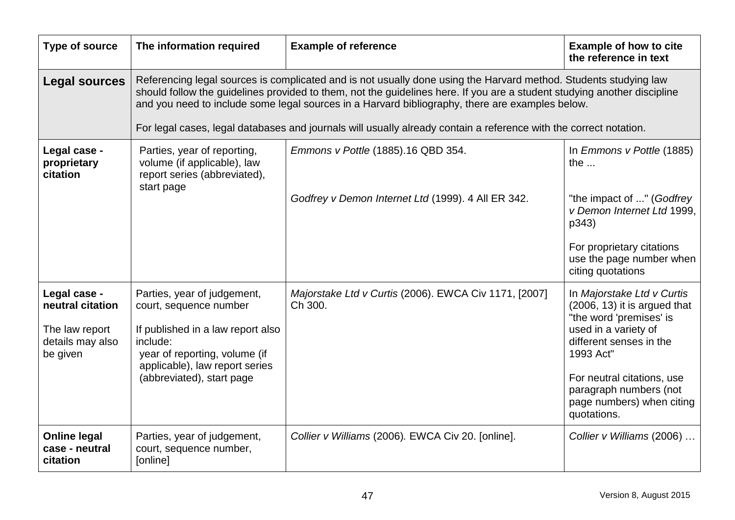| Type of source | The information required | Example of reference | Example of how to cite the reference in text |
|---|---|---|---|
| **Legal sources** | Referencing legal sources is complicated and is not usually done using the Harvard method. Students studying law should follow the guidelines provided to them, not the guidelines here. If you are a student studying another discipline and you need to include some legal sources in a Harvard bibliography, there are examples below.<br><br>For legal cases, legal databases and journals will usually already contain a reference with the correct notation. | | |
| **Legal case - proprietary citation** | Parties, year of reporting, volume (if applicable), law report series (abbreviated), start page | *Emmons v Pottle* (1885).16 QBD 354.<br><br>*Godfrey v Demon Internet Ltd* (1999). 4 All ER 342. | In *Emmons v Pottle* (1885) the ...<br><br>"the impact of ..." (*Godfrey v Demon Internet Ltd* 1999, p343)<br><br>For proprietary citations use the page number when citing quotations |
| **Legal case - neutral citation**<br><br>The law report details may also be given | Parties, year of judgement, court, sequence number<br><br>If published in a law report also include:<br>year of reporting, volume (if applicable), law report series (abbreviated), start page | *Majorstake Ltd v Curtis* (2006). EWCA Civ 1171, [2007] Ch 300. | In *Majorstake Ltd v Curtis* (2006, 13) it is argued that "the word 'premises' is used in a variety of different senses in the 1993 Act"<br><br>For neutral citations, use paragraph numbers (not page numbers) when citing quotations. |
| **Online legal case - neutral citation** | Parties, year of judgement, court, sequence number, [online] | *Collier v Williams* (2006). EWCA Civ 20. [online]. | *Collier v Williams* (2006) … |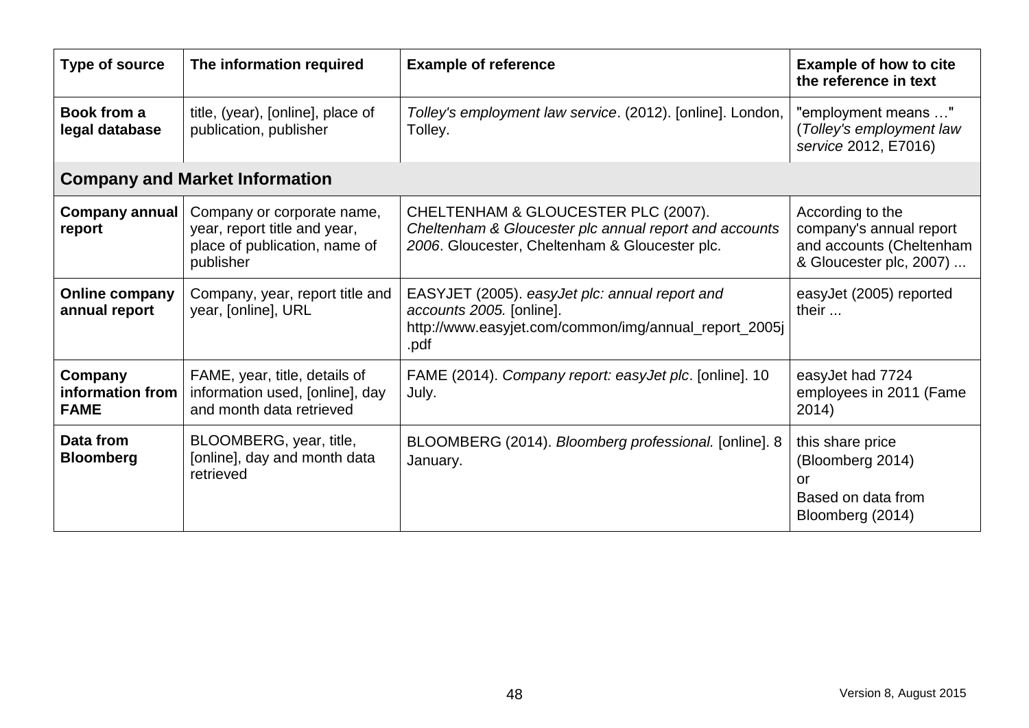| Type of source | The information required | Example of reference | Example of how to cite the reference in text |
|---|---|---|---|
| **Book from a legal database** | title, (year), [online], place of publication, publisher | *Tolley's employment law service*. (2012). [online]. London, Tolley. | "employment means …" (*Tolley's employment law service* 2012, E7016) |
| **Company and Market Information** | | | |
| **Company annual report** | Company or corporate name, year, report title and year, place of publication, name of publisher | CHELTENHAM & GLOUCESTER PLC (2007). *Cheltenham & Gloucester plc annual report and accounts 2006*. Gloucester, Cheltenham & Gloucester plc. | According to the company's annual report and accounts (Cheltenham & Gloucester plc, 2007) ... |
| **Online company annual report** | Company, year, report title and year, [online], URL | EASYJET (2005). *easyJet plc: annual report and accounts 2005.* [online]. http://www.easyjet.com/common/img/annual_report_2005j.pdf | easyJet (2005) reported their ... |
| **Company information from FAME** | FAME, year, title, details of information used, [online], day and month data retrieved | FAME (2014). *Company report: easyJet plc*. [online]. 10 July. | easyJet had 7724 employees in 2011 (Fame 2014) |
| **Data from Bloomberg** | BLOOMBERG, year, title, [online], day and month data retrieved | BLOOMBERG (2014). *Bloomberg professional.* [online]. 8 January. | this share price (Bloomberg 2014) or Based on data from Bloomberg (2014) |

Version 8, August 2015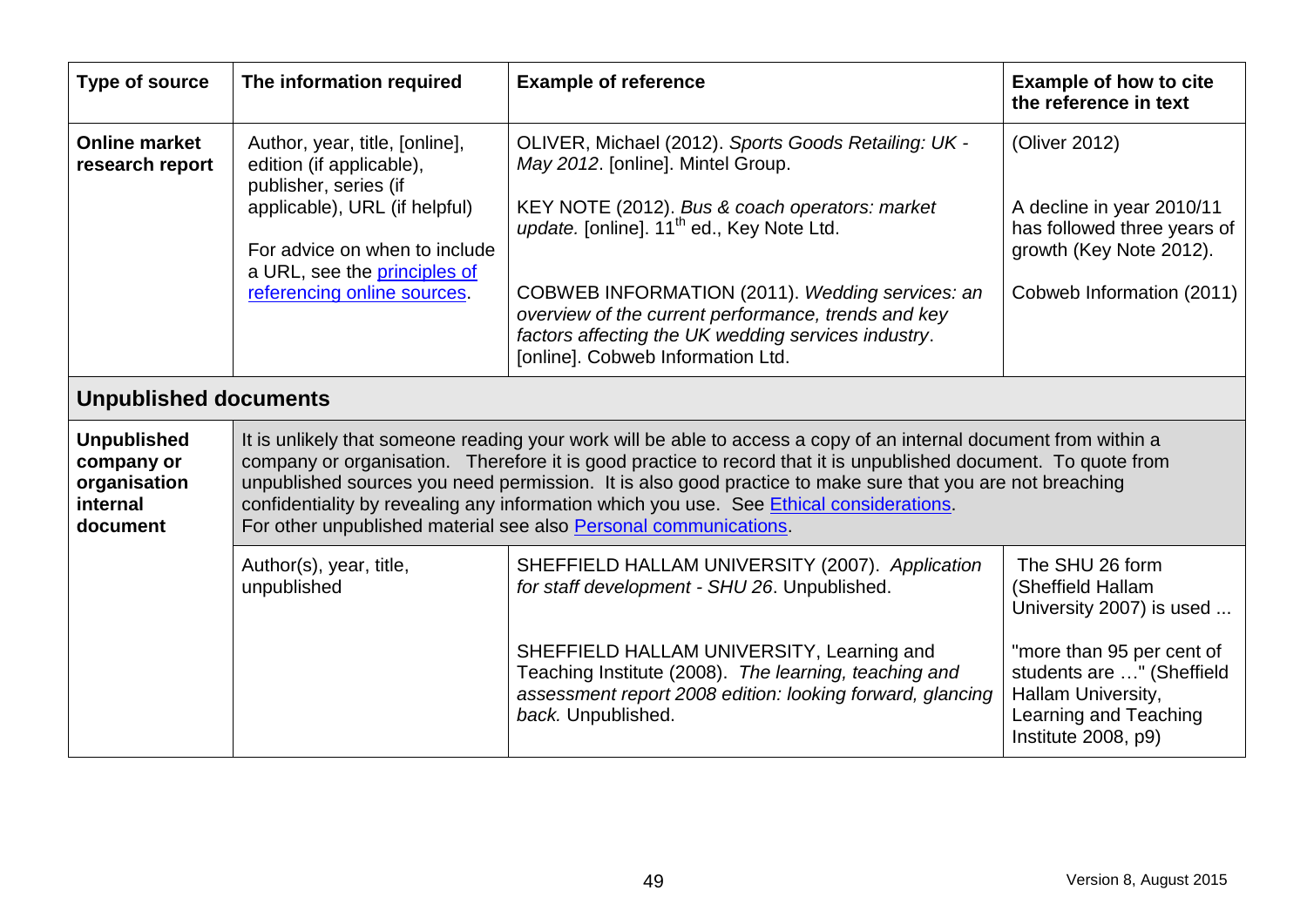| Type of source | The information required | Example of reference | Example of how to cite the reference in text |
|---|---|---|---|
| **Online market research report** | Author, year, title, [online], edition (if applicable), publisher, series (if applicable), URL (if helpful)<br><br>For advice on when to include a URL, see the principles of referencing online sources. | OLIVER, Michael (2012). *Sports Goods Retailing: UK - May 2012*. [online]. Mintel Group. | (Oliver 2012) |
| | | KEY NOTE (2012). *Bus & coach operators: market update.* [online]. 11th ed., Key Note Ltd. | A decline in year 2010/11 has followed three years of growth (Key Note 2012). |
| | | COBWEB INFORMATION (2011). *Wedding services: an overview of the current performance, trends and key factors affecting the UK wedding services industry*. [online]. Cobweb Information Ltd. | Cobweb Information (2011) |
| **Unpublished documents** | | | |
| **Unpublished company or organisation internal document** | It is unlikely that someone reading your work will be able to access a copy of an internal document from within a company or organisation. Therefore it is good practice to record that it is unpublished document. To quote from unpublished sources you need permission. It is also good practice to make sure that you are not breaching confidentiality by revealing any information which you use. See Ethical considerations. For other unpublished material see also Personal communications. | | |
| | Author(s), year, title, unpublished | SHEFFIELD HALLAM UNIVERSITY (2007). *Application for staff development - SHU 26*. Unpublished. | The SHU 26 form (Sheffield Hallam University 2007) is used ... |
| | | SHEFFIELD HALLAM UNIVERSITY, Learning and Teaching Institute (2008). *The learning, teaching and assessment report 2008 edition: looking forward, glancing back.* Unpublished. | "more than 95 per cent of students are …" (Sheffield Hallam University, Learning and Teaching Institute 2008, p9) |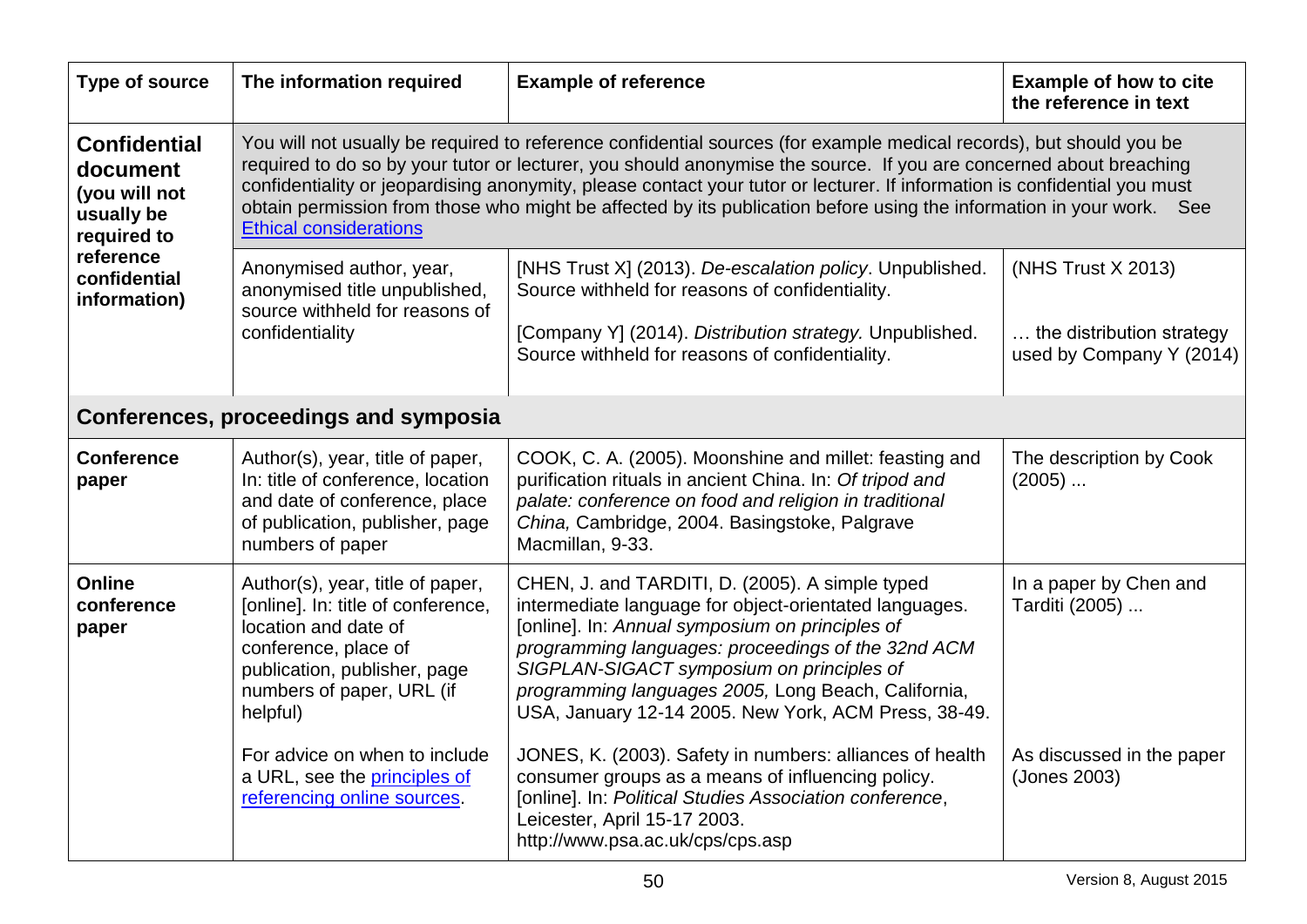| Type of source | The information required | Example of reference | Example of how to cite the reference in text |
| --- | --- | --- | --- |
| **Confidential document** (you will not usually be required to reference confidential information) | You will not usually be required to reference confidential sources (for example medical records), but should you be required to do so by your tutor or lecturer, you should anonymise the source. If you are concerned about breaching confidentiality or jeopardising anonymity, please contact your tutor or lecturer. If information is confidential you must obtain permission from those who might be affected by its publication before using the information in your work. See Ethical considerations | | |
| | Anonymised author, year, anonymised title unpublished, source withheld for reasons of confidentiality | [NHS Trust X] (2013). *De-escalation policy*. Unpublished. Source withheld for reasons of confidentiality.<br><br>[Company Y] (2014). *Distribution strategy.* Unpublished. Source withheld for reasons of confidentiality. | (NHS Trust X 2013)<br><br>… the distribution strategy used by Company Y (2014) |
| **Conferences, proceedings and symposia** | | | |
| **Conference paper** | Author(s), year, title of paper, In: title of conference, location and date of conference, place of publication, publisher, page numbers of paper | COOK, C. A. (2005). Moonshine and millet: feasting and purification rituals in ancient China. In: *Of tripod and palate: conference on food and religion in traditional China,* Cambridge, 2004. Basingstoke, Palgrave Macmillan, 9-33. | The description by Cook (2005) ... |
| **Online conference paper** | Author(s), year, title of paper, [online]. In: title of conference, location and date of conference, place of publication, publisher, page numbers of paper, URL (if helpful) | CHEN, J. and TARDITI, D. (2005). A simple typed intermediate language for object-orientated languages. [online]. In: *Annual symposium on principles of programming languages: proceedings of the 32nd ACM SIGPLAN-SIGACT symposium on principles of programming languages 2005,* Long Beach, California, USA, January 12-14 2005. New York, ACM Press, 38-49. | In a paper by Chen and Tarditi (2005) ... |
| | For advice on when to include a URL, see the principles of referencing online sources. | JONES, K. (2003). Safety in numbers: alliances of health consumer groups as a means of influencing policy. [online]. In: *Political Studies Association conference*, Leicester, April 15-17 2003. http://www.psa.ac.uk/cps/cps.asp | As discussed in the paper (Jones 2003) |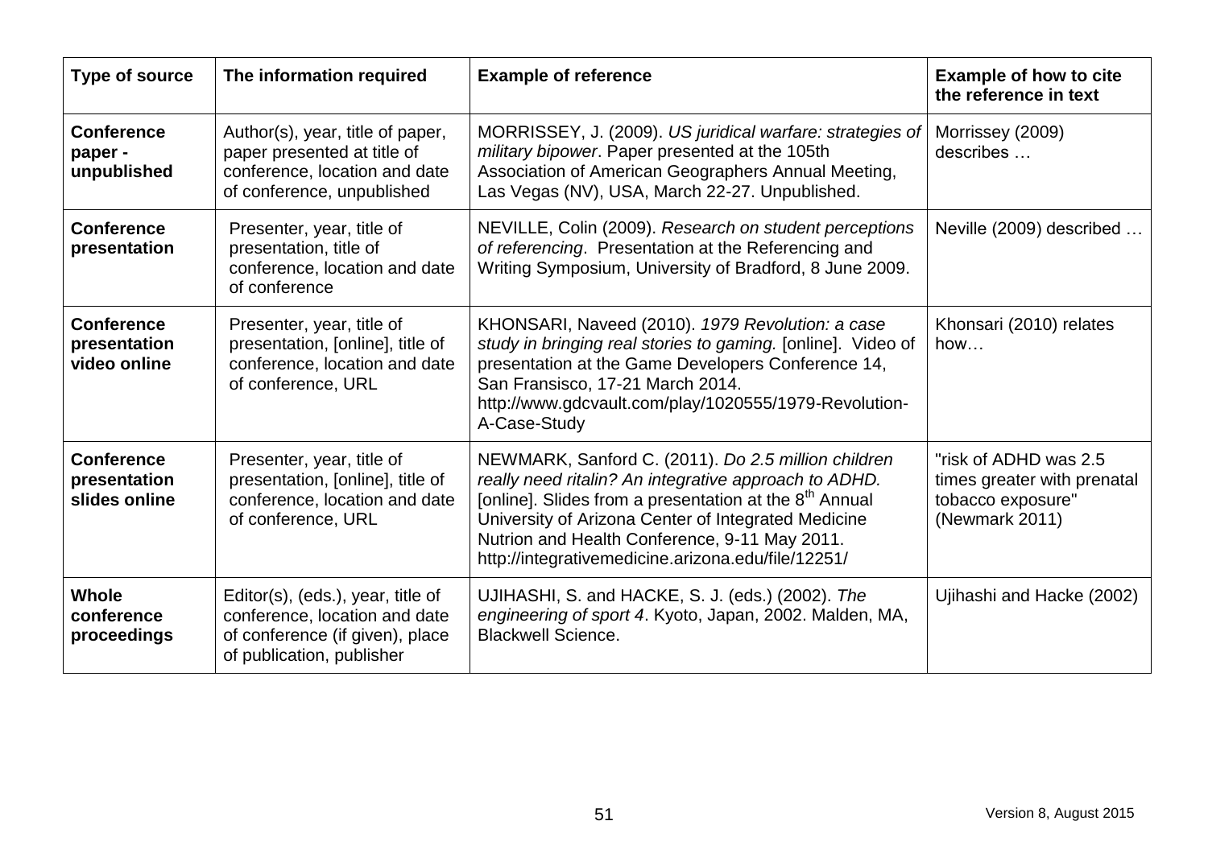| Type of source | The information required | Example of reference | Example of how to cite the reference in text |
|---|---|---|---|
| **Conference paper - unpublished** | Author(s), year, title of paper, paper presented at title of conference, location and date of conference, unpublished | MORRISSEY, J. (2009). *US juridical warfare: strategies of military bipower*. Paper presented at the 105th Association of American Geographers Annual Meeting, Las Vegas (NV), USA, March 22-27. Unpublished. | Morrissey (2009) describes … |
| **Conference presentation** | Presenter, year, title of presentation, title of conference, location and date of conference | NEVILLE, Colin (2009). *Research on student perceptions of referencing*. Presentation at the Referencing and Writing Symposium, University of Bradford, 8 June 2009. | Neville (2009) described … |
| **Conference presentation video online** | Presenter, year, title of presentation, [online], title of conference, location and date of conference, URL | KHONSARI, Naveed (2010). *1979 Revolution: a case study in bringing real stories to gaming.* [online]. Video of presentation at the Game Developers Conference 14, San Fransisco, 17-21 March 2014. http://www.gdcvault.com/play/1020555/1979-Revolution-A-Case-Study | Khonsari (2010) relates how… |
| **Conference presentation slides online** | Presenter, year, title of presentation, [online], title of conference, location and date of conference, URL | NEWMARK, Sanford C. (2011). *Do 2.5 million children really need ritalin? An integrative approach to ADHD.* [online]. Slides from a presentation at the 8th Annual University of Arizona Center of Integrated Medicine Nutrition and Health Conference, 9-11 May 2011. http://integrativemedicine.arizona.edu/file/12251/ | "risk of ADHD was 2.5 times greater with prenatal tobacco exposure" (Newmark 2011) |
| **Whole conference proceedings** | Editor(s), (eds.), year, title of conference, location and date of conference (if given), place of publication, publisher | UJIHASHI, S. and HACKE, S. J. (eds.) (2002). *The engineering of sport 4*. Kyoto, Japan, 2002. Malden, MA, Blackwell Science. | Ujihashi and Hacke (2002) |

Version 8, August 2015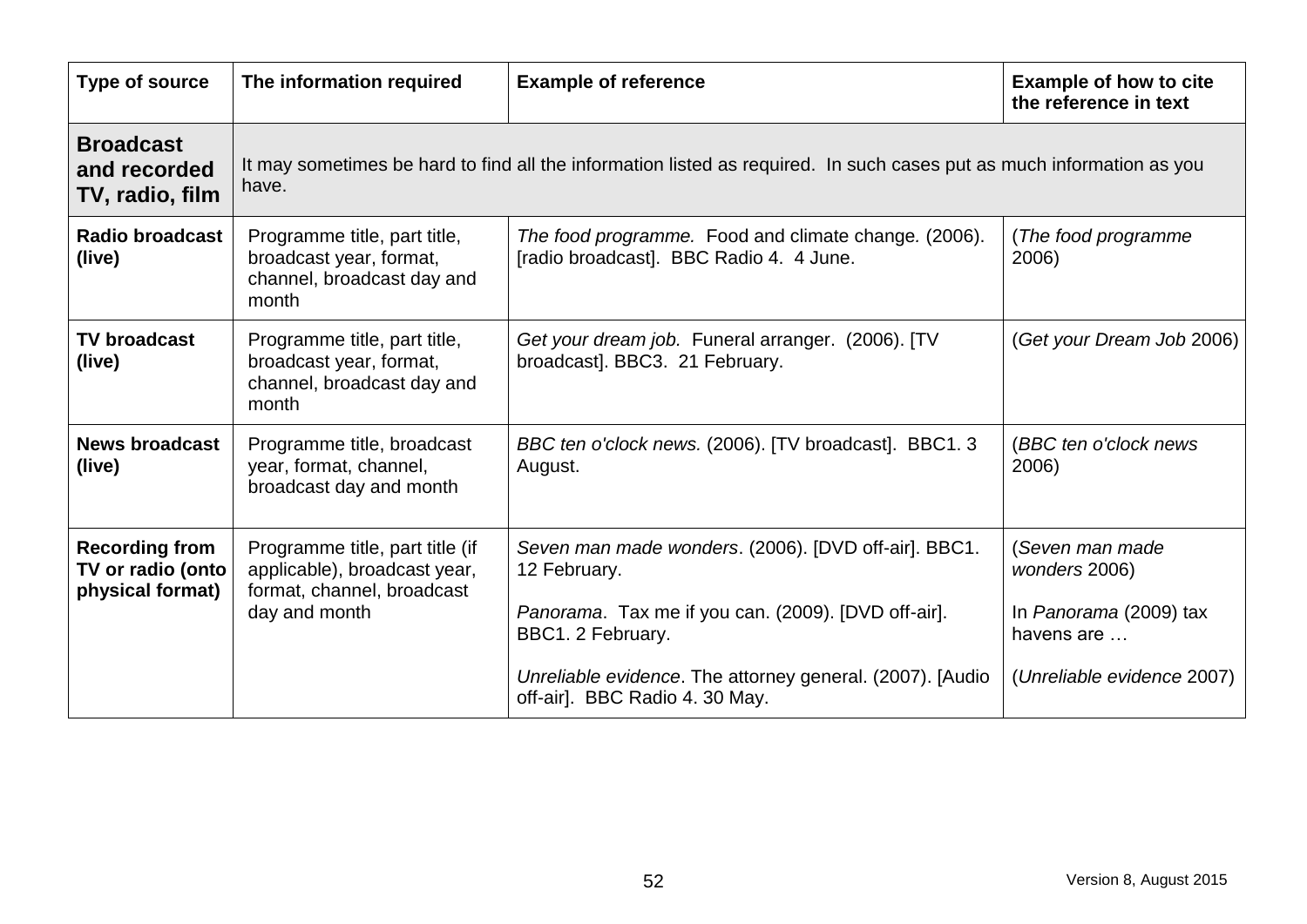| Type of source | The information required | Example of reference | Example of how to cite the reference in text |
|---|---|---|---|
| **Broadcast and recorded TV, radio, film** | It may sometimes be hard to find all the information listed as required. In such cases put as much information as you have. | | |
| **Radio broadcast (live)** | Programme title, part title, broadcast year, format, channel, broadcast day and month | *The food programme.* Food and climate change. (2006). [radio broadcast]. BBC Radio 4. 4 June. | (*The food programme* 2006) |
| **TV broadcast (live)** | Programme title, part title, broadcast year, format, channel, broadcast day and month | *Get your dream job.* Funeral arranger. (2006). [TV broadcast]. BBC3. 21 February. | (*Get your Dream Job* 2006) |
| **News broadcast (live)** | Programme title, broadcast year, format, channel, broadcast day and month | *BBC ten o'clock news.* (2006). [TV broadcast]. BBC1. 3 August. | (*BBC ten o'clock news* 2006) |
| **Recording from TV or radio (onto physical format)** | Programme title, part title (if applicable), broadcast year, format, channel, broadcast day and month | *Seven man made wonders*. (2006). [DVD off-air]. BBC1. 12 February.<br><br>*Panorama*. Tax me if you can. (2009). [DVD off-air]. BBC1. 2 February.<br><br>*Unreliable evidence*. The attorney general. (2007). [Audio off-air]. BBC Radio 4. 30 May. | (*Seven man made wonders* 2006)<br><br>In *Panorama* (2009) tax havens are …<br><br>(*Unreliable evidence* 2007) |

Version 8, August 2015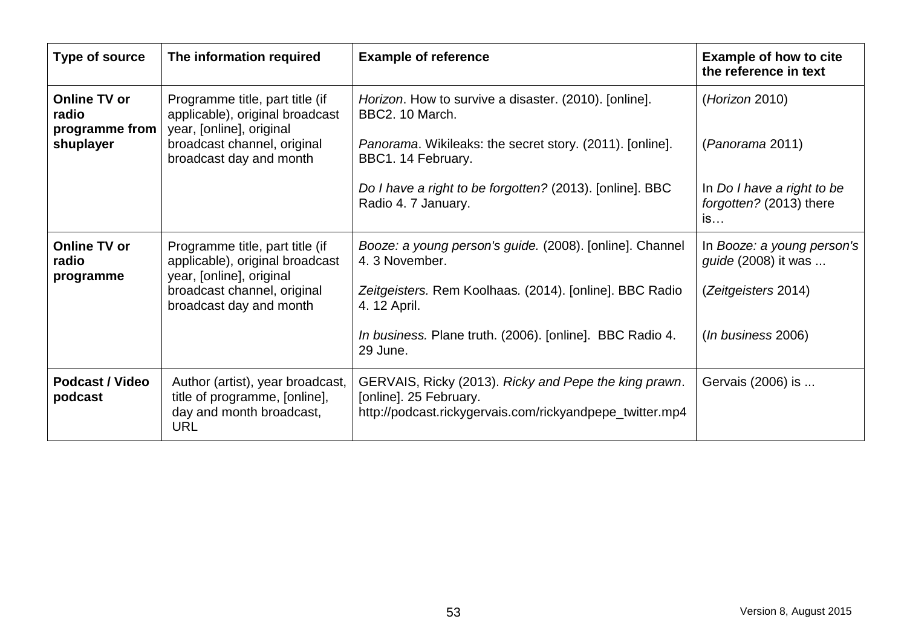| Type of source | The information required | Example of reference | Example of how to cite the reference in text |
| --- | --- | --- | --- |
| **Online TV or radio programme from shuplayer** | Programme title, part title (if applicable), original broadcast year, [online], original broadcast channel, original broadcast day and month | *Horizon*. How to survive a disaster. (2010). [online]. BBC2. 10 March.<br><br>*Panorama*. Wikileaks: the secret story. (2011). [online]. BBC1. 14 February.<br><br>*Do I have a right to be forgotten?* (2013). [online]. BBC Radio 4. 7 January. | (*Horizon* 2010)<br><br>(*Panorama* 2011)<br><br>In *Do I have a right to be forgotten?* (2013) there is… |
| **Online TV or radio programme** | Programme title, part title (if applicable), original broadcast year, [online], original broadcast channel, original broadcast day and month | *Booze: a young person's guide.* (2008). [online]. Channel 4. 3 November.<br><br>*Zeitgeisters.* Rem Koolhaas. (2014). [online]. BBC Radio 4. 12 April.<br><br>*In business.* Plane truth. (2006). [online]. BBC Radio 4. 29 June. | In *Booze: a young person's guide* (2008) it was ...<br><br>(*Zeitgeisters* 2014)<br><br>(*In business* 2006) |
| **Podcast / Video podcast** | Author (artist), year broadcast, title of programme, [online], day and month broadcast, URL | GERVAIS, Ricky (2013). *Ricky and Pepe the king prawn*. [online]. 25 February. http://podcast.rickygervais.com/rickyandpepe_twitter.mp4 | Gervais (2006) is ... |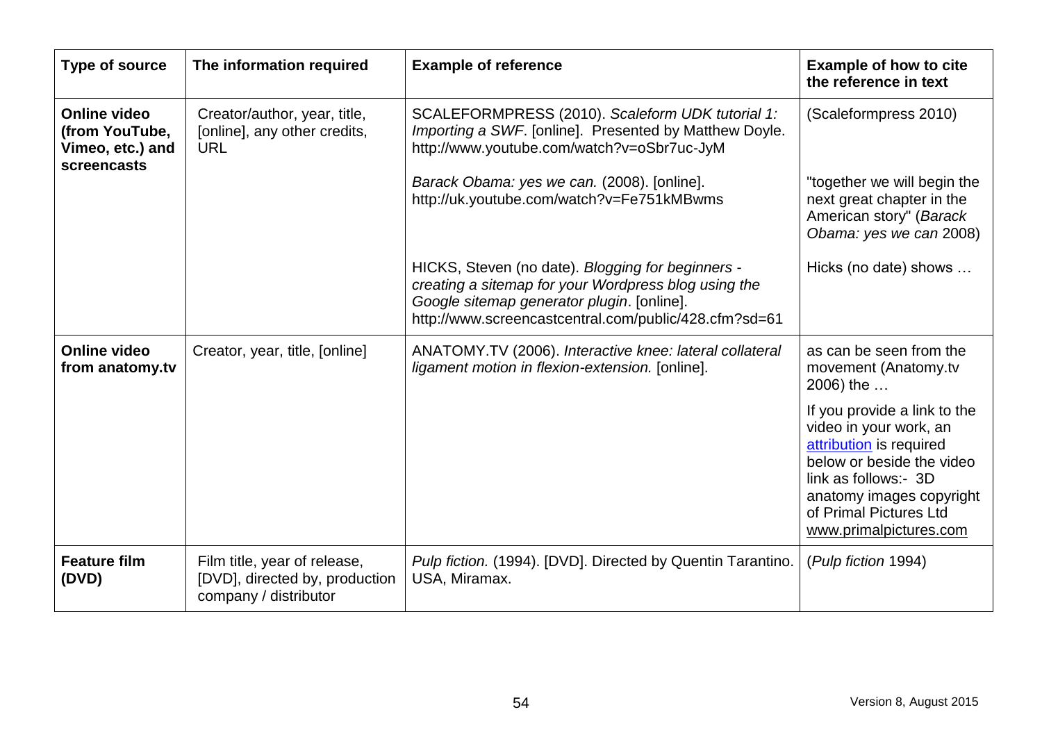| Type of source | The information required | Example of reference | Example of how to cite the reference in text |
|---|---|---|---|
| **Online video (from YouTube, Vimeo, etc.) and screencasts** | Creator/author, year, title, [online], any other credits, URL | SCALEFORMPRESS (2010). *Scaleform UDK tutorial 1: Importing a SWF*. [online]. Presented by Matthew Doyle. http://www.youtube.com/watch?v=oSbr7uc-JyM | (Scaleformpress 2010) |
| | | *Barack Obama: yes we can.* (2008). [online]. http://uk.youtube.com/watch?v=Fe751kMBwms | "together we will begin the next great chapter in the American story" (*Barack Obama: yes we can* 2008) |
| | | HICKS, Steven (no date). *Blogging for beginners - creating a sitemap for your Wordpress blog using the Google sitemap generator plugin*. [online]. http://www.screencastcentral.com/public/428.cfm?sd=61 | Hicks (no date) shows … |
| **Online video from anatomy.tv** | Creator, year, title, [online] | ANATOMY.TV (2006). *Interactive knee: lateral collateral ligament motion in flexion-extension.* [online]. | as can be seen from the movement (Anatomy.tv 2006) the … |
| | | | If you provide a link to the video in your work, an attribution is required below or beside the video link as follows:- 3D anatomy images copyright of Primal Pictures Ltd www.primalpictures.com |
| **Feature film (DVD)** | Film title, year of release, [DVD], directed by, production company / distributor | *Pulp fiction.* (1994). [DVD]. Directed by Quentin Tarantino. USA, Miramax. | (*Pulp fiction* 1994) |

Version 8, August 2015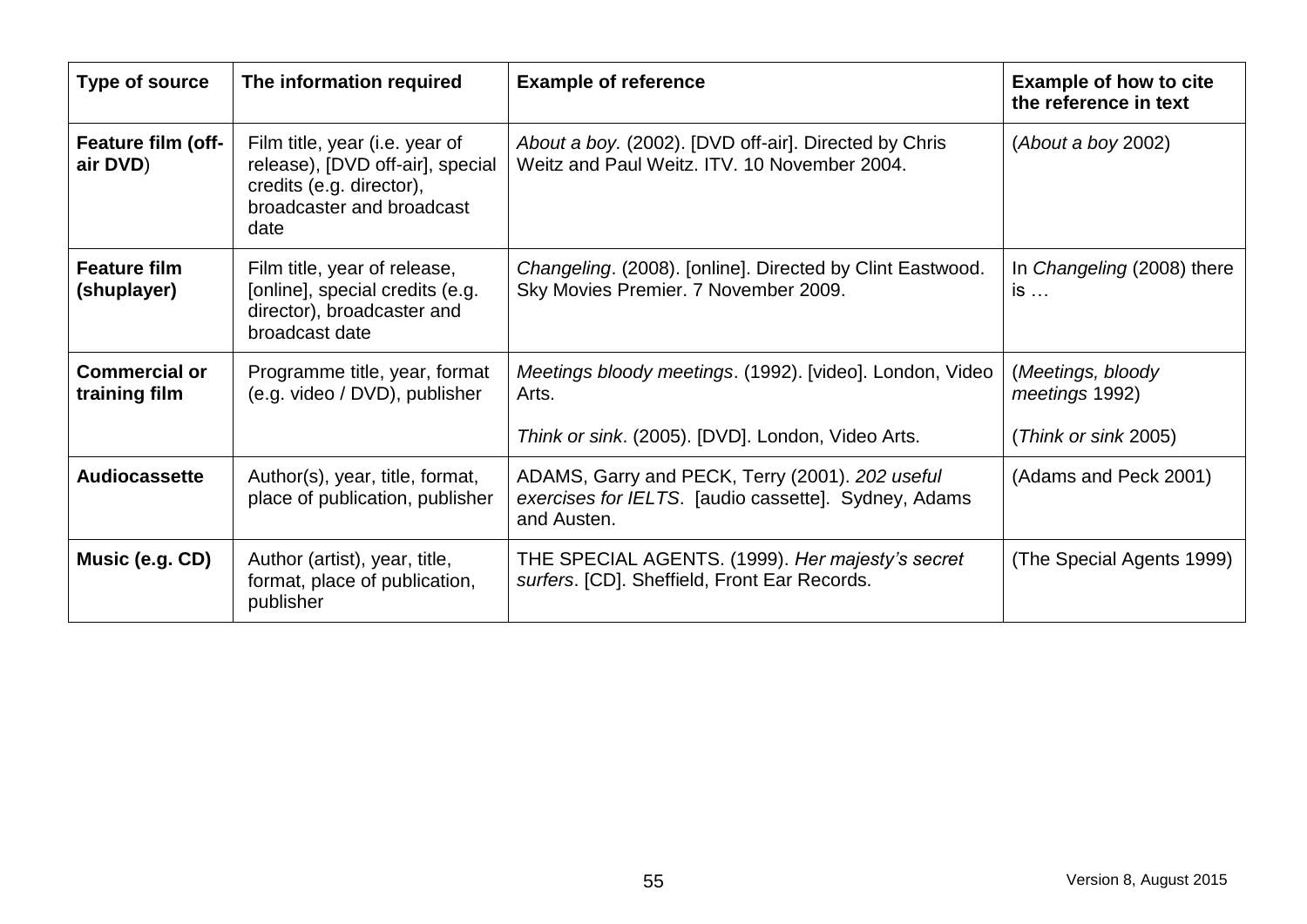| Type of source | The information required | Example of reference | Example of how to cite the reference in text |
|---|---|---|---|
| **Feature film (off-air DVD)** | Film title, year (i.e. year of release), [DVD off-air], special credits (e.g. director), broadcaster and broadcast date | *About a boy.* (2002). [DVD off-air]. Directed by Chris Weitz and Paul Weitz. ITV. 10 November 2004. | (*About a boy* 2002) |
| **Feature film (shuplayer)** | Film title, year of release, [online], special credits (e.g. director), broadcaster and broadcast date | *Changeling*. (2008). [online]. Directed by Clint Eastwood. Sky Movies Premier. 7 November 2009. | In *Changeling* (2008) there is … |
| **Commercial or training film** | Programme title, year, format (e.g. video / DVD), publisher | *Meetings bloody meetings*. (1992). [video]. London, Video Arts.<br><br>*Think or sink*. (2005). [DVD]. London, Video Arts. | (*Meetings, bloody meetings* 1992)<br><br>(*Think or sink* 2005) |
| **Audiocassette** | Author(s), year, title, format, place of publication, publisher | ADAMS, Garry and PECK, Terry (2001). *202 useful exercises for IELTS*. [audio cassette]. Sydney, Adams and Austen. | (Adams and Peck 2001) |
| **Music (e.g. CD)** | Author (artist), year, title, format, place of publication, publisher | THE SPECIAL AGENTS. (1999). *Her majesty's secret surfers*. [CD]. Sheffield, Front Ear Records. | (The Special Agents 1999) |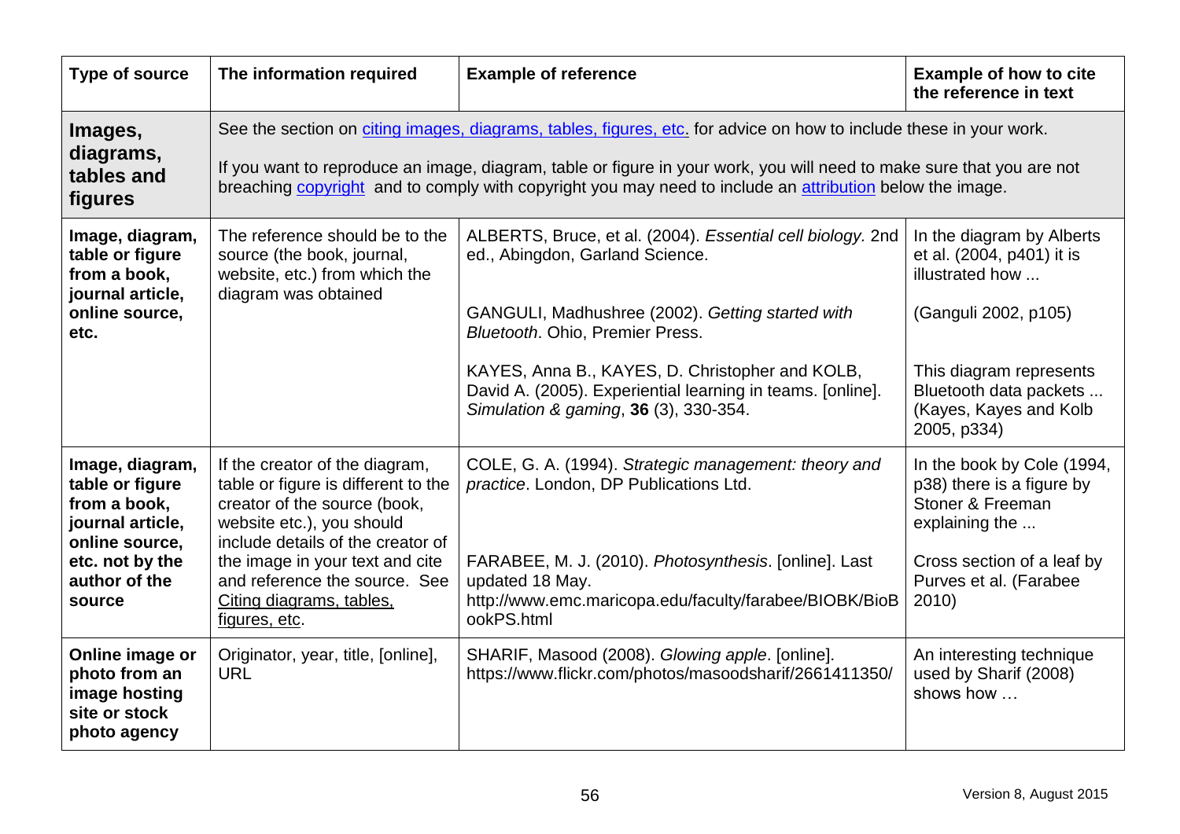| Type of source | The information required | Example of reference | Example of how to cite the reference in text |
| --- | --- | --- | --- |
| **Images, diagrams, tables and figures** | See the section on citing images, diagrams, tables, figures, etc. for advice on how to include these in your work.<br><br>If you want to reproduce an image, diagram, table or figure in your work, you will need to make sure that you are not breaching copyright and to comply with copyright you may need to include an attribution below the image. | | |
| **Image, diagram, table or figure from a book, journal article, online source, etc.** | The reference should be to the source (the book, journal, website, etc.) from which the diagram was obtained | ALBERTS, Bruce, et al. (2004). *Essential cell biology.* 2nd ed., Abingdon, Garland Science.<br><br>GANGULI, Madhushree (2002). *Getting started with Bluetooth*. Ohio, Premier Press.<br><br>KAYES, Anna B., KAYES, D. Christopher and KOLB, David A. (2005). Experiential learning in teams. [online]. *Simulation & gaming*, **36** (3), 330-354. | In the diagram by Alberts et al. (2004, p401) it is illustrated how ...<br><br>(Ganguli 2002, p105)<br><br>This diagram represents Bluetooth data packets ... (Kayes, Kayes and Kolb 2005, p334) |
| **Image, diagram, table or figure from a book, journal article, online source, etc. not by the author of the source** | If the creator of the diagram, table or figure is different to the creator of the source (book, website etc.), you should include details of the creator of the image in your text and cite and reference the source. See Citing diagrams, tables, figures, etc. | COLE, G. A. (1994). *Strategic management: theory and practice*. London, DP Publications Ltd.<br><br>FARABEE, M. J. (2010). *Photosynthesis*. [online]. Last updated 18 May. http://www.emc.maricopa.edu/faculty/farabee/BIOBK/BioBookPS.html | In the book by Cole (1994, p38) there is a figure by Stoner & Freeman explaining the ...<br><br>Cross section of a leaf by Purves et al. (Farabee 2010) |
| **Online image or photo from an image hosting site or stock photo agency** | Originator, year, title, [online], URL | SHARIF, Masood (2008). *Glowing apple*. [online]. https://www.flickr.com/photos/masoodsharif/2661411350/ | An interesting technique used by Sharif (2008) shows how … |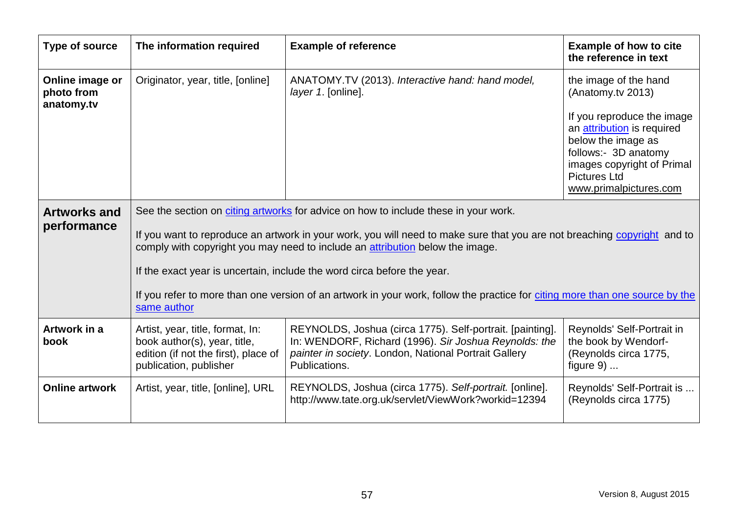| Type of source | The information required | Example of reference | Example of how to cite the reference in text |
|---|---|---|---|
| **Online image or photo from anatomy.tv** | Originator, year, title, [online] | ANATOMY.TV (2013). *Interactive hand: hand model, layer 1*. [online]. | the image of the hand (Anatomy.tv 2013)<br><br>If you reproduce the image an attribution is required below the image as follows:- 3D anatomy images copyright of Primal Pictures Ltd www.primalpictures.com |
| **Artworks and performance** | See the section on citing artworks for advice on how to include these in your work.<br><br>If you want to reproduce an artwork in your work, you will need to make sure that you are not breaching copyright and to comply with copyright you may need to include an attribution below the image.<br><br>If the exact year is uncertain, include the word circa before the year.<br><br>If you refer to more than one version of an artwork in your work, follow the practice for citing more than one source by the same author | | |
| **Artwork in a book** | Artist, year, title, format, In: book author(s), year, title, edition (if not the first), place of publication, publisher | REYNOLDS, Joshua (circa 1775). Self-portrait. [painting]. In: WENDORF, Richard (1996). *Sir Joshua Reynolds: the painter in society*. London, National Portrait Gallery Publications. | Reynolds' Self-Portrait in the book by Wendorf- (Reynolds circa 1775, figure 9) ... |
| **Online artwork** | Artist, year, title, [online], URL | REYNOLDS, Joshua (circa 1775). *Self-portrait.* [online]. http://www.tate.org.uk/servlet/ViewWork?workid=12394 | Reynolds' Self-Portrait is ... (Reynolds circa 1775) |

Version 8, August 2015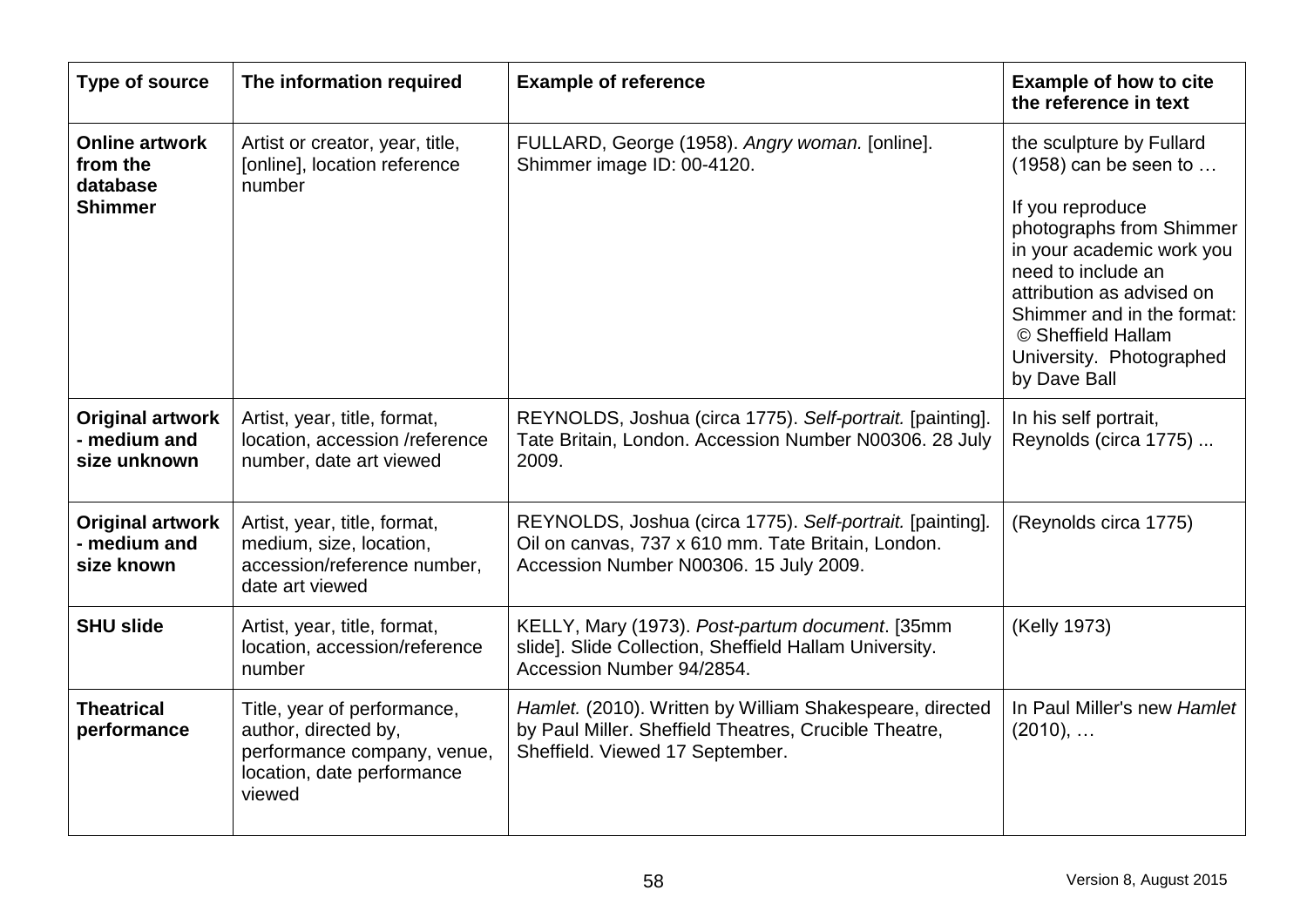| Type of source | The information required | Example of reference | Example of how to cite the reference in text |
|---|---|---|---|
| **Online artwork from the database Shimmer** | Artist or creator, year, title, [online], location reference number | FULLARD, George (1958). *Angry woman.* [online]. Shimmer image ID: 00-4120. | the sculpture by Fullard (1958) can be seen to …<br><br>If you reproduce photographs from Shimmer in your academic work you need to include an attribution as advised on Shimmer and in the format: © Sheffield Hallam University. Photographed by Dave Ball |
| **Original artwork - medium and size unknown** | Artist, year, title, format, location, accession /reference number, date art viewed | REYNOLDS, Joshua (circa 1775). *Self-portrait.* [painting]. Tate Britain, London. Accession Number N00306. 28 July 2009. | In his self portrait, Reynolds (circa 1775) ... |
| **Original artwork - medium and size known** | Artist, year, title, format, medium, size, location, accession/reference number, date art viewed | REYNOLDS, Joshua (circa 1775). *Self-portrait.* [painting]. Oil on canvas, 737 x 610 mm. Tate Britain, London. Accession Number N00306. 15 July 2009. | (Reynolds circa 1775) |
| **SHU slide** | Artist, year, title, format, location, accession/reference number | KELLY, Mary (1973). *Post-partum document*. [35mm slide]. Slide Collection, Sheffield Hallam University. Accession Number 94/2854. | (Kelly 1973) |
| **Theatrical performance** | Title, year of performance, author, directed by, performance company, venue, location, date performance viewed | *Hamlet.* (2010). Written by William Shakespeare, directed by Paul Miller. Sheffield Theatres, Crucible Theatre, Sheffield. Viewed 17 September. | In Paul Miller's new *Hamlet* (2010), … |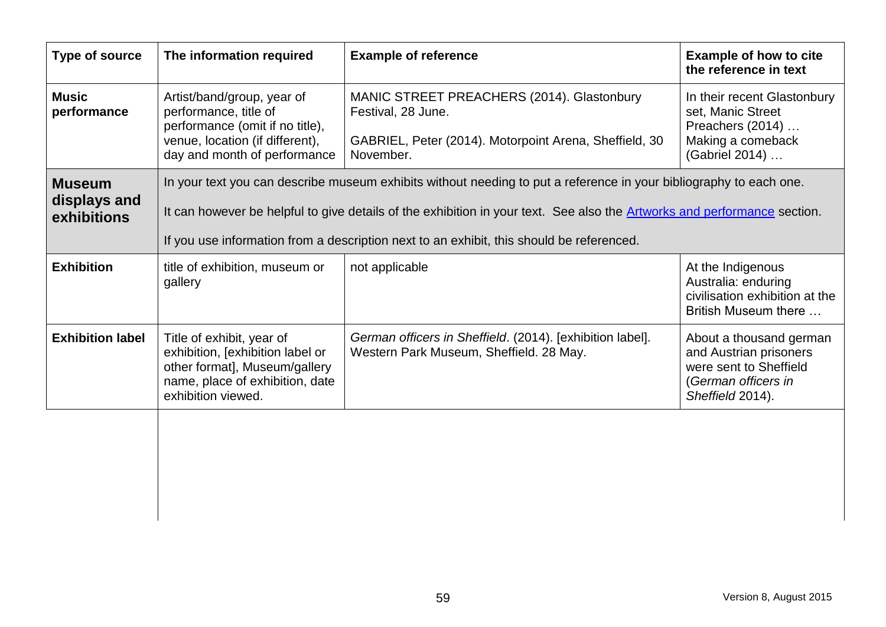| Type of source | The information required | Example of reference | Example of how to cite the reference in text |
|---|---|---|---|
| **Music performance** | Artist/band/group, year of performance, title of performance (omit if no title), venue, location (if different), day and month of performance | MANIC STREET PREACHERS (2014). Glastonbury Festival, 28 June.<br><br>GABRIEL, Peter (2014). Motorpoint Arena, Sheffield, 30 November. | In their recent Glastonbury set, Manic Street Preachers (2014) …<br>Making a comeback (Gabriel 2014) … |
| **Museum displays and exhibitions** | In your text you can describe museum exhibits without needing to put a reference in your bibliography to each one.<br><br>It can however be helpful to give details of the exhibition in your text. See also the Artworks and performance section.<br><br>If you use information from a description next to an exhibit, this should be referenced. | | |
| **Exhibition** | title of exhibition, museum or gallery | not applicable | At the Indigenous Australia: enduring civilisation exhibition at the British Museum there … |
| **Exhibition label** | Title of exhibit, year of exhibition, [exhibition label or other format], Museum/gallery name, place of exhibition, date exhibition viewed. | *German officers in Sheffield*. (2014). [exhibition label]. Western Park Museum, Sheffield. 28 May. | About a thousand german and Austrian prisoners were sent to Sheffield (*German officers in Sheffield* 2014). |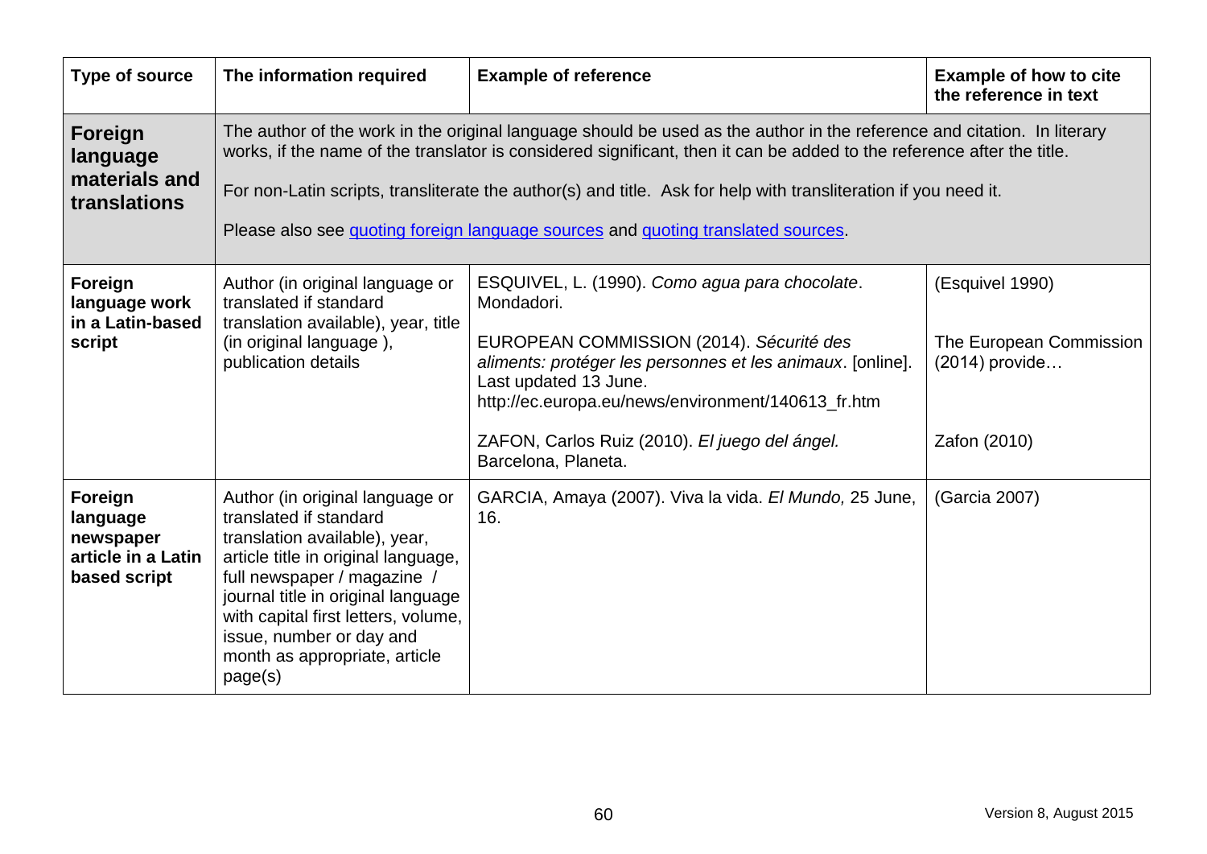| Type of source | The information required | Example of reference | Example of how to cite the reference in text |
|---|---|---|---|
| **Foreign language materials and translations** | The author of the work in the original language should be used as the author in the reference and citation. In literary works, if the name of the translator is considered significant, then it can be added to the reference after the title.<br><br>For non-Latin scripts, transliterate the author(s) and title. Ask for help with transliteration if you need it.<br><br>Please also see [quoting foreign language sources] and [quoting translated sources]. | | |
| **Foreign language work in a Latin-based script** | Author (in original language or translated if standard translation available), year, title (in original language ), publication details | ESQUIVEL, L. (1990). *Como agua para chocolate*. Mondadori.<br><br>EUROPEAN COMMISSION (2014). *Sécurité des aliments: protéger les personnes et les animaux*. [online]. Last updated 13 June. http://ec.europa.eu/news/environment/140613_fr.htm<br><br>ZAFON, Carlos Ruiz (2010). *El juego del ángel.* Barcelona, Planeta. | (Esquivel 1990)<br><br>The European Commission (2014) provide…<br><br>Zafon (2010) |
| **Foreign language newspaper article in a Latin based script** | Author (in original language or translated if standard translation available), year, article title in original language, full newspaper / magazine / journal title in original language with capital first letters, volume, issue, number or day and month as appropriate, article page(s) | GARCIA, Amaya (2007). Viva la vida. *El Mundo,* 25 June, 16. | (Garcia 2007) |

Version 8, August 2015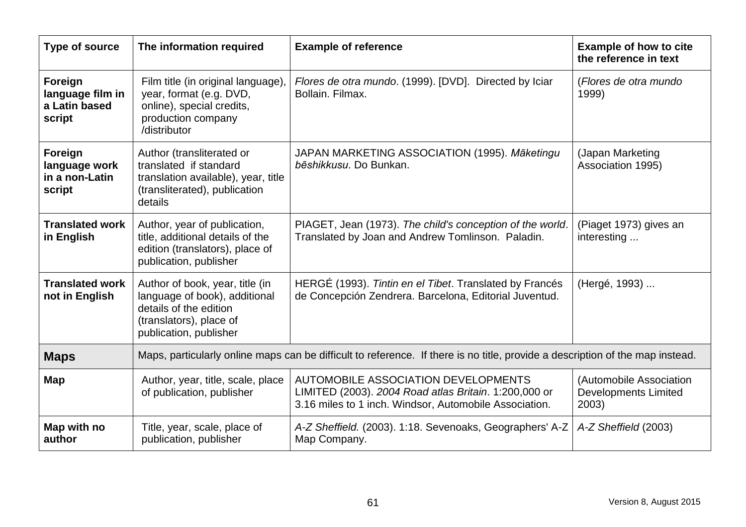| Type of source | The information required | Example of reference | Example of how to cite the reference in text |
|---|---|---|---|
| **Foreign language film in a Latin based script** | Film title (in original language), year, format (e.g. DVD, online), special credits, production company /distributor | *Flores de otra mundo*. (1999). [DVD]. Directed by Iciar Bollain. Filmax. | (*Flores de otra mundo* 1999) |
| **Foreign language work in a non-Latin script** | Author (transliterated or translated if standard translation available), year, title (transliterated), publication details | JAPAN MARKETING ASSOCIATION (1995). *Māketingu bēshikkusu*. Do Bunkan. | (Japan Marketing Association 1995) |
| **Translated work in English** | Author, year of publication, title, additional details of the edition (translators), place of publication, publisher | PIAGET, Jean (1973). *The child's conception of the world*. Translated by Joan and Andrew Tomlinson. Paladin. | (Piaget 1973) gives an interesting ... |
| **Translated work not in English** | Author of book, year, title (in language of book), additional details of the edition (translators), place of publication, publisher | HERGÉ (1993). *Tintin en el Tibet*. Translated by Francés de Concepción Zendrera. Barcelona, Editorial Juventud. | (Hergé, 1993) ... |
| **Maps** | Maps, particularly online maps can be difficult to reference. If there is no title, provide a description of the map instead. | | |
| **Map** | Author, year, title, scale, place of publication, publisher | AUTOMOBILE ASSOCIATION DEVELOPMENTS LIMITED (2003). *2004 Road atlas Britain*. 1:200,000 or 3.16 miles to 1 inch. Windsor, Automobile Association. | (Automobile Association Developments Limited 2003) |
| **Map with no author** | Title, year, scale, place of publication, publisher | *A-Z Sheffield.* (2003). 1:18. Sevenoaks, Geographers' A-Z Map Company. | *A-Z Sheffield* (2003) |

Version 8, August 2015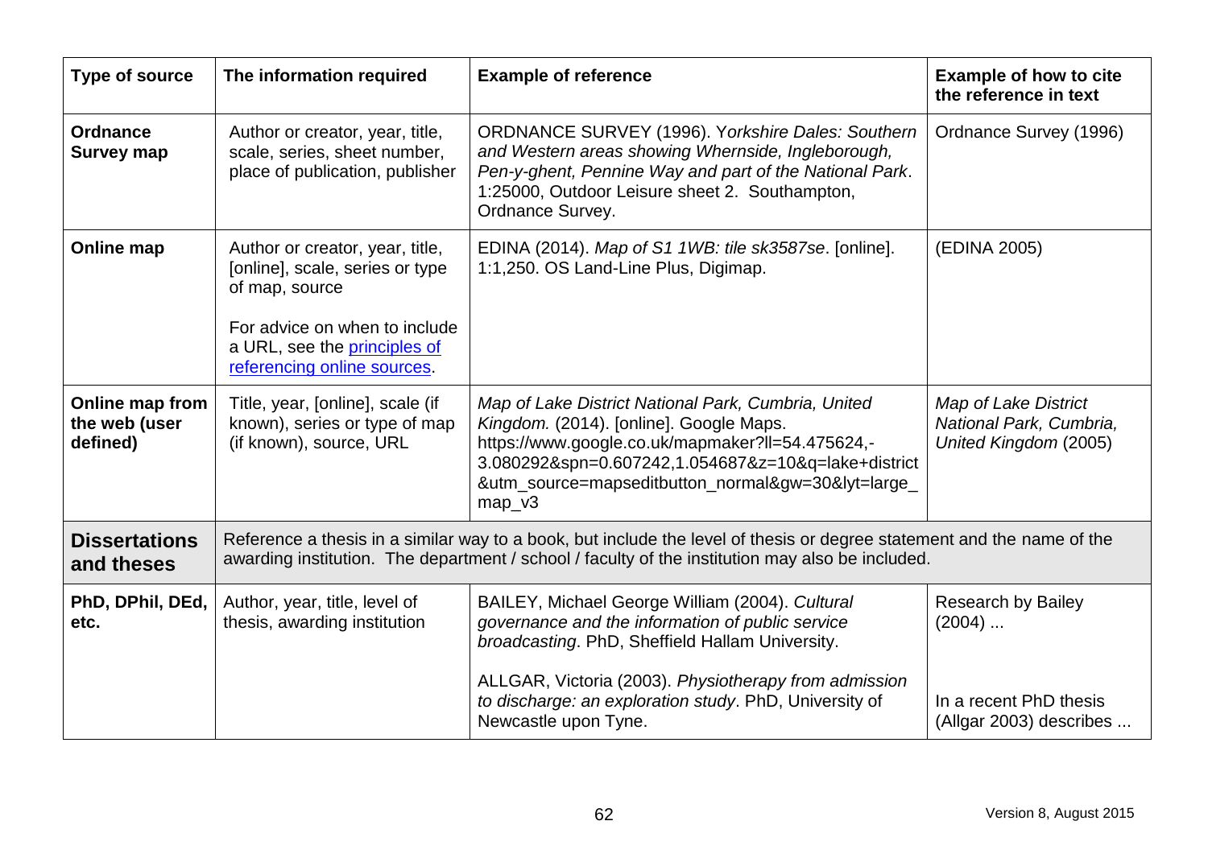| Type of source | The information required | Example of reference | Example of how to cite the reference in text |
|---|---|---|---|
| **Ordnance Survey map** | Author or creator, year, title, scale, series, sheet number, place of publication, publisher | ORDNANCE SURVEY (1996). *Yorkshire Dales: Southern and Western areas showing Whernside, Ingleborough, Pen-y-ghent, Pennine Way and part of the National Park*. 1:25000, Outdoor Leisure sheet 2. Southampton, Ordnance Survey. | Ordnance Survey (1996) |
| **Online map** | Author or creator, year, title, [online], scale, series or type of map, source<br><br>For advice on when to include a URL, see the principles of referencing online sources. | EDINA (2014). *Map of S1 1WB: tile sk3587se*. [online]. 1:1,250. OS Land-Line Plus, Digimap. | (EDINA 2005) |
| **Online map from the web (user defined)** | Title, year, [online], scale (if known), series or type of map (if known), source, URL | *Map of Lake District National Park, Cumbria, United Kingdom.* (2014). [online]. Google Maps. https://www.google.co.uk/mapmaker?ll=54.475624,-3.080292&spn=0.607242,1.054687&z=10&q=lake+district&utm_source=mapseditbutton_normal&gw=30&lyt=large_map_v3 | *Map of Lake District National Park, Cumbria, United Kingdom* (2005) |
| **Dissertations and theses** | Reference a thesis in a similar way to a book, but include the level of thesis or degree statement and the name of the awarding institution. The department / school / faculty of the institution may also be included. | | |
| **PhD, DPhil, DEd, etc.** | Author, year, title, level of thesis, awarding institution | BAILEY, Michael George William (2004). *Cultural governance and the information of public service broadcasting*. PhD, Sheffield Hallam University.<br><br>ALLGAR, Victoria (2003). *Physiotherapy from admission to discharge: an exploration study*. PhD, University of Newcastle upon Tyne. | Research by Bailey (2004) ...<br><br>In a recent PhD thesis (Allgar 2003) describes ... |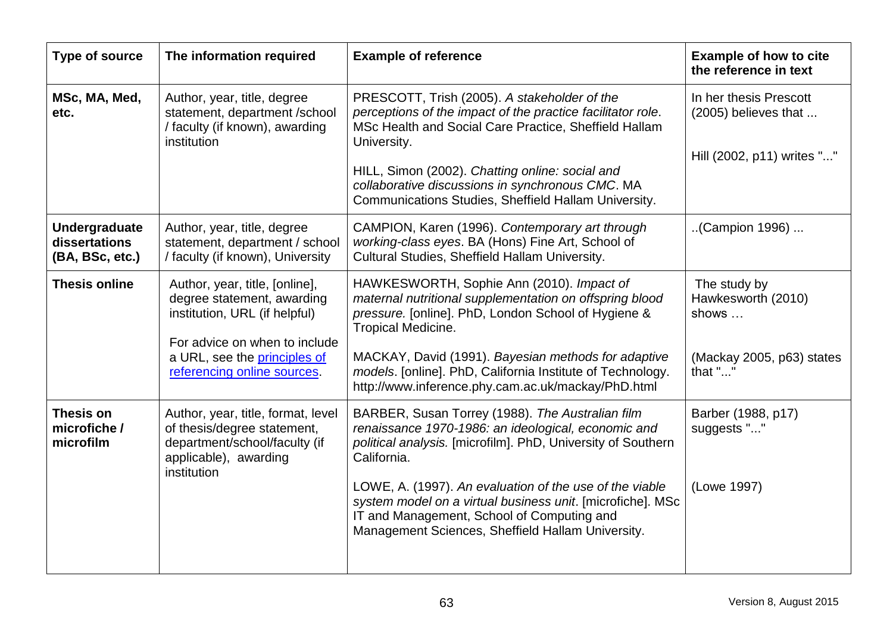| Type of source | The information required | Example of reference | Example of how to cite the reference in text |
|---|---|---|---|
| **MSc, MA, Med, etc.** | Author, year, title, degree statement, department /school / faculty (if known), awarding institution | PRESCOTT, Trish (2005). *A stakeholder of the perceptions of the impact of the practice facilitator role.* MSc Health and Social Care Practice, Sheffield Hallam University.<br><br>HILL, Simon (2002). *Chatting online: social and collaborative discussions in synchronous CMC*. MA Communications Studies, Sheffield Hallam University. | In her thesis Prescott (2005) believes that ...<br><br>Hill (2002, p11) writes "..." |
| **Undergraduate dissertations (BA, BSc, etc.)** | Author, year, title, degree statement, department / school / faculty (if known), University | CAMPION, Karen (1996). *Contemporary art through working-class eyes*. BA (Hons) Fine Art, School of Cultural Studies, Sheffield Hallam University. | ..(Campion 1996) ... |
| **Thesis online** | Author, year, title, [online], degree statement, awarding institution, URL (if helpful)<br><br>For advice on when to include a URL, see the principles of referencing online sources. | HAWKESWORTH, Sophie Ann (2010). *Impact of maternal nutritional supplementation on offspring blood pressure.* [online]. PhD, London School of Hygiene & Tropical Medicine.<br><br>MACKAY, David (1991). *Bayesian methods for adaptive models*. [online]. PhD, California Institute of Technology. http://www.inference.phy.cam.ac.uk/mackay/PhD.html | The study by Hawkesworth (2010) shows …<br><br>(Mackay 2005, p63) states that "..." |
| **Thesis on microfiche / microfilm** | Author, year, title, format, level of thesis/degree statement, department/school/faculty (if applicable), awarding institution | BARBER, Susan Torrey (1988). *The Australian film renaissance 1970-1986: an ideological, economic and political analysis.* [microfilm]. PhD, University of Southern California.<br><br>LOWE, A. (1997). *An evaluation of the use of the viable system model on a virtual business unit*. [microfiche]. MSc IT and Management, School of Computing and Management Sciences, Sheffield Hallam University. | Barber (1988, p17) suggests "..."<br><br>(Lowe 1997) |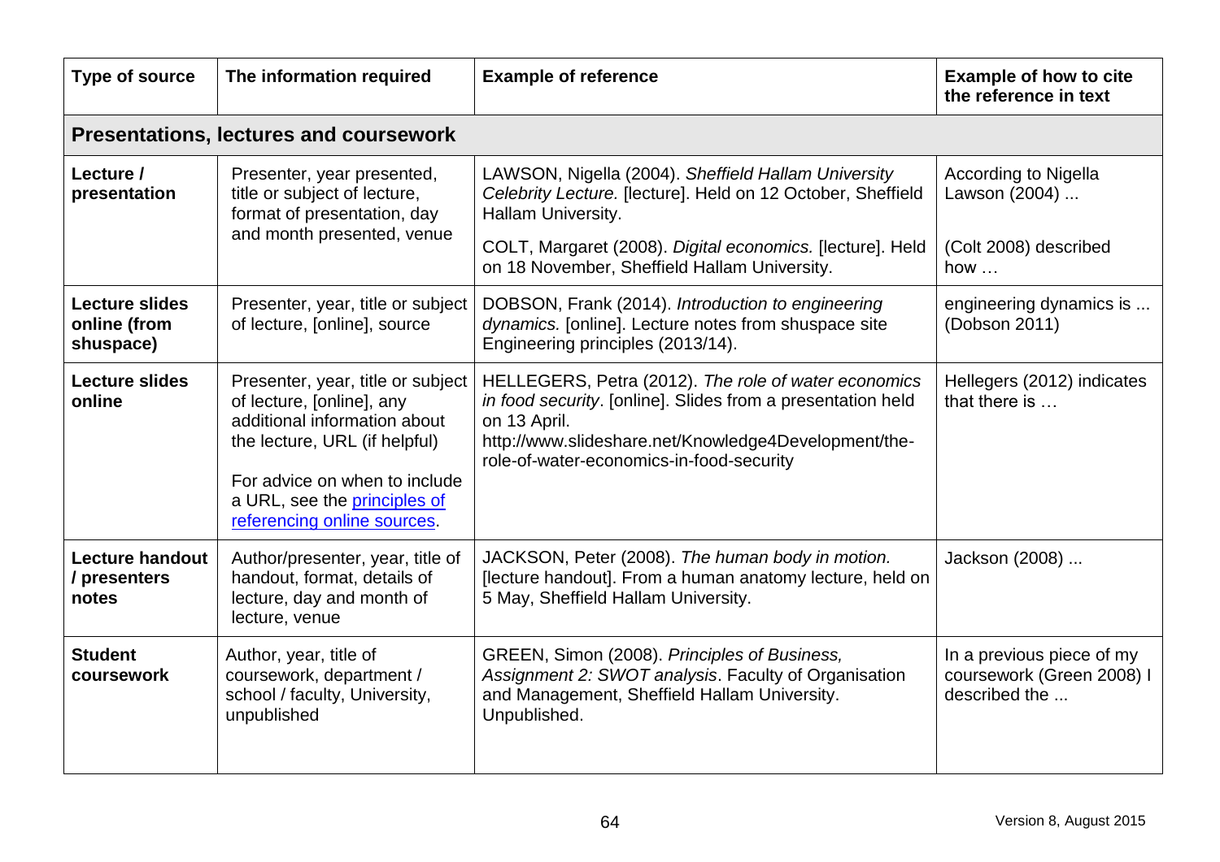| Type of source | The information required | Example of reference | Example of how to cite the reference in text |
|---|---|---|---|
| **Presentations, lectures and coursework** | | | |
| **Lecture / presentation** | Presenter, year presented, title or subject of lecture, format of presentation, day and month presented, venue | LAWSON, Nigella (2004). *Sheffield Hallam University Celebrity Lecture.* [lecture]. Held on 12 October, Sheffield Hallam University.<br><br>COLT, Margaret (2008). *Digital economics.* [lecture]. Held on 18 November, Sheffield Hallam University. | According to Nigella Lawson (2004) ...<br><br>(Colt 2008) described how … |
| **Lecture slides online (from shuspace)** | Presenter, year, title or subject of lecture, [online], source | DOBSON, Frank (2014). *Introduction to engineering dynamics.* [online]. Lecture notes from shuspace site Engineering principles (2013/14). | engineering dynamics is ... (Dobson 2011) |
| **Lecture slides online** | Presenter, year, title or subject of lecture, [online], any additional information about the lecture, URL (if helpful)<br><br>For advice on when to include a URL, see the principles of referencing online sources. | HELLEGERS, Petra (2012). *The role of water economics in food security*. [online]. Slides from a presentation held on 13 April. http://www.slideshare.net/Knowledge4Development/the-role-of-water-economics-in-food-security | Hellegers (2012) indicates that there is … |
| **Lecture handout / presenters notes** | Author/presenter, year, title of handout, format, details of lecture, day and month of lecture, venue | JACKSON, Peter (2008). *The human body in motion.* [lecture handout]. From a human anatomy lecture, held on 5 May, Sheffield Hallam University. | Jackson (2008) ... |
| **Student coursework** | Author, year, title of coursework, department / school / faculty, University, unpublished | GREEN, Simon (2008). *Principles of Business, Assignment 2: SWOT analysis*. Faculty of Organisation and Management, Sheffield Hallam University. Unpublished. | In a previous piece of my coursework (Green 2008) I described the ... |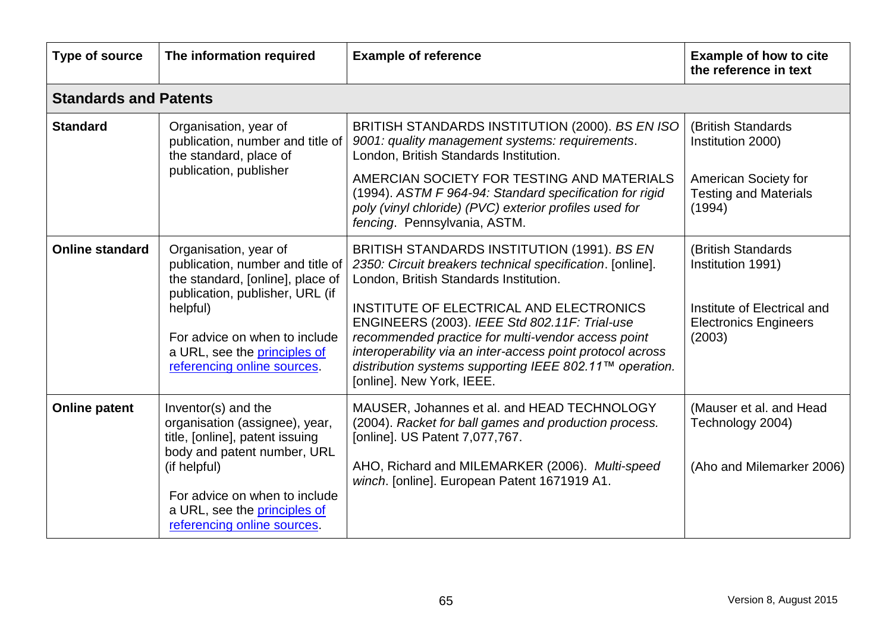| Type of source | The information required | Example of reference | Example of how to cite the reference in text |
|---|---|---|---|
| **Standards and Patents** | | | |
| **Standard** | Organisation, year of publication, number and title of the standard, place of publication, publisher | BRITISH STANDARDS INSTITUTION (2000). *BS EN ISO 9001: quality management systems: requirements*. London, British Standards Institution.<br><br>AMERCIAN SOCIETY FOR TESTING AND MATERIALS (1994). *ASTM F 964-94: Standard specification for rigid poly (vinyl chloride) (PVC) exterior profiles used for fencing*. Pennsylvania, ASTM. | (British Standards Institution 2000)<br><br>American Society for Testing and Materials (1994) |
| **Online standard** | Organisation, year of publication, number and title of the standard, [online], place of publication, publisher, URL (if helpful)<br><br>For advice on when to include a URL, see the principles of referencing online sources. | BRITISH STANDARDS INSTITUTION (1991). *BS EN 2350: Circuit breakers technical specification*. [online]. London, British Standards Institution.<br><br>INSTITUTE OF ELECTRICAL AND ELECTRONICS ENGINEERS (2003). *IEEE Std 802.11F: Trial-use recommended practice for multi-vendor access point interoperability via an inter-access point protocol across distribution systems supporting IEEE 802.11™ operation.* [online]. New York, IEEE. | (British Standards Institution 1991)<br><br>Institute of Electrical and Electronics Engineers (2003) |
| **Online patent** | Inventor(s) and the organisation (assignee), year, title, [online], patent issuing body and patent number, URL (if helpful)<br><br>For advice on when to include a URL, see the principles of referencing online sources. | MAUSER, Johannes et al. and HEAD TECHNOLOGY (2004). *Racket for ball games and production process.* [online]. US Patent 7,077,767.<br><br>AHO, Richard and MILEMARKER (2006). *Multi-speed winch*. [online]. European Patent 1671919 A1. | (Mauser et al. and Head Technology 2004)<br><br>(Aho and Milemarker 2006) |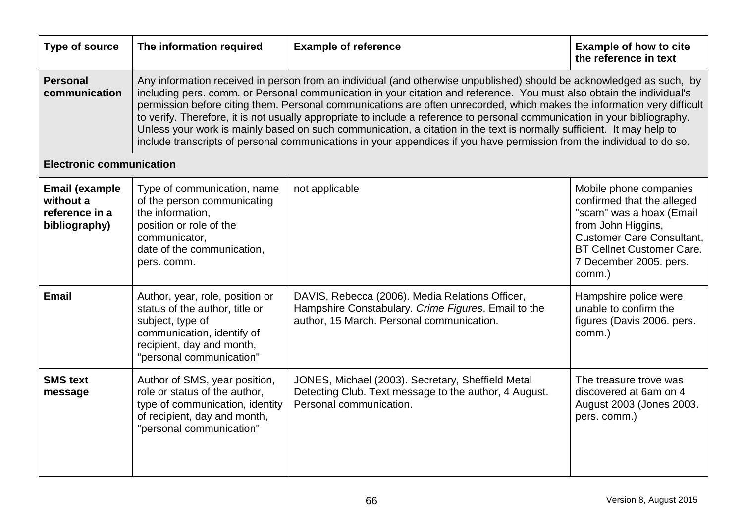| Type of source | The information required | Example of reference | Example of how to cite the reference in text |
|---|---|---|---|
| **Personal communication** | Any information received in person from an individual (and otherwise unpublished) should be acknowledged as such, by including pers. comm. or Personal communication in your citation and reference. You must also obtain the individual's permission before citing them. Personal communications are often unrecorded, which makes the information very difficult to verify. Therefore, it is not usually appropriate to include a reference to personal communication in your bibliography. Unless your work is mainly based on such communication, a citation in the text is normally sufficient. It may help to include transcripts of personal communications in your appendices if you have permission from the individual to do so. | | |
| **Electronic communication** | | | |
| **Email (example without a reference in a bibliography)** | Type of communication, name of the person communicating the information, position or role of the communicator, date of the communication, pers. comm. | not applicable | Mobile phone companies confirmed that the alleged "scam" was a hoax (Email from John Higgins, Customer Care Consultant, BT Cellnet Customer Care. 7 December 2005. pers. comm.) |
| **Email** | Author, year, role, position or status of the author, title or subject, type of communication, identify of recipient, day and month, "personal communication" | DAVIS, Rebecca (2006). Media Relations Officer, Hampshire Constabulary. *Crime Figures*. Email to the author, 15 March. Personal communication. | Hampshire police were unable to confirm the figures (Davis 2006. pers. comm.) |
| **SMS text message** | Author of SMS, year position, role or status of the author, type of communication, identity of recipient, day and month, "personal communication" | JONES, Michael (2003). Secretary, Sheffield Metal Detecting Club. Text message to the author, 4 August. Personal communication. | The treasure trove was discovered at 6am on 4 August 2003 (Jones 2003. pers. comm.) |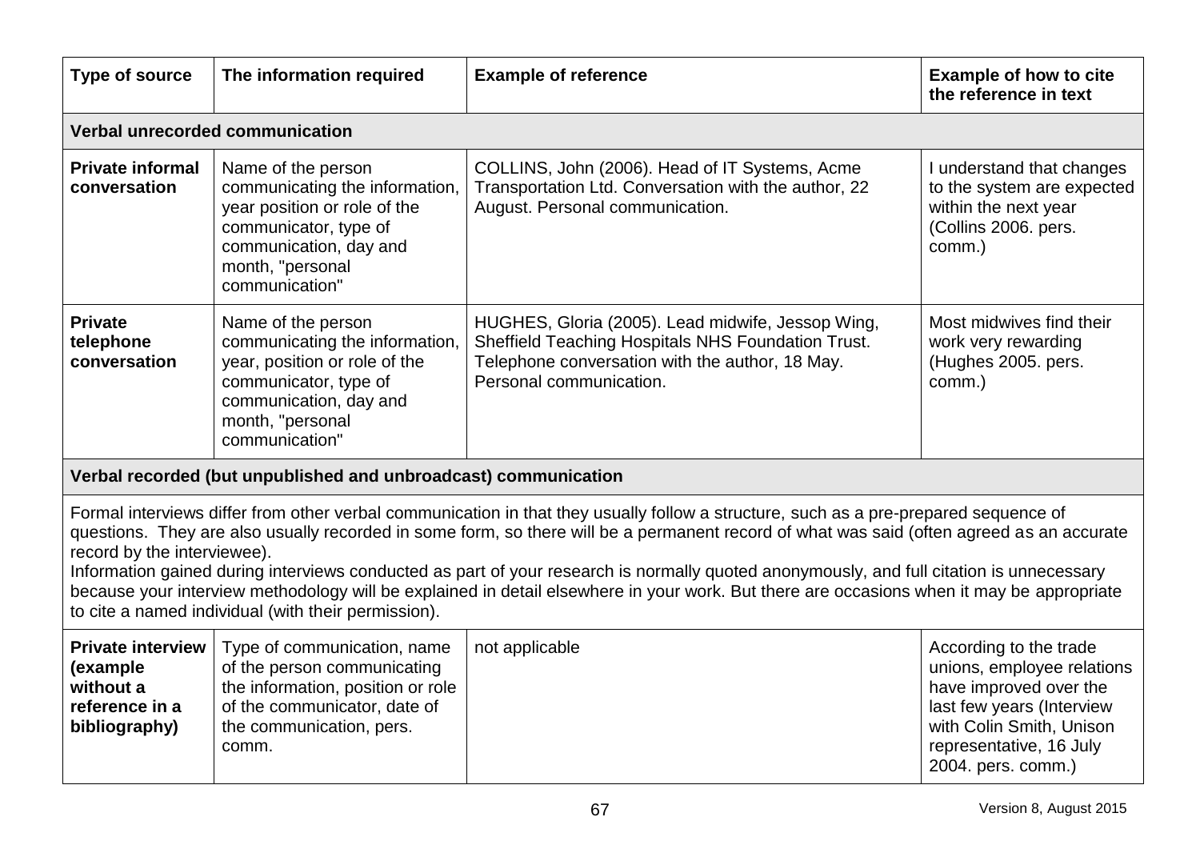| Type of source | The information required | Example of reference | Example of how to cite the reference in text |
|---|---|---|---|
| **Verbal unrecorded communication** | | | |
| **Private informal conversation** | Name of the person communicating the information, year position or role of the communicator, type of communication, day and month, "personal communication" | COLLINS, John (2006). Head of IT Systems, Acme Transportation Ltd. Conversation with the author, 22 August. Personal communication. | I understand that changes to the system are expected within the next year (Collins 2006. pers. comm.) |
| **Private telephone conversation** | Name of the person communicating the information, year, position or role of the communicator, type of communication, day and month, "personal communication" | HUGHES, Gloria (2005). Lead midwife, Jessop Wing, Sheffield Teaching Hospitals NHS Foundation Trust. Telephone conversation with the author, 18 May. Personal communication. | Most midwives find their work very rewarding (Hughes 2005. pers. comm.) |
| **Verbal recorded (but unpublished and unbroadcast) communication** | | | |
| Formal interviews differ from other verbal communication in that they usually follow a structure, such as a pre-prepared sequence of questions. They are also usually recorded in some form, so there will be a permanent record of what was said (often agreed as an accurate record by the interviewee). Information gained during interviews conducted as part of your research is normally quoted anonymously, and full citation is unnecessary because your interview methodology will be explained in detail elsewhere in your work. But there are occasions when it may be appropriate to cite a named individual (with their permission). | | | |
| **Private interview (example without a reference in a bibliography)** | Type of communication, name of the person communicating the information, position or role of the communicator, date of the communication, pers. comm. | not applicable | According to the trade unions, employee relations have improved over the last few years (Interview with Colin Smith, Unison representative, 16 July 2004. pers. comm.) |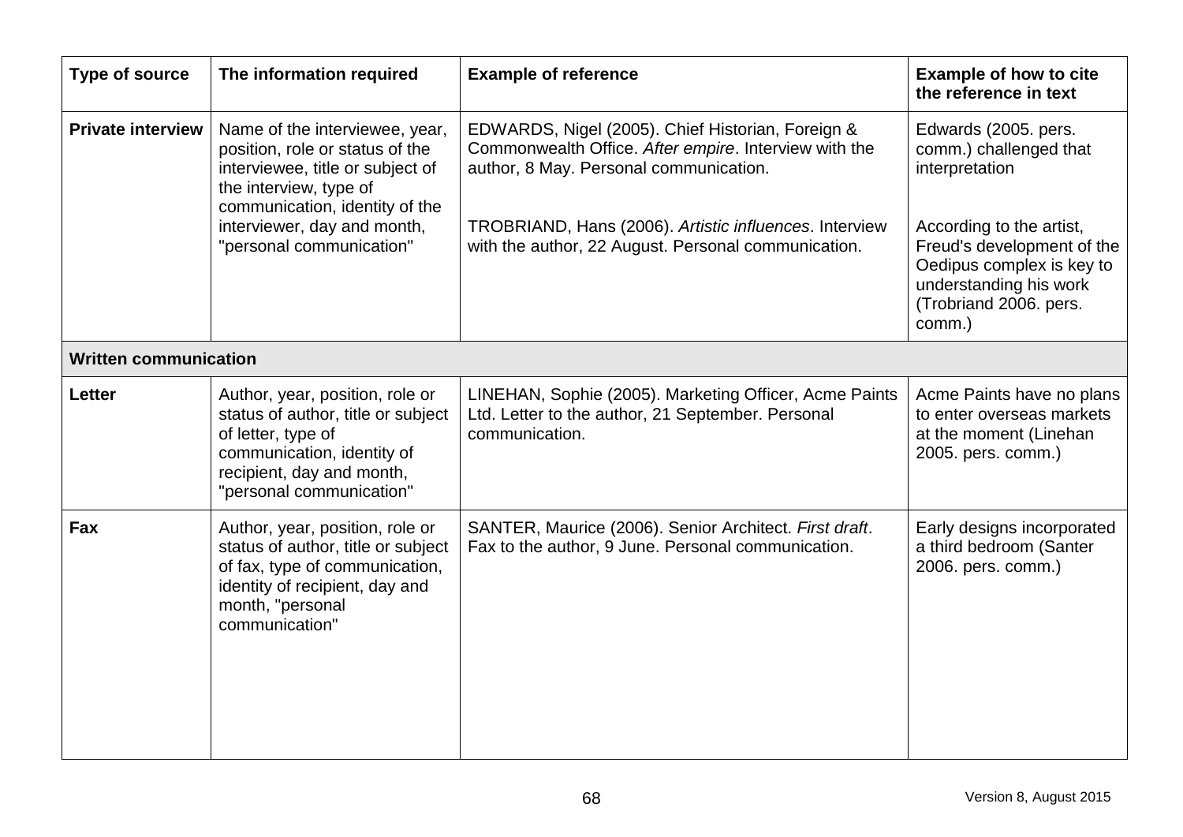| Type of source | The information required | Example of reference | Example of how to cite the reference in text |
|---|---|---|---|
| **Private interview** | Name of the interviewee, year, position, role or status of the interviewee, title or subject of the interview, type of communication, identity of the interviewer, day and month, "personal communication" | EDWARDS, Nigel (2005). Chief Historian, Foreign & Commonwealth Office. *After empire*. Interview with the author, 8 May. Personal communication.<br><br>TROBRIAND, Hans (2006). *Artistic influences*. Interview with the author, 22 August. Personal communication. | Edwards (2005. pers. comm.) challenged that interpretation<br><br>According to the artist, Freud's development of the Oedipus complex is key to understanding his work (Trobriand 2006. pers. comm.) |
| **Written communication** | | | |
| **Letter** | Author, year, position, role or status of author, title or subject of letter, type of communication, identity of recipient, day and month, "personal communication" | LINEHAN, Sophie (2005). Marketing Officer, Acme Paints Ltd. Letter to the author, 21 September. Personal communication. | Acme Paints have no plans to enter overseas markets at the moment (Linehan 2005. pers. comm.) |
| **Fax** | Author, year, position, role or status of author, title or subject of fax, type of communication, identity of recipient, day and month, "personal communication" | SANTER, Maurice (2006). Senior Architect. *First draft*. Fax to the author, 9 June. Personal communication. | Early designs incorporated a third bedroom (Santer 2006. pers. comm.) |

Version 8, August 2015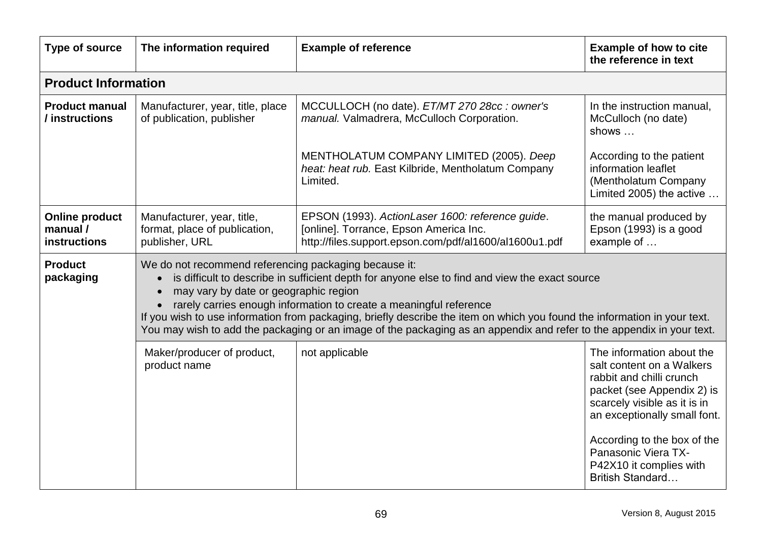| Type of source | The information required | Example of reference | Example of how to cite the reference in text |
|---|---|---|---|
| **Product Information** | | | |
| **Product manual / instructions** | Manufacturer, year, title, place of publication, publisher | MCCULLOCH (no date). *ET/MT 270 28cc : owner's manual.* Valmadrera, McCulloch Corporation. | In the instruction manual, McCulloch (no date) shows … |
| | | MENTHOLATUM COMPANY LIMITED (2005). *Deep heat: heat rub.* East Kilbride, Mentholatum Company Limited. | According to the patient information leaflet (Mentholatum Company Limited 2005) the active … |
| **Online product manual / instructions** | Manufacturer, year, title, format, place of publication, publisher, URL | EPSON (1993). *ActionLaser 1600: reference guide*. [online]. Torrance, Epson America Inc. http://files.support.epson.com/pdf/al1600/al1600u1.pdf | the manual produced by Epson (1993) is a good example of … |
| **Product packaging** | We do not recommend referencing packaging because it:<br>• is difficult to describe in sufficient depth for anyone else to find and view the exact source<br>• may vary by date or geographic region<br>• rarely carries enough information to create a meaningful reference<br>If you wish to use information from packaging, briefly describe the item on which you found the information in your text. You may wish to add the packaging or an image of the packaging as an appendix and refer to the appendix in your text. | | |
| | Maker/producer of product, product name | not applicable | The information about the salt content on a Walkers rabbit and chilli crunch packet (see Appendix 2) is scarcely visible as it is in an exceptionally small font.<br><br>According to the box of the Panasonic Viera TX-P42X10 it complies with British Standard… |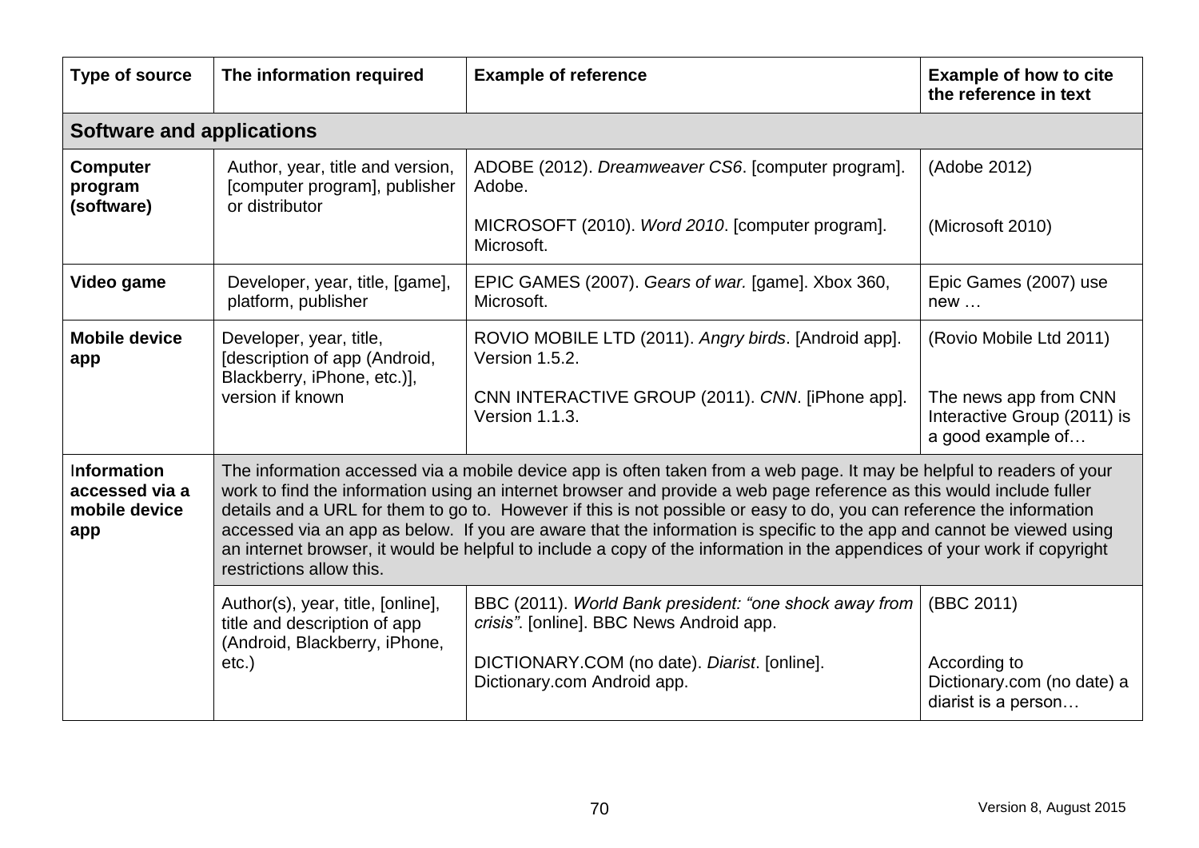| Type of source | The information required | Example of reference | Example of how to cite the reference in text |
|---|---|---|---|
| **Software and applications** | | | |
| **Computer program (software)** | Author, year, title and version, [computer program], publisher or distributor | ADOBE (2012). *Dreamweaver CS6*. [computer program]. Adobe.<br><br>MICROSOFT (2010). *Word 2010*. [computer program]. Microsoft. | (Adobe 2012)<br><br>(Microsoft 2010) |
| **Video game** | Developer, year, title, [game], platform, publisher | EPIC GAMES (2007). *Gears of war.* [game]. Xbox 360, Microsoft. | Epic Games (2007) use new … |
| **Mobile device app** | Developer, year, title, [description of app (Android, Blackberry, iPhone, etc.)], version if known | ROVIO MOBILE LTD (2011). *Angry birds*. [Android app]. Version 1.5.2.<br><br>CNN INTERACTIVE GROUP (2011). *CNN*. [iPhone app]. Version 1.1.3. | (Rovio Mobile Ltd 2011)<br><br>The news app from CNN Interactive Group (2011) is a good example of… |
| **Information accessed via a mobile device app** | The information accessed via a mobile device app is often taken from a web page. It may be helpful to readers of your work to find the information using an internet browser and provide a web page reference as this would include fuller details and a URL for them to go to. However if this is not possible or easy to do, you can reference the information accessed via an app as below. If you are aware that the information is specific to the app and cannot be viewed using an internet browser, it would be helpful to include a copy of the information in the appendices of your work if copyright restrictions allow this. | | |
| | Author(s), year, title, [online], title and description of app (Android, Blackberry, iPhone, etc.) | BBC (2011). *World Bank president: "one shock away from crisis"*. [online]. BBC News Android app.<br><br>DICTIONARY.COM (no date). *Diarist*. [online]. Dictionary.com Android app. | (BBC 2011)<br><br>According to Dictionary.com (no date) a diarist is a person… |

Version 8, August 2015